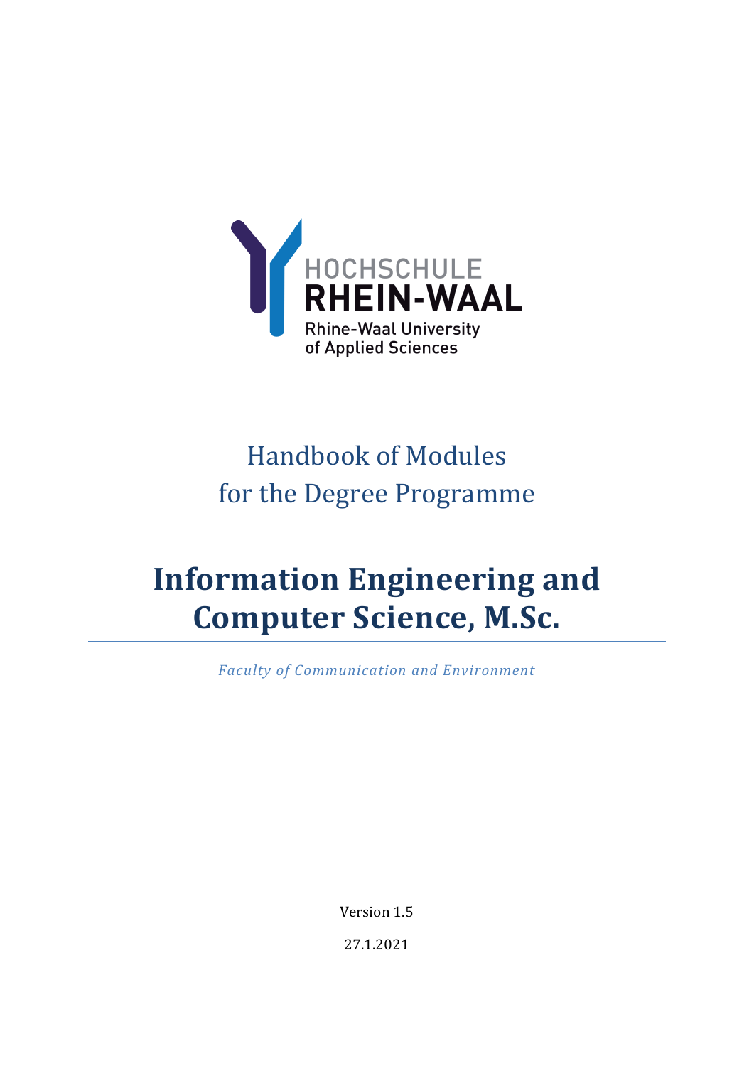HOCHSCHULE RHEIN-WAAL

Rhine-Waal University of Applied Sciences

Handbook of Modules for the Degree Programme

# Information Engineering and Computer Science, M.Sc.

*Faculty of Communication and Environment*

Version 1.5

27.1.2021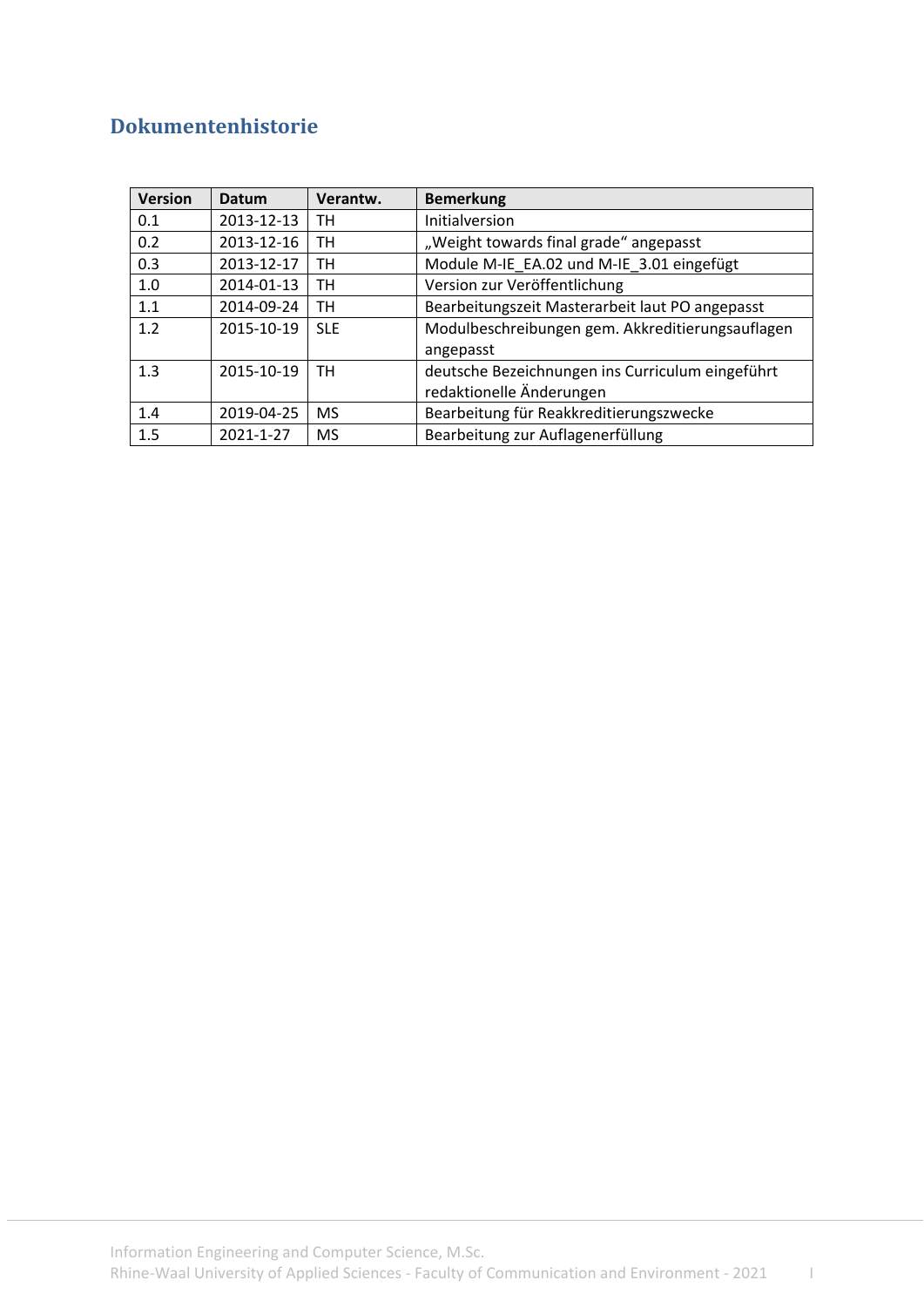# Dokumentenhistorie

| Version | Datum | Verantw. | Bemerkung |
|---|---|---|---|
| 0.1 | 2013-12-13 | TH | Initialversion |
| 0.2 | 2013-12-16 | TH | „Weight towards final grade“ angepasst |
| 0.3 | 2013-12-17 | TH | Module M-IE_EA.02 und M-IE_3.01 eingefügt |
| 1.0 | 2014-01-13 | TH | Version zur Veröffentlichung |
| 1.1 | 2014-09-24 | TH | Bearbeitungszeit Masterarbeit laut PO angepasst |
| 1.2 | 2015-10-19 | SLE | Modulbeschreibungen gem. Akkreditierungsauflagen angepasst |
| 1.3 | 2015-10-19 | TH | deutsche Bezeichnungen ins Curriculum eingeführt redaktionelle Änderungen |
| 1.4 | 2019-04-25 | MS | Bearbeitung für Reakkreditierungszwecke |
| 1.5 | 2021-1-27 | MS | Bearbeitung zur Auflagenerfüllung |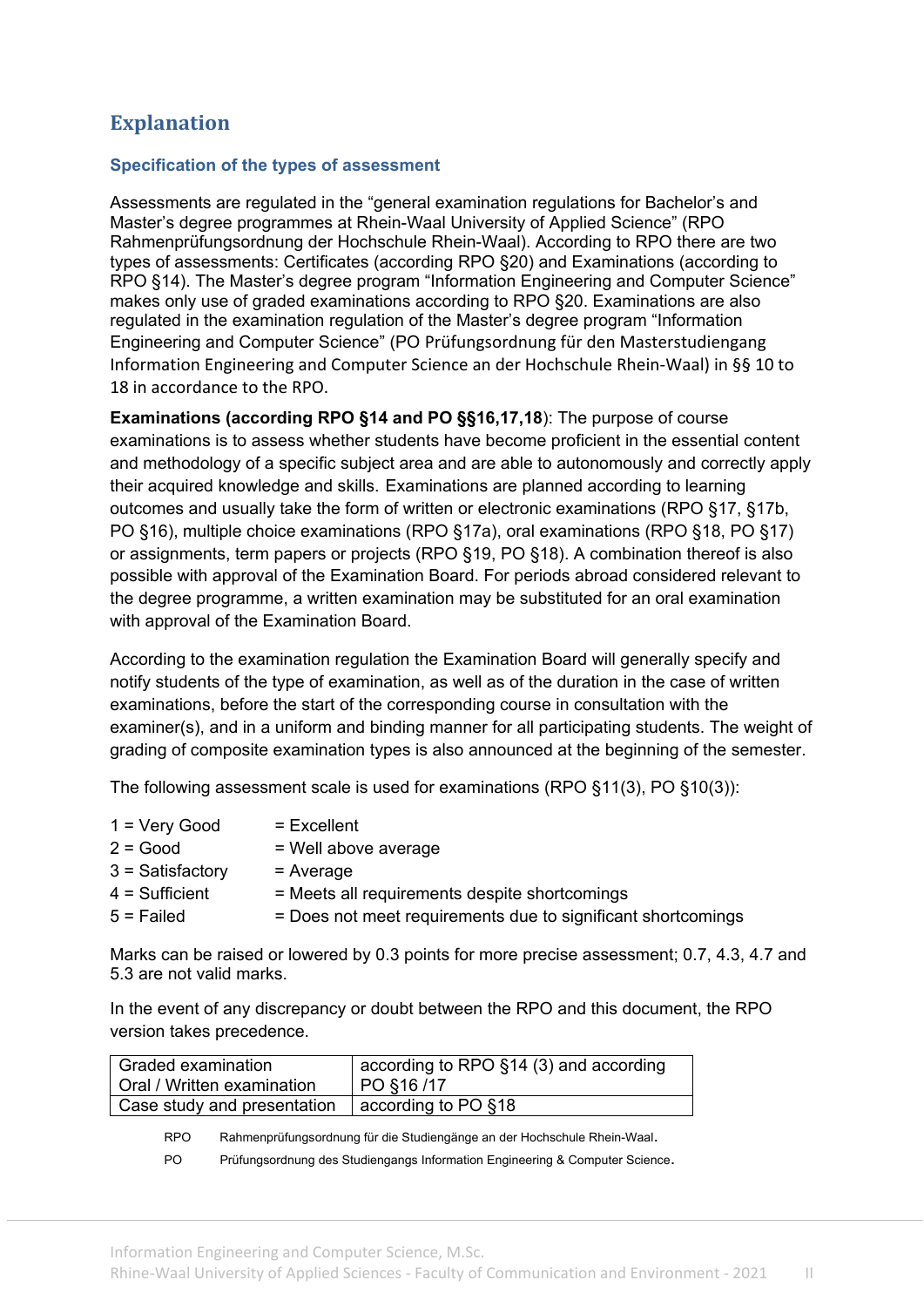# Explanation

### Specification of the types of assessment

Assessments are regulated in the "general examination regulations for Bachelor's and Master's degree programmes at Rhein-Waal University of Applied Science" (RPO Rahmenprüfungsordnung der Hochschule Rhein-Waal). According to RPO there are two types of assessments: Certificates (according RPO §20) and Examinations (according to RPO §14). The Master's degree program "Information Engineering and Computer Science" makes only use of graded examinations according to RPO §20. Examinations are also regulated in the examination regulation of the Master's degree program "Information Engineering and Computer Science" (PO Prüfungsordnung für den Masterstudiengang Information Engineering and Computer Science an der Hochschule Rhein-Waal) in §§ 10 to 18 in accordance to the RPO.

**Examinations (according RPO §14 and PO §§16,17,18**): The purpose of course examinations is to assess whether students have become proficient in the essential content and methodology of a specific subject area and are able to autonomously and correctly apply their acquired knowledge and skills. Examinations are planned according to learning outcomes and usually take the form of written or electronic examinations (RPO §17, §17b, PO §16), multiple choice examinations (RPO §17a), oral examinations (RPO §18, PO §17) or assignments, term papers or projects (RPO §19, PO §18). A combination thereof is also possible with approval of the Examination Board. For periods abroad considered relevant to the degree programme, a written examination may be substituted for an oral examination with approval of the Examination Board.

According to the examination regulation the Examination Board will generally specify and notify students of the type of examination, as well as of the duration in the case of written examinations, before the start of the corresponding course in consultation with the examiner(s), and in a uniform and binding manner for all participating students. The weight of grading of composite examination types is also announced at the beginning of the semester.

The following assessment scale is used for examinations (RPO §11(3), PO §10(3)):

| | |
|---|---|
| 1 = Very Good | = Excellent |
| 2 = Good | = Well above average |
| 3 = Satisfactory | = Average |
| 4 = Sufficient | = Meets all requirements despite shortcomings |
| 5 = Failed | = Does not meet requirements due to significant shortcomings |

Marks can be raised or lowered by 0.3 points for more precise assessment; 0.7, 4.3, 4.7 and 5.3 are not valid marks.

In the event of any discrepancy or doubt between the RPO and this document, the RPO version takes precedence.

| | |
|---|---|
| Graded examination<br>Oral / Written examination | according to RPO §14 (3) and according PO §16 /17 |
| Case study and presentation | according to PO §18 |

RPO Rahmenprüfungsordnung für die Studiengänge an der Hochschule Rhein-Waal.

PO Prüfungsordnung des Studiengangs Information Engineering & Computer Science.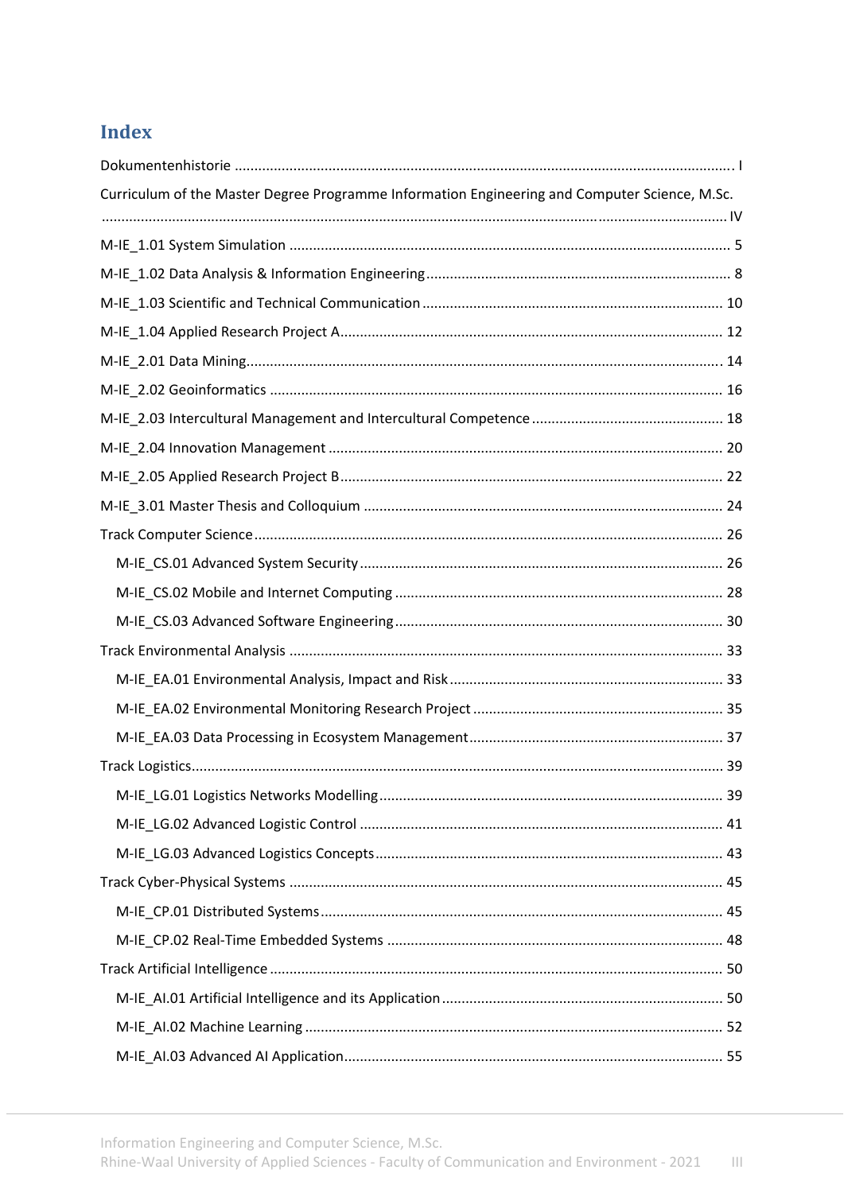# Index

Dokumentenhistorie ............................................................................................................................ I

Curriculum of the Master Degree Programme Information Engineering and Computer Science, M.Sc. ............................................................................................................................ IV

M-IE_1.01 System Simulation ............................................................................................................ 5

M-IE_1.02 Data Analysis & Information Engineering ........................................................................ 8

M-IE_1.03 Scientific and Technical Communication ........................................................................ 10

M-IE_1.04 Applied Research Project A ............................................................................................ 12

M-IE_2.01 Data Mining .................................................................................................................... 14

M-IE_2.02 Geoinformatics ............................................................................................................... 16

M-IE_2.03 Intercultural Management and Intercultural Competence ............................................... 18

M-IE_2.04 Innovation Management ................................................................................................. 20

M-IE_2.05 Applied Research Project B ............................................................................................. 22

M-IE_3.01 Master Thesis and Colloquium ........................................................................................ 24

Track Computer Science ................................................................................................................... 26

- M-IE_CS.01 Advanced System Security ........................................................................................ 26
- M-IE_CS.02 Mobile and Internet Computing ................................................................................ 28
- M-IE_CS.03 Advanced Software Engineering ................................................................................ 30

Track Environmental Analysis .......................................................................................................... 33

- M-IE_EA.01 Environmental Analysis, Impact and Risk .................................................................. 33
- M-IE_EA.02 Environmental Monitoring Research Project ............................................................. 35
- M-IE_EA.03 Data Processing in Ecosystem Management .............................................................. 37

Track Logistics .................................................................................................................................. 39

- M-IE_LG.01 Logistics Networks Modelling ..................................................................................... 39
- M-IE_LG.02 Advanced Logistic Control ......................................................................................... 41
- M-IE_LG.03 Advanced Logistics Concepts ..................................................................................... 43

Track Cyber-Physical Systems .......................................................................................................... 45

- M-IE_CP.01 Distributed Systems ................................................................................................... 45
- M-IE_CP.02 Real-Time Embedded Systems ................................................................................... 48

Track Artificial Intelligence ............................................................................................................... 50

- M-IE_AI.01 Artificial Intelligence and its Application .................................................................... 50
- M-IE_AI.02 Machine Learning ....................................................................................................... 52
- M-IE_AI.03 Advanced AI Application ............................................................................................. 55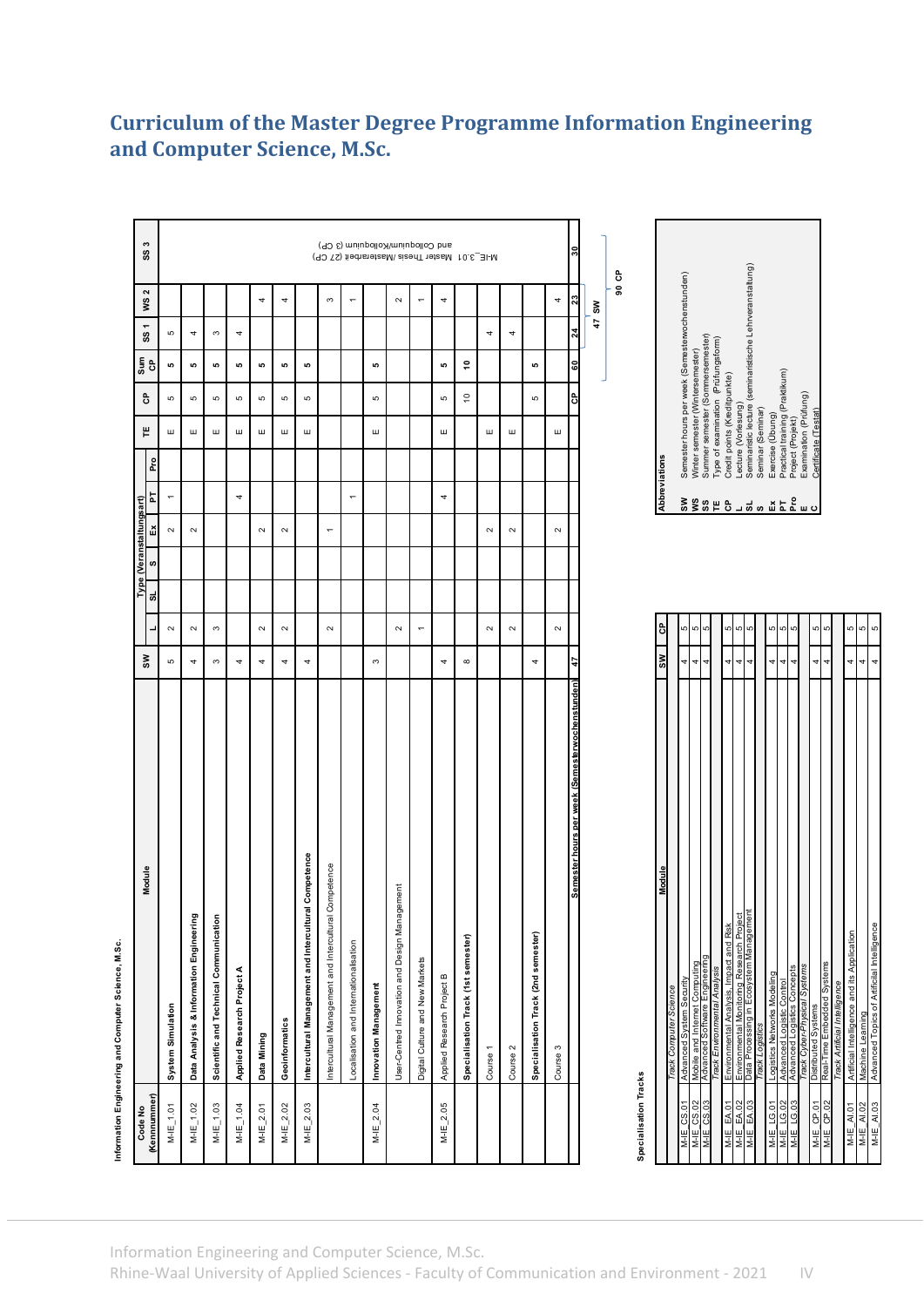# Curriculum of the Master Degree Programme Information Engineering and Computer Science, M.Sc.

**Information Engineering and Computer Science, M.Sc.**

| Code No (Kennnummer) | Module | SW | Type (Veranstaltungsart) L | SL | S | Ex | PT | Pro | TE | CP | Sum CP | SS 1 | WS 2 | SS 3 |
|---|---|---|---|---|---|---|---|---|---|---|---|---|---|---|
| M-IE_1.01 | **System Simulation** | 5 | 2 | | | 2 | 1 | | E | 5 | 5 | 5 | | M-IE_3.01 Master Thesis /Masterarbeit (27 CP) and Colloquium/Kolloquium (3 CP) |
| M-IE_1.02 | **Data Analysis & Information Engineering** | 4 | 2 | | | 2 | | | E | 5 | 5 | 4 | | |
| M-IE_1.03 | **Scientific and Technical Communication** | 3 | 3 | | | | | | E | 5 | 5 | 3 | | |
| M-IE_1.04 | **Applied Research Project A** | 4 | | | | | 4 | | E | 5 | 5 | 4 | | |
| M-IE_2.01 | **Data Mining** | 4 | 2 | | | 2 | | | E | 5 | 5 | | 4 | |
| M-IE_2.02 | **Geoinformatics** | 4 | 2 | | | 2 | | | E | 5 | 5 | | 4 | |
| M-IE_2.03 | **Intercultural Management and Intercultural Competence** | 4 | | | | | | | E | 5 | 5 | | | |
| | Intercultural Management and Intercultural Competence | | 2 | | | 1 | | | | | | | 3 | |
| | Localisation and Internationalisation | | | | | | 1 | | | | | | 1 | |
| M-IE_2.04 | **Innovation Management** | 3 | | | | | | | E | 5 | 5 | | | |
| | User-Centred Innovation and Design Management | | 2 | | | | | | | | | | 2 | |
| | Digital Culture and New Markets | | 1 | | | | | | | | | | 1 | |
| M-IE_2.05 | Applied Research Project B | 4 | | | | | 4 | | E | 5 | 5 | | 4 | |
| | **Specialisation Track (1st semester)** | 8 | | | | | | | | 10 | 10 | | | |
| | Course 1 | | 2 | | | 2 | | | E | | | 4 | | |
| | Course 2 | | 2 | | | 2 | | | E | | | 4 | | |
| | **Specialisation Track (2nd semester)** | 4 | | | | | | | | 5 | 5 | | | |
| | Course 3 | | 2 | | | 2 | | | E | | | | 4 | |
| | **Semester hours per week (Semesterwochenstunden)** | **47** | | | | | | | | **CP** | **60** | **24** | **23** | **30** |

**47 SW**

**90 CP**

**Specialisation Tracks**

| | Module | SW | CP |
|---|---|---|---|
| | *Track Computer Science* | | |
| M-IE_CS.01 | Advanced System Security | 4 | 5 |
| M-IE_CS.02 | Mobile and Internet Computing | 4 | 5 |
| M-IE_CS.03 | Advanced Software Engineering | 4 | 5 |
| | *Track Environmental Analysis* | | |
| M-IE_EA.01 | Environmental Analysis, Impact and Risk | 4 | 5 |
| M-IE_EA.02 | Environmental Monitoring Research Project | 4 | 5 |
| M-IE_EA.03 | Data Processing in Ecosystem Management | 4 | 5 |
| | *Track Logistics* | | |
| M-IE_LG.01 | Logistics Networks Modeling | 4 | 5 |
| M-IE_LG.02 | Advanced Logistic Control | 4 | 5 |
| M-IE_LG.03 | Advanced Logistics Concepts | 4 | 5 |
| | *Track Cyber-Physical Systems* | | |
| M-IE_CP.01 | Distributed Systems | 4 | 5 |
| M-IE_CP.02 | Real-Time Embedded Systems | 4 | 5 |
| | *Track Artificial Intelligence* | | |
| M-IE_AI.01 | Artificial Intelligence and its Application | 4 | 5 |
| M-IE_AI.02 | Machine Learning | 4 | 5 |
| M-IE_AI.03 | Advanced Topics of Artificial Intelligence | 4 | 5 |

**Abbreviations**

| | |
|---|---|
| SW | Semester hours per week (Semesterwochenstunden) |
| WS | Winter semester (Wintersemester) |
| SS | Summer semester (Sommersemester) |
| TE | Type of examination (Prüfungsform) |
| CP | Credit points (Kreditpunkte) |
| L | Lecture (Vorlesung) |
| SL | Seminaristic lecture (seminaristische Lehrveranstaltung) |
| S | Seminar (Seminar) |
| Ex | Exercise (Übung) |
| PT | Practical training (Praktikum) |
| Pro | Project (Projekt) |
| E | Examination (Prüfung) |
| C | Certificate (Testat) |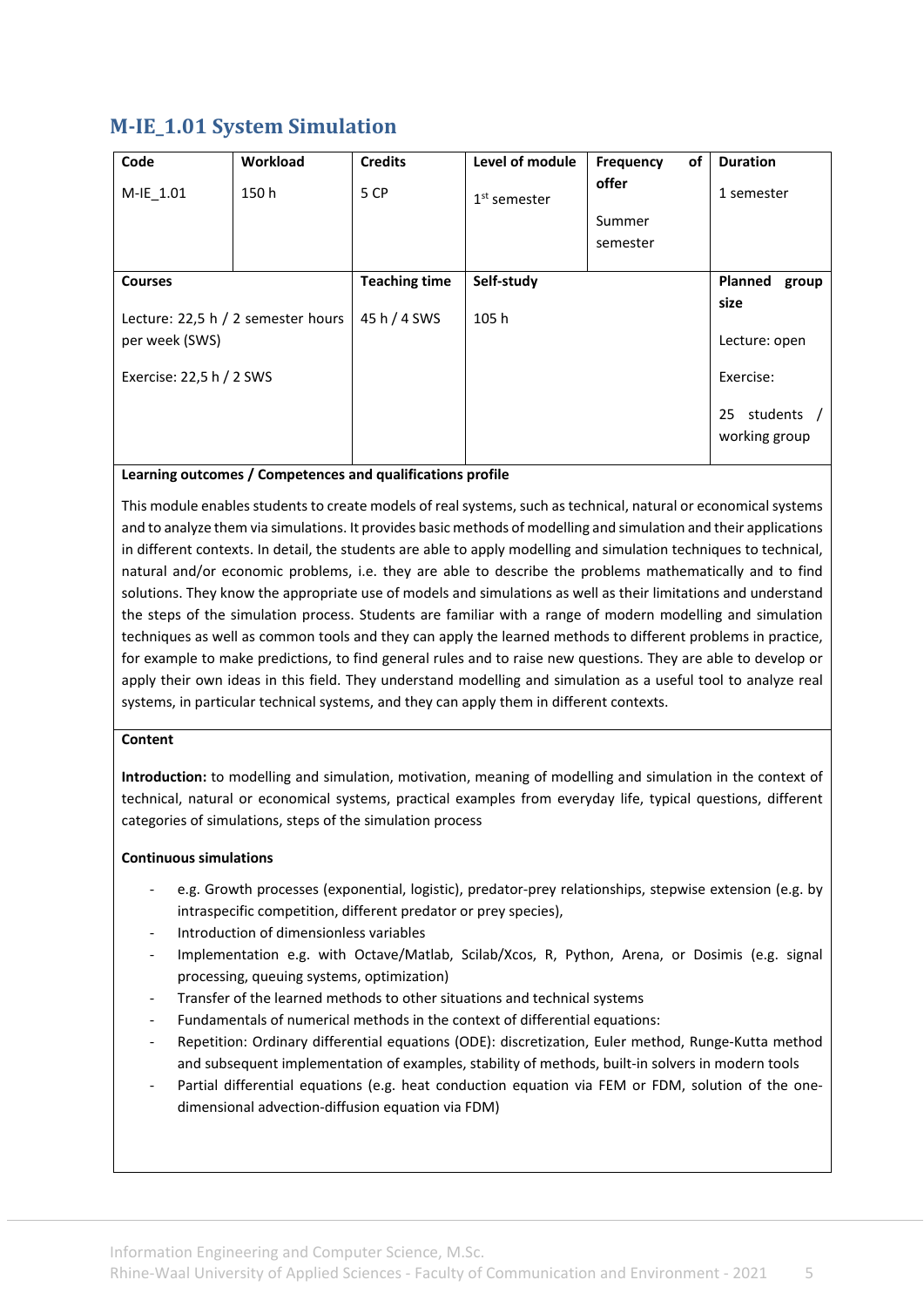## M-IE_1.01 System Simulation

| Code | Workload | Credits | Level of module | Frequency of offer | Duration |
|---|---|---|---|---|---|
| M-IE_1.01 | 150 h | 5 CP | 1st semester | Summer semester | 1 semester |

| Courses | Teaching time | Self-study | Planned group size |
|---|---|---|---|
| Lecture: 22,5 h / 2 semester hours per week (SWS)<br><br>Exercise: 22,5 h / 2 SWS | 45 h / 4 SWS | 105 h | Lecture: open<br><br>Exercise:<br><br>25 students / working group |

**Learning outcomes / Competences and qualifications profile**

This module enables students to create models of real systems, such as technical, natural or economical systems and to analyze them via simulations. It provides basic methods of modelling and simulation and their applications in different contexts. In detail, the students are able to apply modelling and simulation techniques to technical, natural and/or economic problems, i.e. they are able to describe the problems mathematically and to find solutions. They know the appropriate use of models and simulations as well as their limitations and understand the steps of the simulation process. Students are familiar with a range of modern modelling and simulation techniques as well as common tools and they can apply the learned methods to different problems in practice, for example to make predictions, to find general rules and to raise new questions. They are able to develop or apply their own ideas in this field. They understand modelling and simulation as a useful tool to analyze real systems, in particular technical systems, and they can apply them in different contexts.

**Content**

**Introduction:** to modelling and simulation, motivation, meaning of modelling and simulation in the context of technical, natural or economical systems, practical examples from everyday life, typical questions, different categories of simulations, steps of the simulation process

**Continuous simulations**

- e.g. Growth processes (exponential, logistic), predator-prey relationships, stepwise extension (e.g. by intraspecific competition, different predator or prey species),
- Introduction of dimensionless variables
- Implementation e.g. with Octave/Matlab, Scilab/Xcos, R, Python, Arena, or Dosimis (e.g. signal processing, queuing systems, optimization)
- Transfer of the learned methods to other situations and technical systems
- Fundamentals of numerical methods in the context of differential equations:
- Repetition: Ordinary differential equations (ODE): discretization, Euler method, Runge-Kutta method and subsequent implementation of examples, stability of methods, built-in solvers in modern tools
- Partial differential equations (e.g. heat conduction equation via FEM or FDM, solution of the one-dimensional advection-diffusion equation via FDM)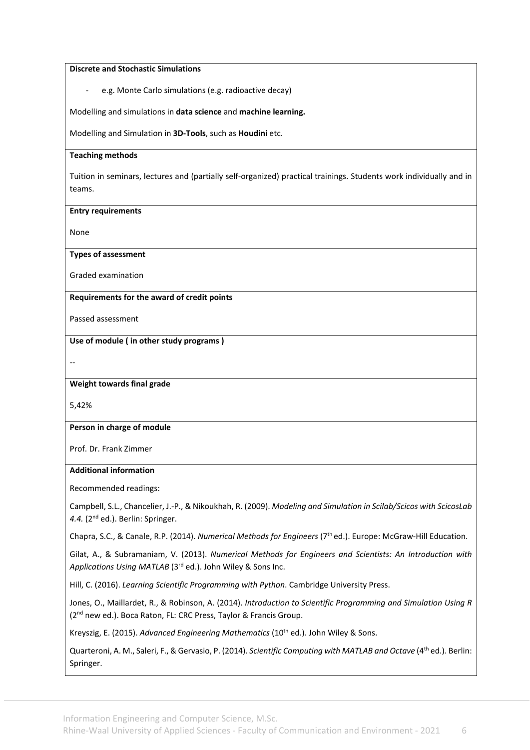**Discrete and Stochastic Simulations**

- e.g. Monte Carlo simulations (e.g. radioactive decay)

Modelling and simulations in **data science** and **machine learning.**

Modelling and Simulation in **3D-Tools**, such as **Houdini** etc.

**Teaching methods**

Tuition in seminars, lectures and (partially self-organized) practical trainings. Students work individually and in teams.

**Entry requirements**

None

**Types of assessment**

Graded examination

**Requirements for the award of credit points**

Passed assessment

**Use of module ( in other study programs )**

--

**Weight towards final grade**

5,42%

**Person in charge of module**

Prof. Dr. Frank Zimmer

**Additional information**

Recommended readings:

Campbell, S.L., Chancelier, J.-P., & Nikoukhah, R. (2009). *Modeling and Simulation in Scilab/Scicos with ScicosLab 4.4.* (2nd ed.). Berlin: Springer.

Chapra, S.C., & Canale, R.P. (2014). *Numerical Methods for Engineers* (7th ed.). Europe: McGraw-Hill Education.

Gilat, A., & Subramaniam, V. (2013). *Numerical Methods for Engineers and Scientists: An Introduction with Applications Using MATLAB* (3rd ed.). John Wiley & Sons Inc.

Hill, C. (2016). *Learning Scientific Programming with Python*. Cambridge University Press.

Jones, O., Maillardet, R., & Robinson, A. (2014). *Introduction to Scientific Programming and Simulation Using R* (2nd new ed.). Boca Raton, FL: CRC Press, Taylor & Francis Group.

Kreyszig, E. (2015). *Advanced Engineering Mathematics* (10th ed.). John Wiley & Sons.

Quarteroni, A. M., Saleri, F., & Gervasio, P. (2014). *Scientific Computing with MATLAB and Octave* (4th ed.). Berlin: Springer.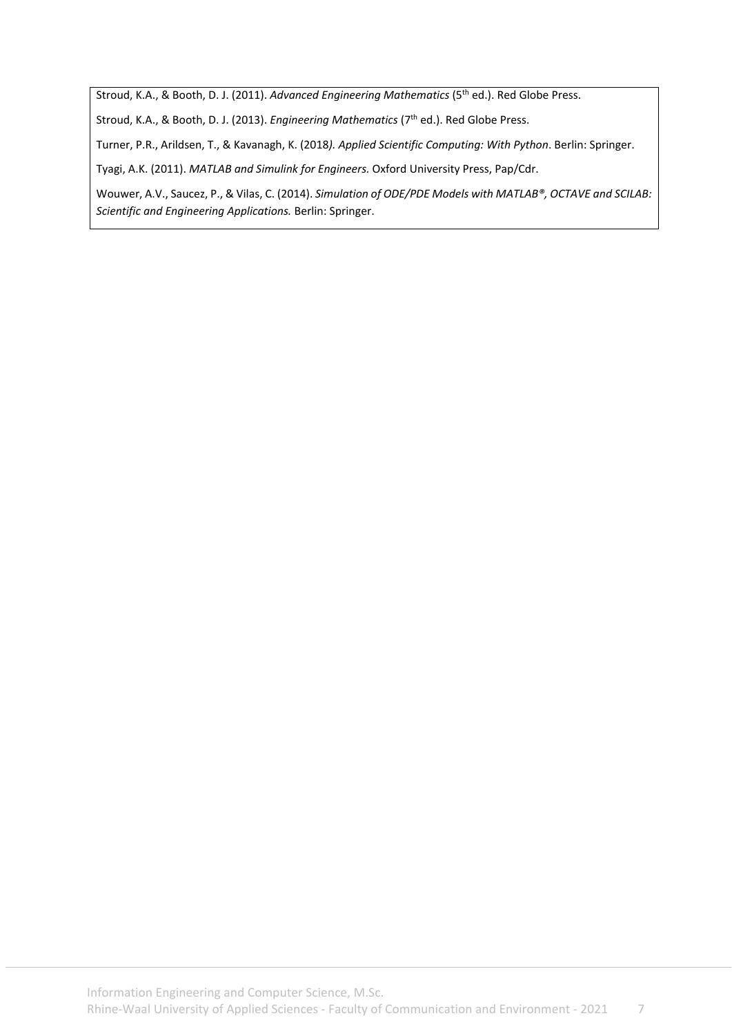Stroud, K.A., & Booth, D. J. (2011). *Advanced Engineering Mathematics* (5th ed.). Red Globe Press.

Stroud, K.A., & Booth, D. J. (2013). *Engineering Mathematics* (7th ed.). Red Globe Press.

Turner, P.R., Arildsen, T., & Kavanagh, K. (2018*). Applied Scientific Computing: With Python*. Berlin: Springer.

Tyagi, A.K. (2011). *MATLAB and Simulink for Engineers.* Oxford University Press, Pap/Cdr.

Wouwer, A.V., Saucez, P., & Vilas, C. (2014). *Simulation of ODE/PDE Models with MATLAB®, OCTAVE and SCILAB: Scientific and Engineering Applications.* Berlin: Springer.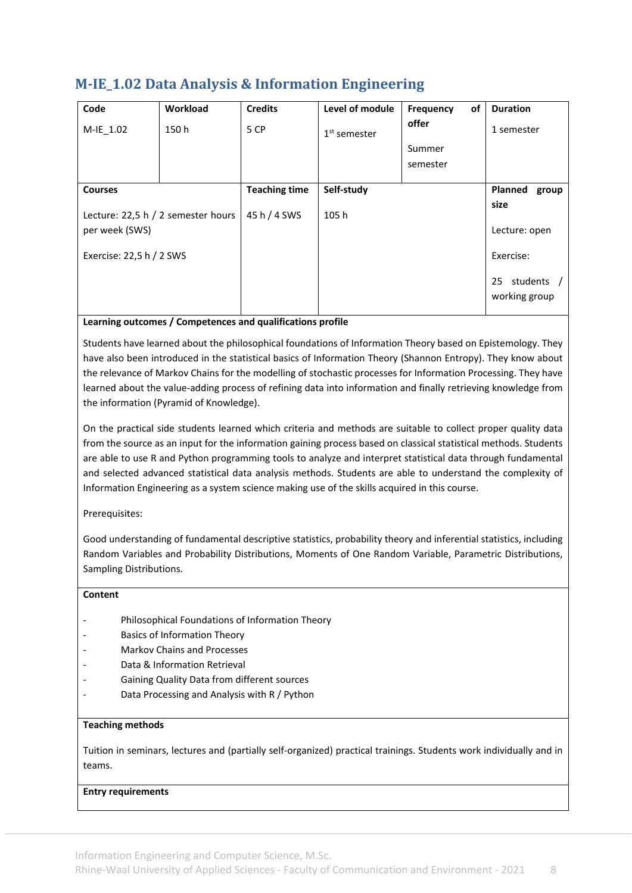## M-IE_1.02 Data Analysis & Information Engineering

| Code | Workload | Credits | Level of module | Frequency of offer | Duration |
|---|---|---|---|---|---|
| M-IE_1.02 | 150 h | 5 CP | 1st semester | Summer semester | 1 semester |

| Courses | Teaching time | Self-study | Planned group size |
|---|---|---|---|
| Lecture: 22,5 h / 2 semester hours per week (SWS)<br><br>Exercise: 22,5 h / 2 SWS | 45 h / 4 SWS | 105 h | Lecture: open<br><br>Exercise:<br><br>25 students / working group |

**Learning outcomes / Competences and qualifications profile**

Students have learned about the philosophical foundations of Information Theory based on Epistemology. They have also been introduced in the statistical basics of Information Theory (Shannon Entropy). They know about the relevance of Markov Chains for the modelling of stochastic processes for Information Processing. They have learned about the value-adding process of refining data into information and finally retrieving knowledge from the information (Pyramid of Knowledge).

On the practical side students learned which criteria and methods are suitable to collect proper quality data from the source as an input for the information gaining process based on classical statistical methods. Students are able to use R and Python programming tools to analyze and interpret statistical data through fundamental and selected advanced statistical data analysis methods. Students are able to understand the complexity of Information Engineering as a system science making use of the skills acquired in this course.

Prerequisites:

Good understanding of fundamental descriptive statistics, probability theory and inferential statistics, including Random Variables and Probability Distributions, Moments of One Random Variable, Parametric Distributions, Sampling Distributions.

**Content**

- Philosophical Foundations of Information Theory
- Basics of Information Theory
- Markov Chains and Processes
- Data & Information Retrieval
- Gaining Quality Data from different sources
- Data Processing and Analysis with R / Python

**Teaching methods**

Tuition in seminars, lectures and (partially self-organized) practical trainings. Students work individually and in teams.

**Entry requirements**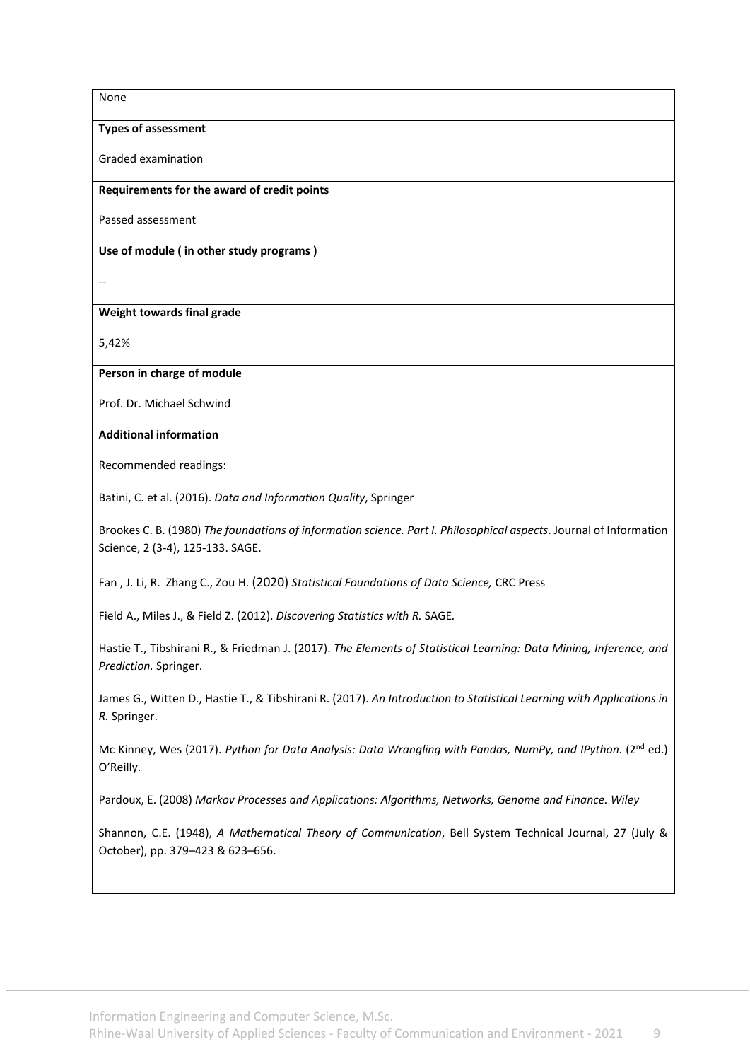None

**Types of assessment**

Graded examination

**Requirements for the award of credit points**

Passed assessment

**Use of module ( in other study programs )**

--

**Weight towards final grade**

5,42%

**Person in charge of module**

Prof. Dr. Michael Schwind

**Additional information**

Recommended readings:

Batini, C. et al. (2016). *Data and Information Quality*, Springer

Brookes C. B. (1980) *The foundations of information science. Part I. Philosophical aspects*. Journal of Information Science, 2 (3-4), 125-133. SAGE.

Fan , J. Li, R. Zhang C., Zou H. (2020) *Statistical Foundations of Data Science,* CRC Press

Field A., Miles J., & Field Z. (2012). *Discovering Statistics with R.* SAGE.

Hastie T., Tibshirani R., & Friedman J. (2017). *The Elements of Statistical Learning: Data Mining, Inference, and Prediction.* Springer.

James G., Witten D., Hastie T., & Tibshirani R. (2017). *An Introduction to Statistical Learning with Applications in R.* Springer.

Mc Kinney, Wes (2017). *Python for Data Analysis: Data Wrangling with Pandas, NumPy, and IPython.* (2nd ed.) O'Reilly.

Pardoux, E. (2008) *Markov Processes and Applications: Algorithms, Networks, Genome and Finance. Wiley*

Shannon, C.E. (1948), *A Mathematical Theory of Communication*, Bell System Technical Journal, 27 (July & October), pp. 379–423 & 623–656.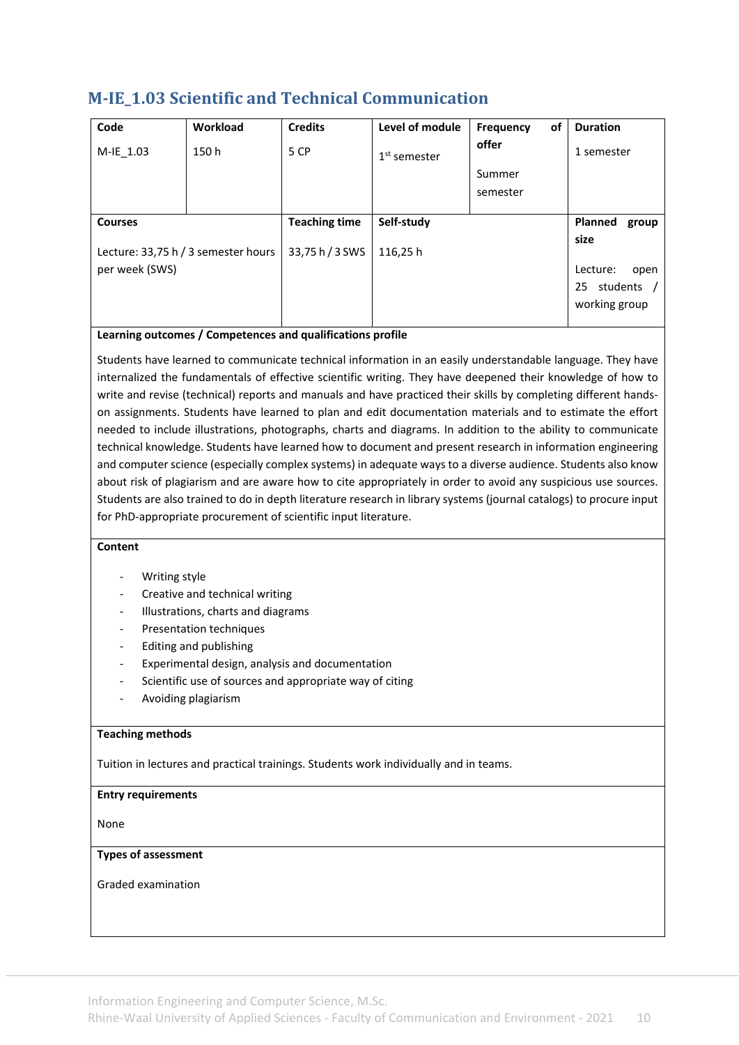## M-IE_1.03 Scientific and Technical Communication

| Code | Workload | Credits | Level of module | Frequency of offer | Duration |
|---|---|---|---|---|---|
| M-IE_1.03 | 150 h | 5 CP | 1st semester | Summer semester | 1 semester |

| Courses | Teaching time | Self-study | Planned group size |
|---|---|---|---|
| Lecture: 33,75 h / 3 semester hours per week (SWS) | 33,75 h / 3 SWS | 116,25 h | Lecture: open 25 students / working group |

**Learning outcomes / Competences and qualifications profile**

Students have learned to communicate technical information in an easily understandable language. They have internalized the fundamentals of effective scientific writing. They have deepened their knowledge of how to write and revise (technical) reports and manuals and have practiced their skills by completing different hands-on assignments. Students have learned to plan and edit documentation materials and to estimate the effort needed to include illustrations, photographs, charts and diagrams. In addition to the ability to communicate technical knowledge. Students have learned how to document and present research in information engineering and computer science (especially complex systems) in adequate ways to a diverse audience. Students also know about risk of plagiarism and are aware how to cite appropriately in order to avoid any suspicious use sources. Students are also trained to do in depth literature research in library systems (journal catalogs) to procure input for PhD-appropriate procurement of scientific input literature.

**Content**

- Writing style
- Creative and technical writing
- Illustrations, charts and diagrams
- Presentation techniques
- Editing and publishing
- Experimental design, analysis and documentation
- Scientific use of sources and appropriate way of citing
- Avoiding plagiarism

**Teaching methods**

Tuition in lectures and practical trainings. Students work individually and in teams.

**Entry requirements**

None

**Types of assessment**

Graded examination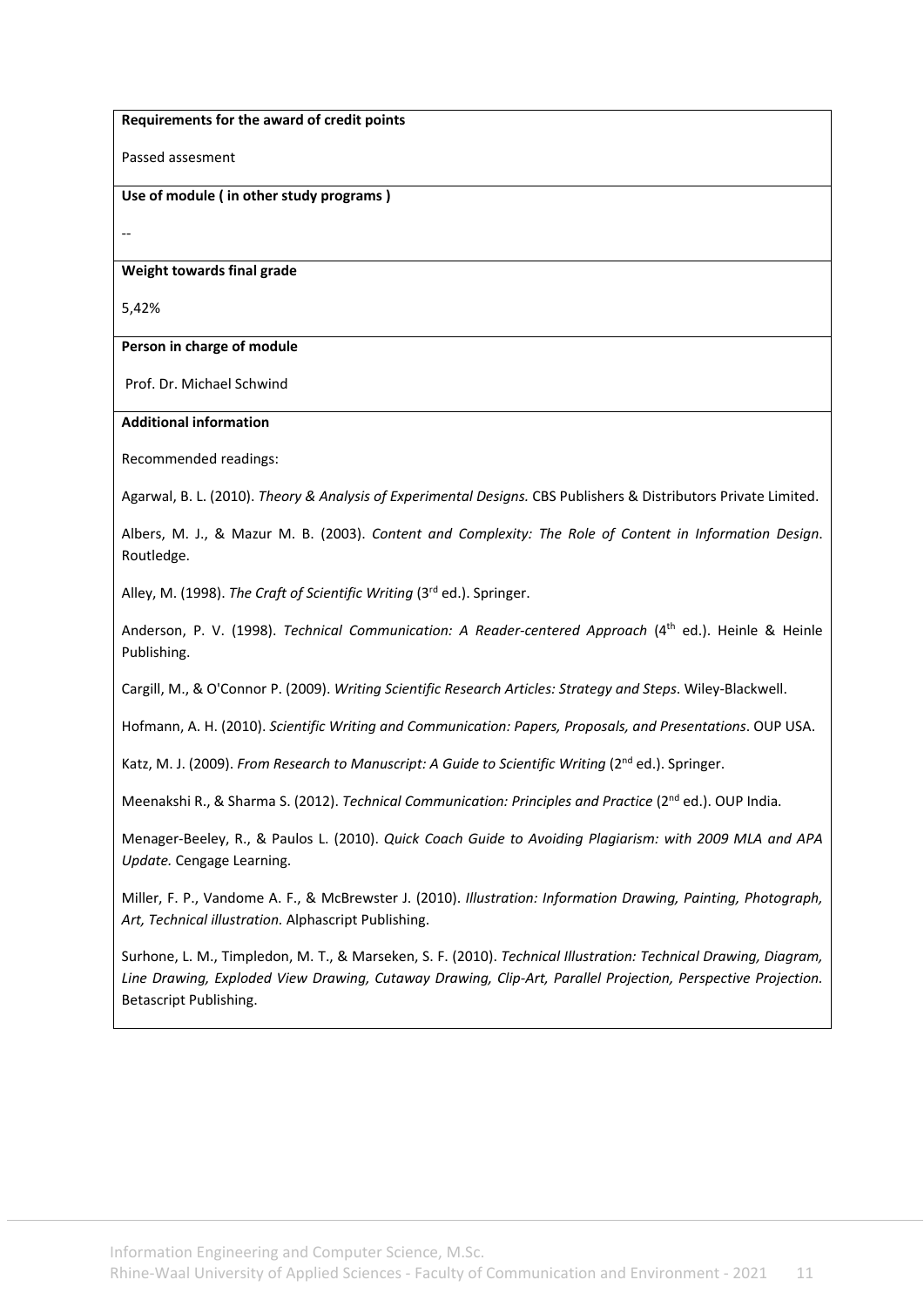**Requirements for the award of credit points**

Passed assesment

**Use of module ( in other study programs )**

--

**Weight towards final grade**

5,42%

**Person in charge of module**

Prof. Dr. Michael Schwind

**Additional information**

Recommended readings:

Agarwal, B. L. (2010). *Theory & Analysis of Experimental Designs.* CBS Publishers & Distributors Private Limited.

Albers, M. J., & Mazur M. B. (2003). *Content and Complexity: The Role of Content in Information Design*. Routledge.

Alley, M. (1998). *The Craft of Scientific Writing* (3rd ed.). Springer.

Anderson, P. V. (1998). *Technical Communication: A Reader-centered Approach* (4th ed.). Heinle & Heinle Publishing.

Cargill, M., & O'Connor P. (2009). *Writing Scientific Research Articles: Strategy and Steps*. Wiley-Blackwell.

Hofmann, A. H. (2010). *Scientific Writing and Communication: Papers, Proposals, and Presentations*. OUP USA.

Katz, M. J. (2009). *From Research to Manuscript: A Guide to Scientific Writing* (2nd ed.). Springer.

Meenakshi R., & Sharma S. (2012). *Technical Communication: Principles and Practice* (2nd ed.). OUP India.

Menager-Beeley, R., & Paulos L. (2010). *Quick Coach Guide to Avoiding Plagiarism: with 2009 MLA and APA Update.* Cengage Learning.

Miller, F. P., Vandome A. F., & McBrewster J. (2010). *Illustration: Information Drawing, Painting, Photograph, Art, Technical illustration.* Alphascript Publishing.

Surhone, L. M., Timpledon, M. T., & Marseken, S. F. (2010). *Technical Illustration: Technical Drawing, Diagram, Line Drawing, Exploded View Drawing, Cutaway Drawing, Clip-Art, Parallel Projection, Perspective Projection.* Betascript Publishing.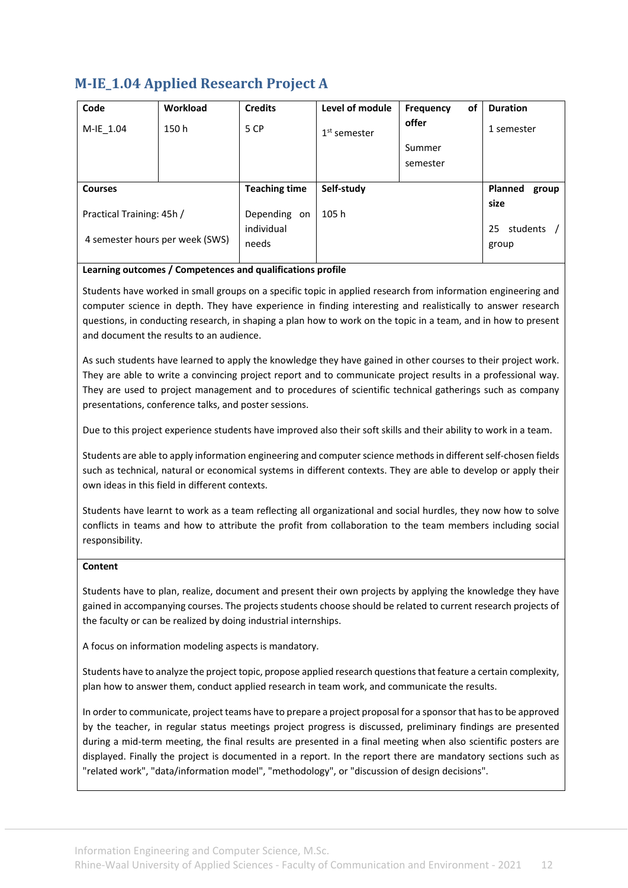## M-IE_1.04 Applied Research Project A

| Code | Workload | Credits | Level of module | Frequency of offer | Duration |
|---|---|---|---|---|---|
| M-IE_1.04 | 150 h | 5 CP | 1st semester | Summer semester | 1 semester |
| **Courses** | | **Teaching time** | **Self-study** | | **Planned group size** |
| Practical Training: 45h / 4 semester hours per week (SWS) | | Depending on individual needs | 105 h | | 25 students / group |

**Learning outcomes / Competences and qualifications profile**

Students have worked in small groups on a specific topic in applied research from information engineering and computer science in depth. They have experience in finding interesting and realistically to answer research questions, in conducting research, in shaping a plan how to work on the topic in a team, and in how to present and document the results to an audience.

As such students have learned to apply the knowledge they have gained in other courses to their project work. They are able to write a convincing project report and to communicate project results in a professional way. They are used to project management and to procedures of scientific technical gatherings such as company presentations, conference talks, and poster sessions.

Due to this project experience students have improved also their soft skills and their ability to work in a team.

Students are able to apply information engineering and computer science methods in different self-chosen fields such as technical, natural or economical systems in different contexts. They are able to develop or apply their own ideas in this field in different contexts.

Students have learnt to work as a team reflecting all organizational and social hurdles, they now how to solve conflicts in teams and how to attribute the profit from collaboration to the team members including social responsibility.

**Content**

Students have to plan, realize, document and present their own projects by applying the knowledge they have gained in accompanying courses. The projects students choose should be related to current research projects of the faculty or can be realized by doing industrial internships.

A focus on information modeling aspects is mandatory.

Students have to analyze the project topic, propose applied research questions that feature a certain complexity, plan how to answer them, conduct applied research in team work, and communicate the results.

In order to communicate, project teams have to prepare a project proposal for a sponsor that has to be approved by the teacher, in regular status meetings project progress is discussed, preliminary findings are presented during a mid-term meeting, the final results are presented in a final meeting when also scientific posters are displayed. Finally the project is documented in a report. In the report there are mandatory sections such as "related work", "data/information model", "methodology", or "discussion of design decisions".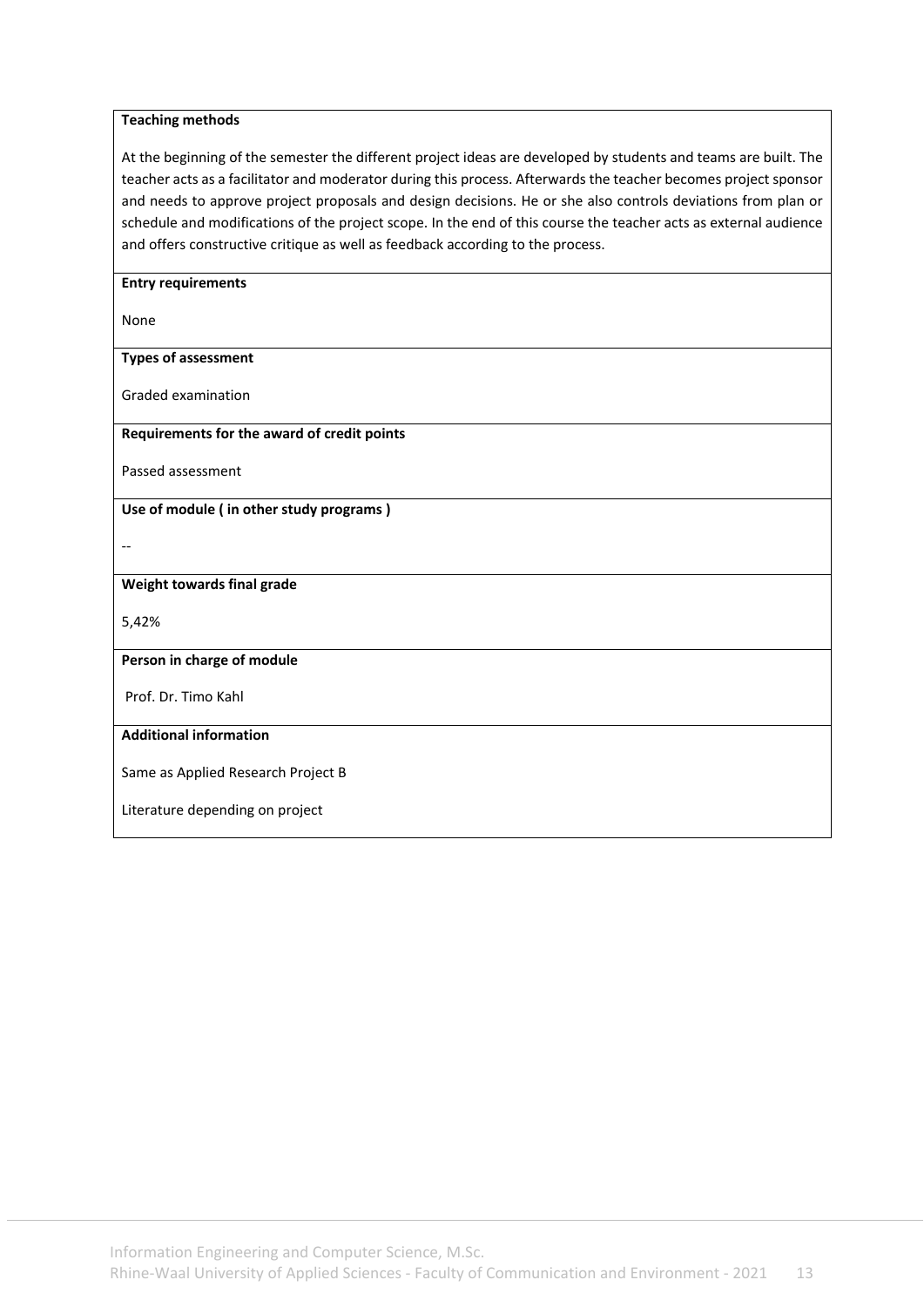**Teaching methods**

At the beginning of the semester the different project ideas are developed by students and teams are built. The teacher acts as a facilitator and moderator during this process. Afterwards the teacher becomes project sponsor and needs to approve project proposals and design decisions. He or she also controls deviations from plan or schedule and modifications of the project scope. In the end of this course the teacher acts as external audience and offers constructive critique as well as feedback according to the process.

**Entry requirements**

None

**Types of assessment**

Graded examination

**Requirements for the award of credit points**

Passed assessment

**Use of module ( in other study programs )**

--

**Weight towards final grade**

5,42%

**Person in charge of module**

Prof. Dr. Timo Kahl

**Additional information**

Same as Applied Research Project B

Literature depending on project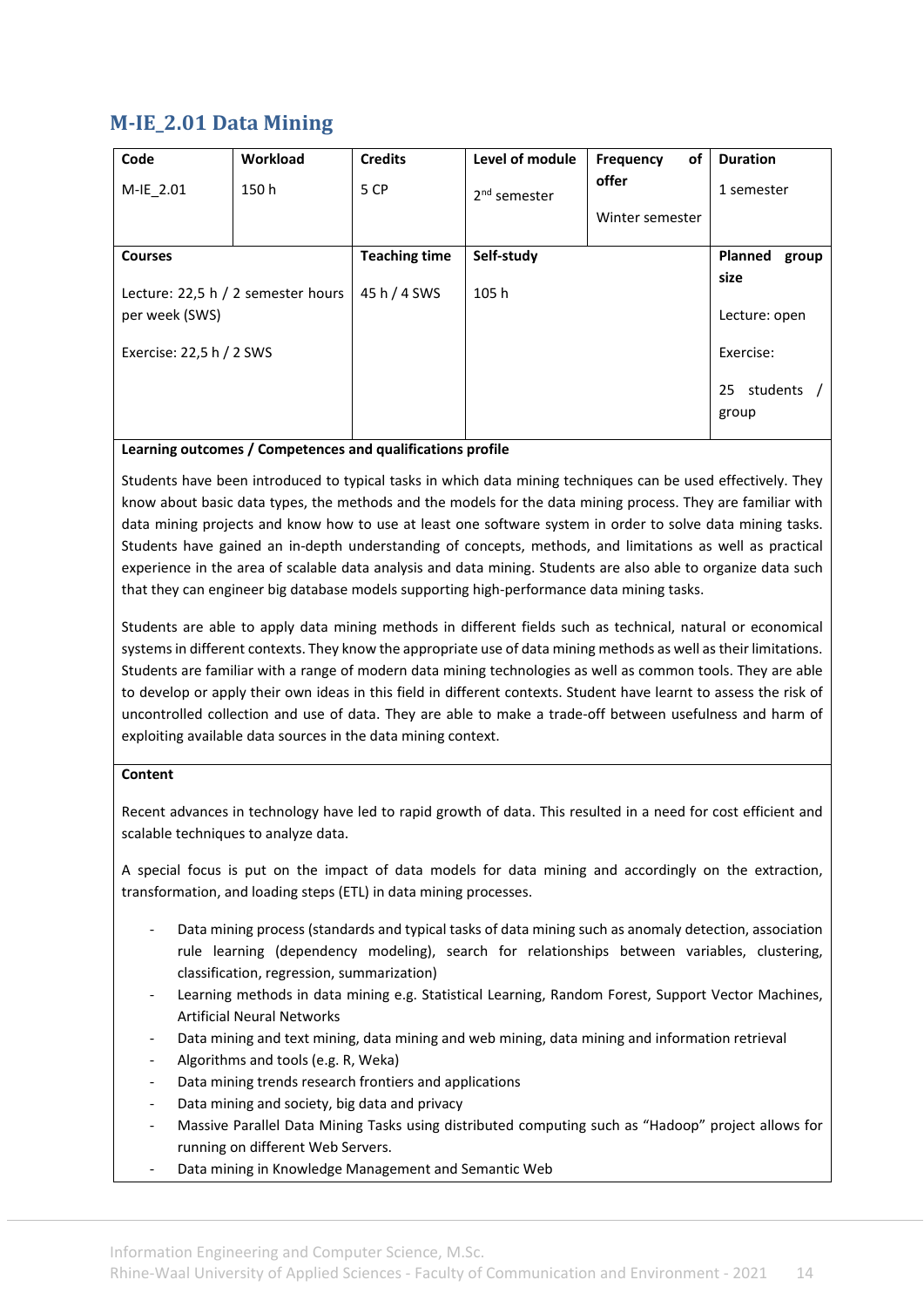## M-IE_2.01 Data Mining

| Code | Workload | Credits | Level of module | Frequency of offer | Duration |
|---|---|---|---|---|---|
| M-IE_2.01 | 150 h | 5 CP | 2nd semester | Winter semester | 1 semester |

| Courses | Teaching time | Self-study | Planned group size |
|---|---|---|---|
| Lecture: 22,5 h / 2 semester hours per week (SWS)<br><br>Exercise: 22,5 h / 2 SWS | 45 h / 4 SWS | 105 h | Lecture: open<br><br>Exercise:<br><br>25 students / group |

**Learning outcomes / Competences and qualifications profile**

Students have been introduced to typical tasks in which data mining techniques can be used effectively. They know about basic data types, the methods and the models for the data mining process. They are familiar with data mining projects and know how to use at least one software system in order to solve data mining tasks. Students have gained an in-depth understanding of concepts, methods, and limitations as well as practical experience in the area of scalable data analysis and data mining. Students are also able to organize data such that they can engineer big database models supporting high-performance data mining tasks.

Students are able to apply data mining methods in different fields such as technical, natural or economical systems in different contexts. They know the appropriate use of data mining methods as well as their limitations. Students are familiar with a range of modern data mining technologies as well as common tools. They are able to develop or apply their own ideas in this field in different contexts. Student have learnt to assess the risk of uncontrolled collection and use of data. They are able to make a trade-off between usefulness and harm of exploiting available data sources in the data mining context.

**Content**

Recent advances in technology have led to rapid growth of data. This resulted in a need for cost efficient and scalable techniques to analyze data.

A special focus is put on the impact of data models for data mining and accordingly on the extraction, transformation, and loading steps (ETL) in data mining processes.

- Data mining process (standards and typical tasks of data mining such as anomaly detection, association rule learning (dependency modeling), search for relationships between variables, clustering, classification, regression, summarization)
- Learning methods in data mining e.g. Statistical Learning, Random Forest, Support Vector Machines, Artificial Neural Networks
- Data mining and text mining, data mining and web mining, data mining and information retrieval
- Algorithms and tools (e.g. R, Weka)
- Data mining trends research frontiers and applications
- Data mining and society, big data and privacy
- Massive Parallel Data Mining Tasks using distributed computing such as "Hadoop" project allows for running on different Web Servers.
- Data mining in Knowledge Management and Semantic Web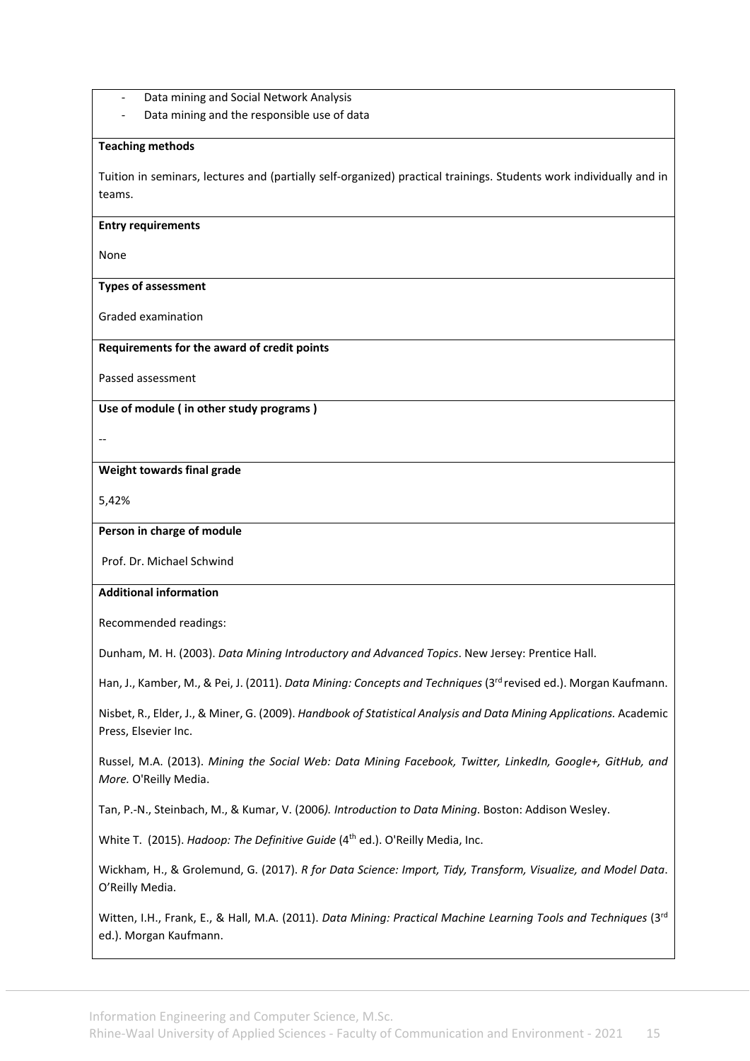- Data mining and Social Network Analysis
- Data mining and the responsible use of data

**Teaching methods**

Tuition in seminars, lectures and (partially self-organized) practical trainings. Students work individually and in teams.

**Entry requirements**

None

**Types of assessment**

Graded examination

**Requirements for the award of credit points**

Passed assessment

**Use of module ( in other study programs )**

--

**Weight towards final grade**

5,42%

**Person in charge of module**

Prof. Dr. Michael Schwind

**Additional information**

Recommended readings:

Dunham, M. H. (2003). *Data Mining Introductory and Advanced Topics*. New Jersey: Prentice Hall.

Han, J., Kamber, M., & Pei, J. (2011). *Data Mining: Concepts and Techniques* (3rd revised ed.). Morgan Kaufmann.

Nisbet, R., Elder, J., & Miner, G. (2009). *Handbook of Statistical Analysis and Data Mining Applications.* Academic Press, Elsevier Inc.

Russel, M.A. (2013). *Mining the Social Web: Data Mining Facebook, Twitter, LinkedIn, Google+, GitHub, and More.* O'Reilly Media.

Tan, P.-N., Steinbach, M., & Kumar, V. (2006*). Introduction to Data Mining*. Boston: Addison Wesley.

White T. (2015). *Hadoop: The Definitive Guide* (4th ed.). O'Reilly Media, Inc.

Wickham, H., & Grolemund, G. (2017). *R for Data Science: Import, Tidy, Transform, Visualize, and Model Data*. O'Reilly Media.

Witten, I.H., Frank, E., & Hall, M.A. (2011). *Data Mining: Practical Machine Learning Tools and Techniques* (3rd ed.). Morgan Kaufmann.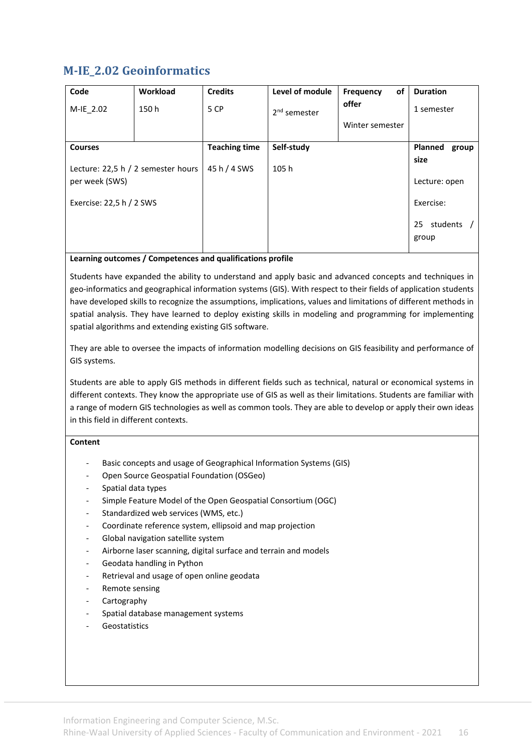# M-IE_2.02 Geoinformatics

| Code | Workload | Credits | Level of module | Frequency of offer | Duration |
|---|---|---|---|---|---|
| M-IE_2.02 | 150 h | 5 CP | 2nd semester | Winter semester | 1 semester |

| Courses | Teaching time | Self-study | Planned group size |
|---|---|---|---|
| Lecture: 22,5 h / 2 semester hours per week (SWS)<br><br>Exercise: 22,5 h / 2 SWS | 45 h / 4 SWS | 105 h | Lecture: open<br><br>Exercise:<br><br>25 students / group |

**Learning outcomes / Competences and qualifications profile**

Students have expanded the ability to understand and apply basic and advanced concepts and techniques in geo-informatics and geographical information systems (GIS). With respect to their fields of application students have developed skills to recognize the assumptions, implications, values and limitations of different methods in spatial analysis. They have learned to deploy existing skills in modeling and programming for implementing spatial algorithms and extending existing GIS software.

They are able to oversee the impacts of information modelling decisions on GIS feasibility and performance of GIS systems.

Students are able to apply GIS methods in different fields such as technical, natural or economical systems in different contexts. They know the appropriate use of GIS as well as their limitations. Students are familiar with a range of modern GIS technologies as well as common tools. They are able to develop or apply their own ideas in this field in different contexts.

**Content**

- Basic concepts and usage of Geographical Information Systems (GIS)
- Open Source Geospatial Foundation (OSGeo)
- Spatial data types
- Simple Feature Model of the Open Geospatial Consortium (OGC)
- Standardized web services (WMS, etc.)
- Coordinate reference system, ellipsoid and map projection
- Global navigation satellite system
- Airborne laser scanning, digital surface and terrain and models
- Geodata handling in Python
- Retrieval and usage of open online geodata
- Remote sensing
- Cartography
- Spatial database management systems
- Geostatistics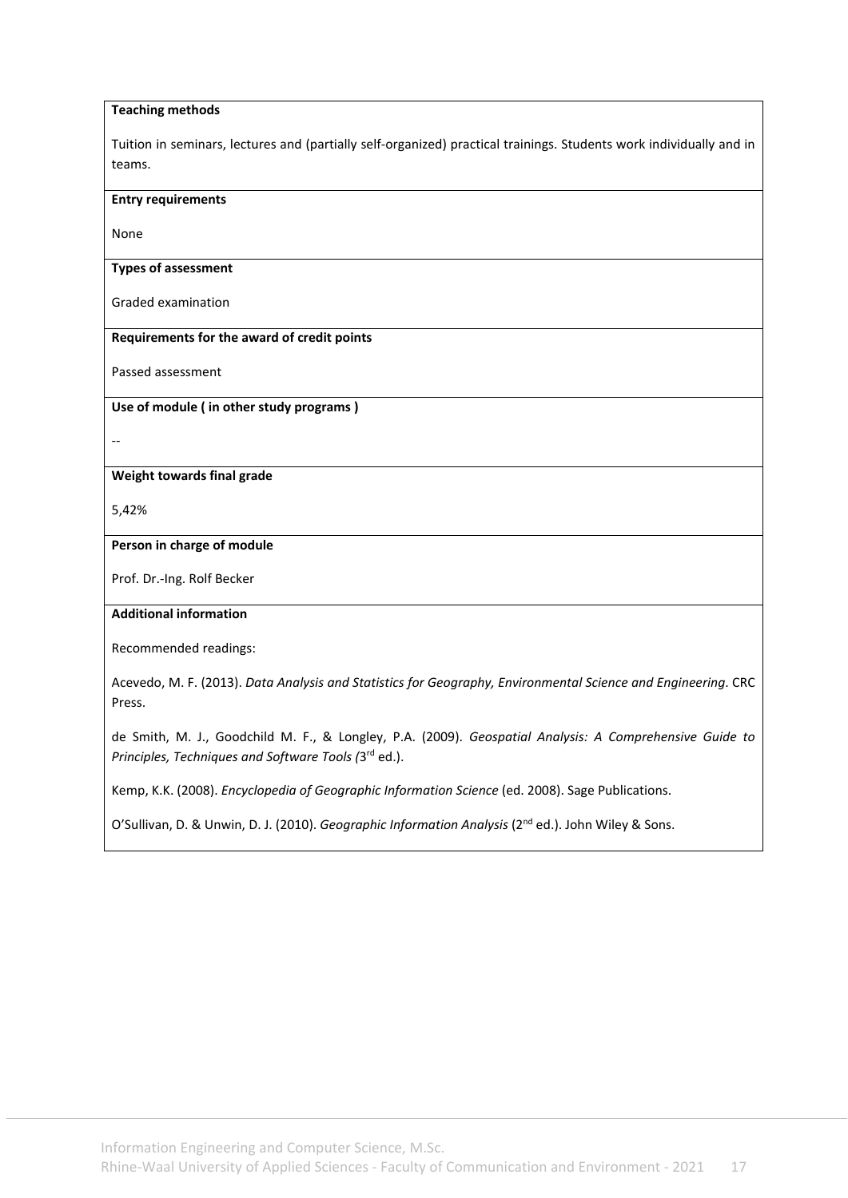**Teaching methods**

Tuition in seminars, lectures and (partially self-organized) practical trainings. Students work individually and in teams.

**Entry requirements**

None

**Types of assessment**

Graded examination

**Requirements for the award of credit points**

Passed assessment

**Use of module ( in other study programs )**

--

**Weight towards final grade**

5,42%

**Person in charge of module**

Prof. Dr.-Ing. Rolf Becker

**Additional information**

Recommended readings:

Acevedo, M. F. (2013). *Data Analysis and Statistics for Geography, Environmental Science and Engineering*. CRC Press.

de Smith, M. J., Goodchild M. F., & Longley, P.A. (2009). *Geospatial Analysis: A Comprehensive Guide to Principles, Techniques and Software Tools (*3rd ed.).

Kemp, K.K. (2008). *Encyclopedia of Geographic Information Science* (ed. 2008). Sage Publications.

O'Sullivan, D. & Unwin, D. J. (2010). *Geographic Information Analysis* (2nd ed.). John Wiley & Sons.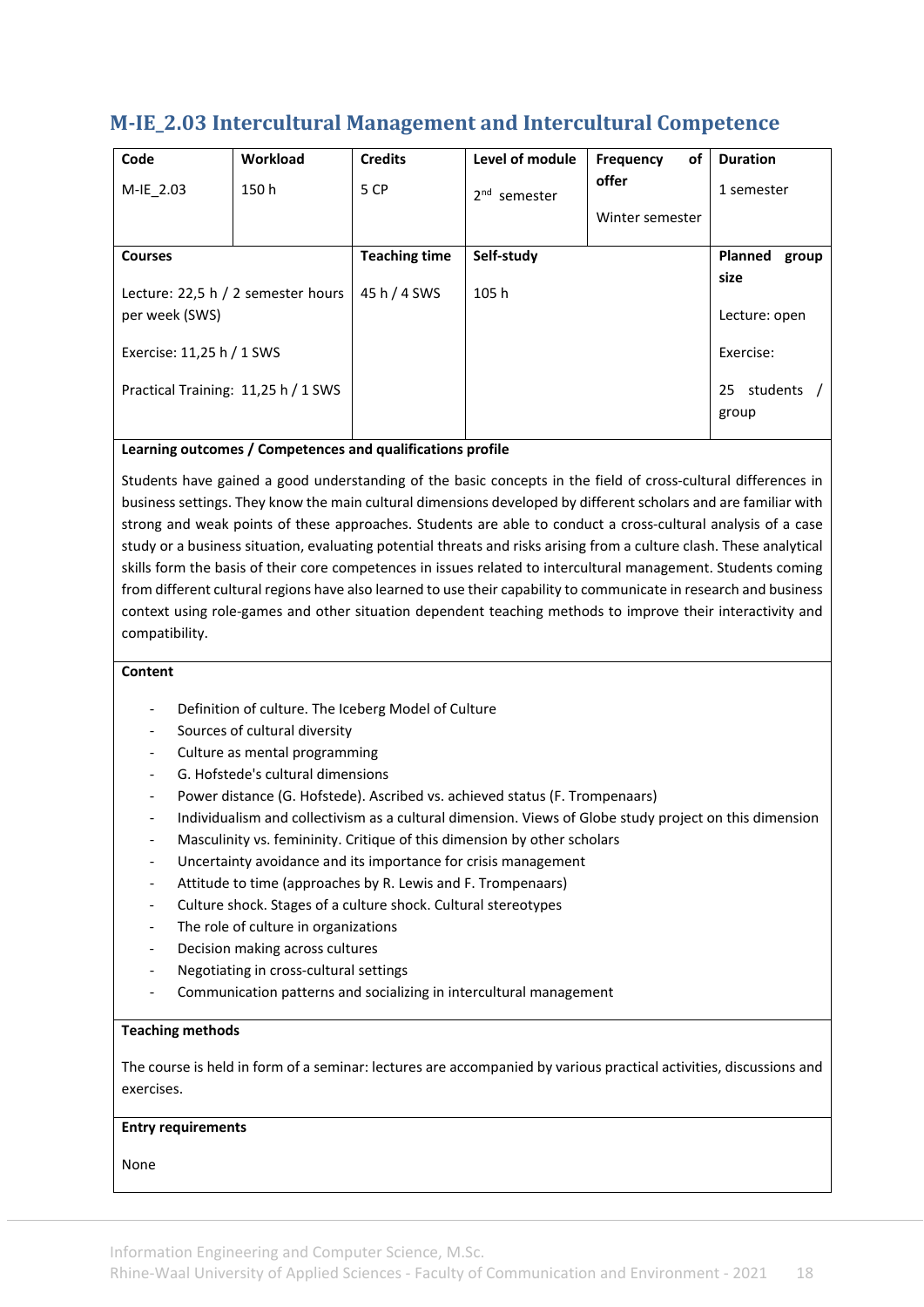## M-IE_2.03 Intercultural Management and Intercultural Competence

| Code | Workload | Credits | Level of module | Frequency of offer | Duration |
|---|---|---|---|---|---|
| M-IE_2.03 | 150 h | 5 CP | 2nd semester | Winter semester | 1 semester |

| Courses | Teaching time | Self-study | Planned group size |
|---|---|---|---|
| Lecture: 22,5 h / 2 semester hours per week (SWS)<br><br>Exercise: 11,25 h / 1 SWS<br><br>Practical Training: 11,25 h / 1 SWS | 45 h / 4 SWS | 105 h | Lecture: open<br><br>Exercise:<br><br>25 students / group |

**Learning outcomes / Competences and qualifications profile**

Students have gained a good understanding of the basic concepts in the field of cross-cultural differences in business settings. They know the main cultural dimensions developed by different scholars and are familiar with strong and weak points of these approaches. Students are able to conduct a cross-cultural analysis of a case study or a business situation, evaluating potential threats and risks arising from a culture clash. These analytical skills form the basis of their core competences in issues related to intercultural management. Students coming from different cultural regions have also learned to use their capability to communicate in research and business context using role-games and other situation dependent teaching methods to improve their interactivity and compatibility.

**Content**

- Definition of culture. The Iceberg Model of Culture
- Sources of cultural diversity
- Culture as mental programming
- G. Hofstede's cultural dimensions
- Power distance (G. Hofstede). Ascribed vs. achieved status (F. Trompenaars)
- Individualism and collectivism as a cultural dimension. Views of Globe study project on this dimension
- Masculinity vs. femininity. Critique of this dimension by other scholars
- Uncertainty avoidance and its importance for crisis management
- Attitude to time (approaches by R. Lewis and F. Trompenaars)
- Culture shock. Stages of a culture shock. Cultural stereotypes
- The role of culture in organizations
- Decision making across cultures
- Negotiating in cross-cultural settings
- Communication patterns and socializing in intercultural management

**Teaching methods**

The course is held in form of a seminar: lectures are accompanied by various practical activities, discussions and exercises.

**Entry requirements**

None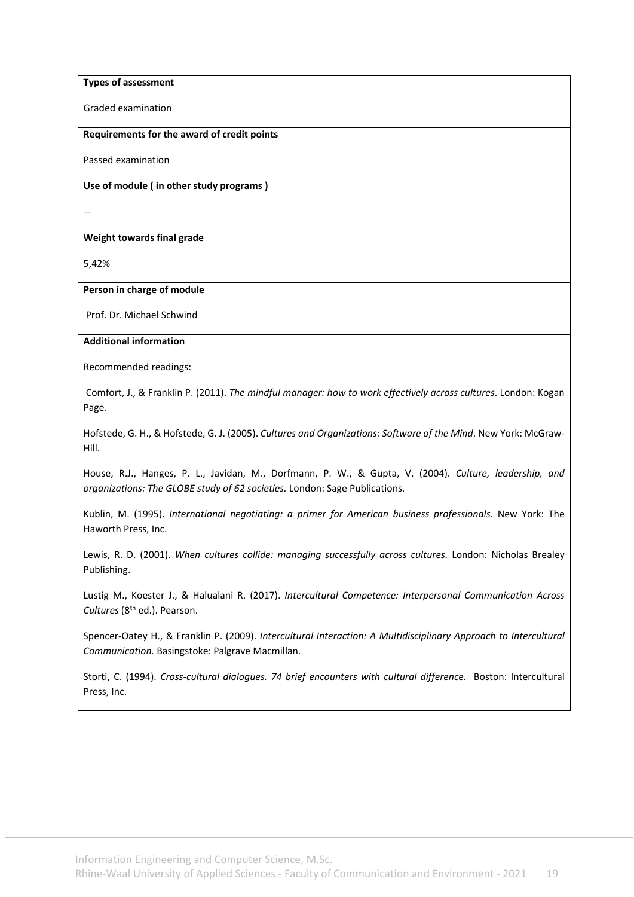**Types of assessment**

Graded examination

**Requirements for the award of credit points**

Passed examination

**Use of module ( in other study programs )**

--

**Weight towards final grade**

5,42%

**Person in charge of module**

Prof. Dr. Michael Schwind

**Additional information**

Recommended readings:

Comfort, J., & Franklin P. (2011). *The mindful manager: how to work effectively across cultures*. London: Kogan Page.

Hofstede, G. H., & Hofstede, G. J. (2005). *Cultures and Organizations: Software of the Mind*. New York: McGraw-Hill.

House, R.J., Hanges, P. L., Javidan, M., Dorfmann, P. W., & Gupta, V. (2004). *Culture, leadership, and organizations: The GLOBE study of 62 societies.* London: Sage Publications.

Kublin, M. (1995). *International negotiating: a primer for American business professionals*. New York: The Haworth Press, Inc.

Lewis, R. D. (2001). *When cultures collide: managing successfully across cultures.* London: Nicholas Brealey Publishing.

Lustig M., Koester J., & Halualani R. (2017). *Intercultural Competence: Interpersonal Communication Across Cultures* (8th ed.). Pearson.

Spencer-Oatey H., & Franklin P. (2009). *Intercultural Interaction: A Multidisciplinary Approach to Intercultural Communication.* Basingstoke: Palgrave Macmillan.

Storti, C. (1994). *Cross-cultural dialogues. 74 brief encounters with cultural difference.* Boston: Intercultural Press, Inc.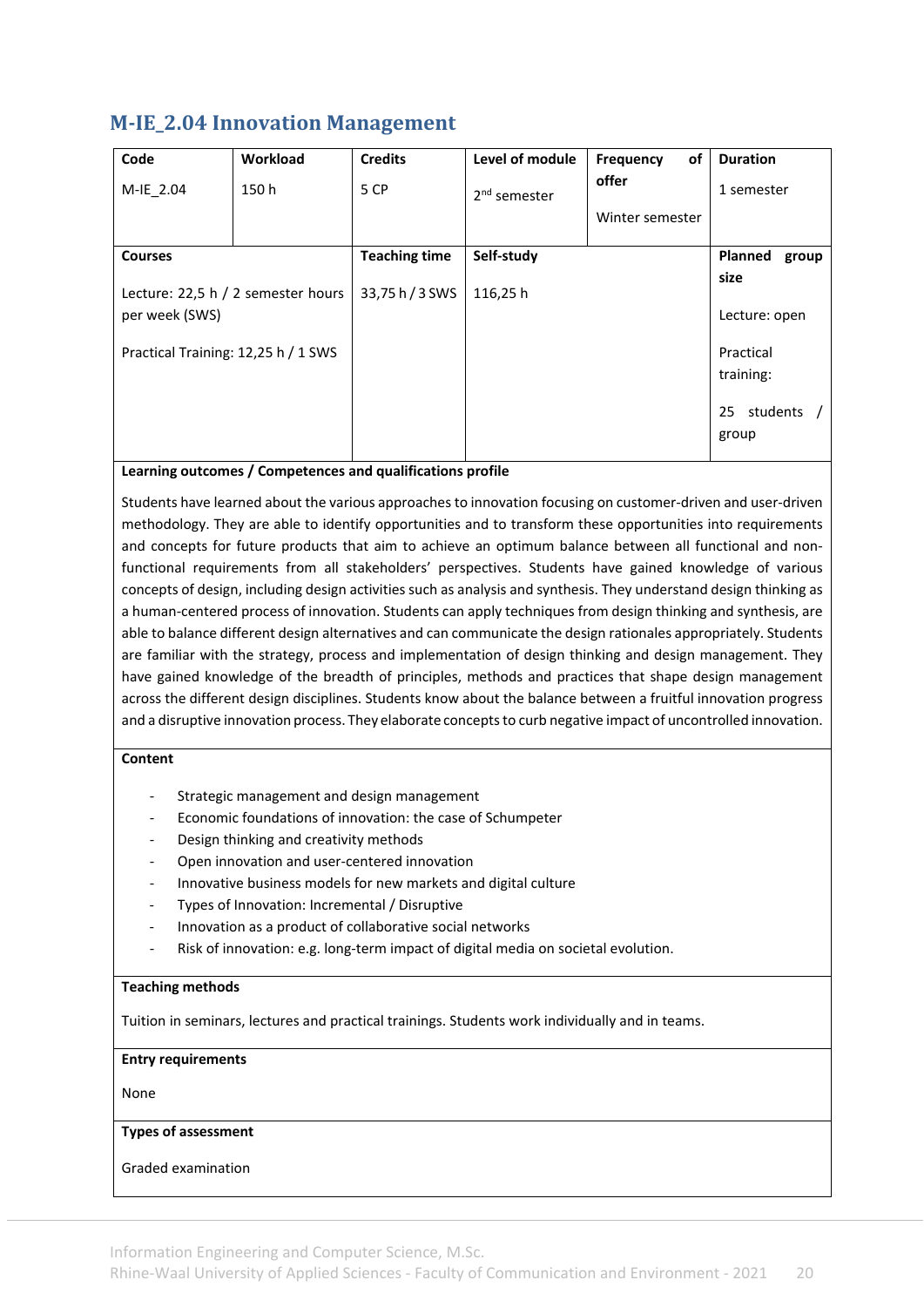## M-IE_2.04 Innovation Management

| Code | Workload | Credits | Level of module | Frequency of offer | Duration |
|---|---|---|---|---|---|
| M-IE_2.04 | 150 h | 5 CP | 2nd semester | Winter semester | 1 semester |

| Courses | Teaching time | Self-study | Planned group size |
|---|---|---|---|
| Lecture: 22,5 h / 2 semester hours per week (SWS)<br><br>Practical Training: 12,25 h / 1 SWS | 33,75 h / 3 SWS | 116,25 h | Lecture: open<br><br>Practical training:<br><br>25 students / group |

**Learning outcomes / Competences and qualifications profile**

Students have learned about the various approaches to innovation focusing on customer-driven and user-driven methodology. They are able to identify opportunities and to transform these opportunities into requirements and concepts for future products that aim to achieve an optimum balance between all functional and non-functional requirements from all stakeholders' perspectives. Students have gained knowledge of various concepts of design, including design activities such as analysis and synthesis. They understand design thinking as a human-centered process of innovation. Students can apply techniques from design thinking and synthesis, are able to balance different design alternatives and can communicate the design rationales appropriately. Students are familiar with the strategy, process and implementation of design thinking and design management. They have gained knowledge of the breadth of principles, methods and practices that shape design management across the different design disciplines. Students know about the balance between a fruitful innovation progress and a disruptive innovation process. They elaborate concepts to curb negative impact of uncontrolled innovation.

**Content**

- Strategic management and design management
- Economic foundations of innovation: the case of Schumpeter
- Design thinking and creativity methods
- Open innovation and user-centered innovation
- Innovative business models for new markets and digital culture
- Types of Innovation: Incremental / Disruptive
- Innovation as a product of collaborative social networks
- Risk of innovation: e.g. long-term impact of digital media on societal evolution.

**Teaching methods**

Tuition in seminars, lectures and practical trainings. Students work individually and in teams.

**Entry requirements**

None

**Types of assessment**

Graded examination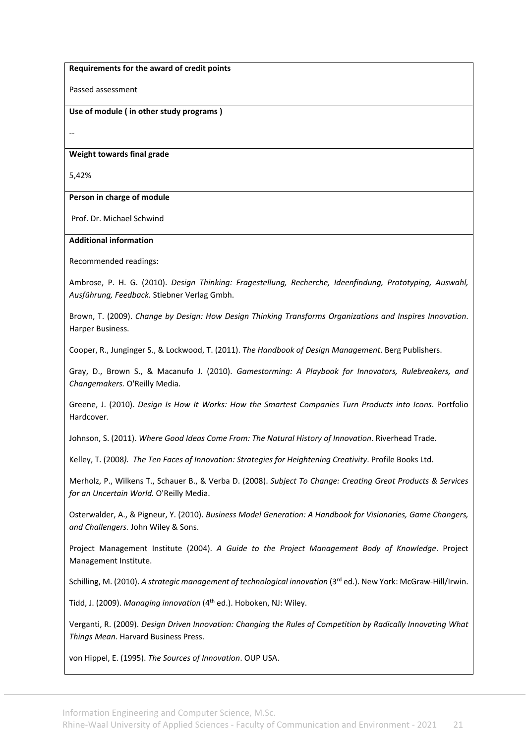**Requirements for the award of credit points**

Passed assessment

**Use of module ( in other study programs )**

--

**Weight towards final grade**

5,42%

**Person in charge of module**

Prof. Dr. Michael Schwind

**Additional information**

Recommended readings:

Ambrose, P. H. G. (2010). *Design Thinking: Fragestellung, Recherche, Ideenfindung, Prototyping, Auswahl, Ausführung, Feedback*. Stiebner Verlag Gmbh.

Brown, T. (2009). *Change by Design: How Design Thinking Transforms Organizations and Inspires Innovation*. Harper Business.

Cooper, R., Junginger S., & Lockwood, T. (2011). *The Handbook of Design Management*. Berg Publishers.

Gray, D., Brown S., & Macanufo J. (2010). *Gamestorming: A Playbook for Innovators, Rulebreakers, and Changemakers.* O'Reilly Media.

Greene, J. (2010). *Design Is How It Works: How the Smartest Companies Turn Products into Icons*. Portfolio Hardcover.

Johnson, S. (2011). *Where Good Ideas Come From: The Natural History of Innovation*. Riverhead Trade.

Kelley, T. (2008*). The Ten Faces of Innovation: Strategies for Heightening Creativity*. Profile Books Ltd.

Merholz, P., Wilkens T., Schauer B., & Verba D. (2008). *Subject To Change: Creating Great Products & Services for an Uncertain World.* O'Reilly Media.

Osterwalder, A., & Pigneur, Y. (2010). *Business Model Generation: A Handbook for Visionaries, Game Changers, and Challengers.* John Wiley & Sons.

Project Management Institute (2004). *A Guide to the Project Management Body of Knowledge*. Project Management Institute.

Schilling, M. (2010). *A strategic management of technological innovation* (3rd ed.). New York: McGraw-Hill/Irwin.

Tidd, J. (2009). *Managing innovation* (4th ed.). Hoboken, NJ: Wiley.

Verganti, R. (2009). *Design Driven Innovation: Changing the Rules of Competition by Radically Innovating What Things Mean*. Harvard Business Press.

von Hippel, E. (1995). *The Sources of Innovation*. OUP USA.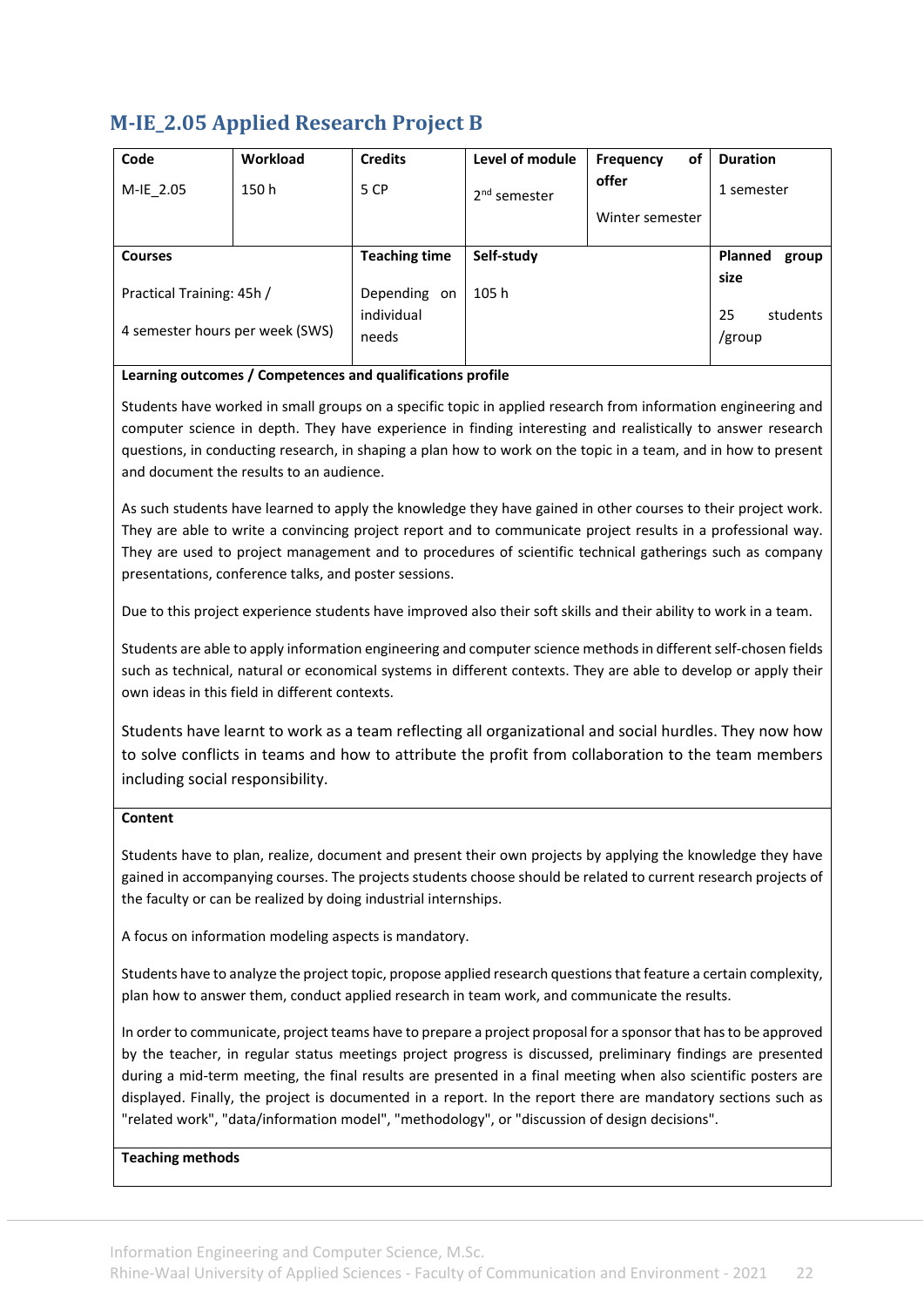## M-IE_2.05 Applied Research Project B

| Code | Workload | Credits | Level of module | Frequency of offer | Duration |
|---|---|---|---|---|---|
| M-IE_2.05 | 150 h | 5 CP | 2nd semester | Winter semester | 1 semester |
| **Courses** | | **Teaching time** | **Self-study** | | **Planned group size** |
| Practical Training: 45h / 4 semester hours per week (SWS) | | Depending on individual needs | 105 h | | 25 students /group |

**Learning outcomes / Competences and qualifications profile**

Students have worked in small groups on a specific topic in applied research from information engineering and computer science in depth. They have experience in finding interesting and realistically to answer research questions, in conducting research, in shaping a plan how to work on the topic in a team, and in how to present and document the results to an audience.

As such students have learned to apply the knowledge they have gained in other courses to their project work. They are able to write a convincing project report and to communicate project results in a professional way. They are used to project management and to procedures of scientific technical gatherings such as company presentations, conference talks, and poster sessions.

Due to this project experience students have improved also their soft skills and their ability to work in a team.

Students are able to apply information engineering and computer science methods in different self-chosen fields such as technical, natural or economical systems in different contexts. They are able to develop or apply their own ideas in this field in different contexts.

Students have learnt to work as a team reflecting all organizational and social hurdles. They now how to solve conflicts in teams and how to attribute the profit from collaboration to the team members including social responsibility.

**Content**

Students have to plan, realize, document and present their own projects by applying the knowledge they have gained in accompanying courses. The projects students choose should be related to current research projects of the faculty or can be realized by doing industrial internships.

A focus on information modeling aspects is mandatory.

Students have to analyze the project topic, propose applied research questions that feature a certain complexity, plan how to answer them, conduct applied research in team work, and communicate the results.

In order to communicate, project teams have to prepare a project proposal for a sponsor that has to be approved by the teacher, in regular status meetings project progress is discussed, preliminary findings are presented during a mid-term meeting, the final results are presented in a final meeting when also scientific posters are displayed. Finally, the project is documented in a report. In the report there are mandatory sections such as "related work", "data/information model", "methodology", or "discussion of design decisions".

**Teaching methods**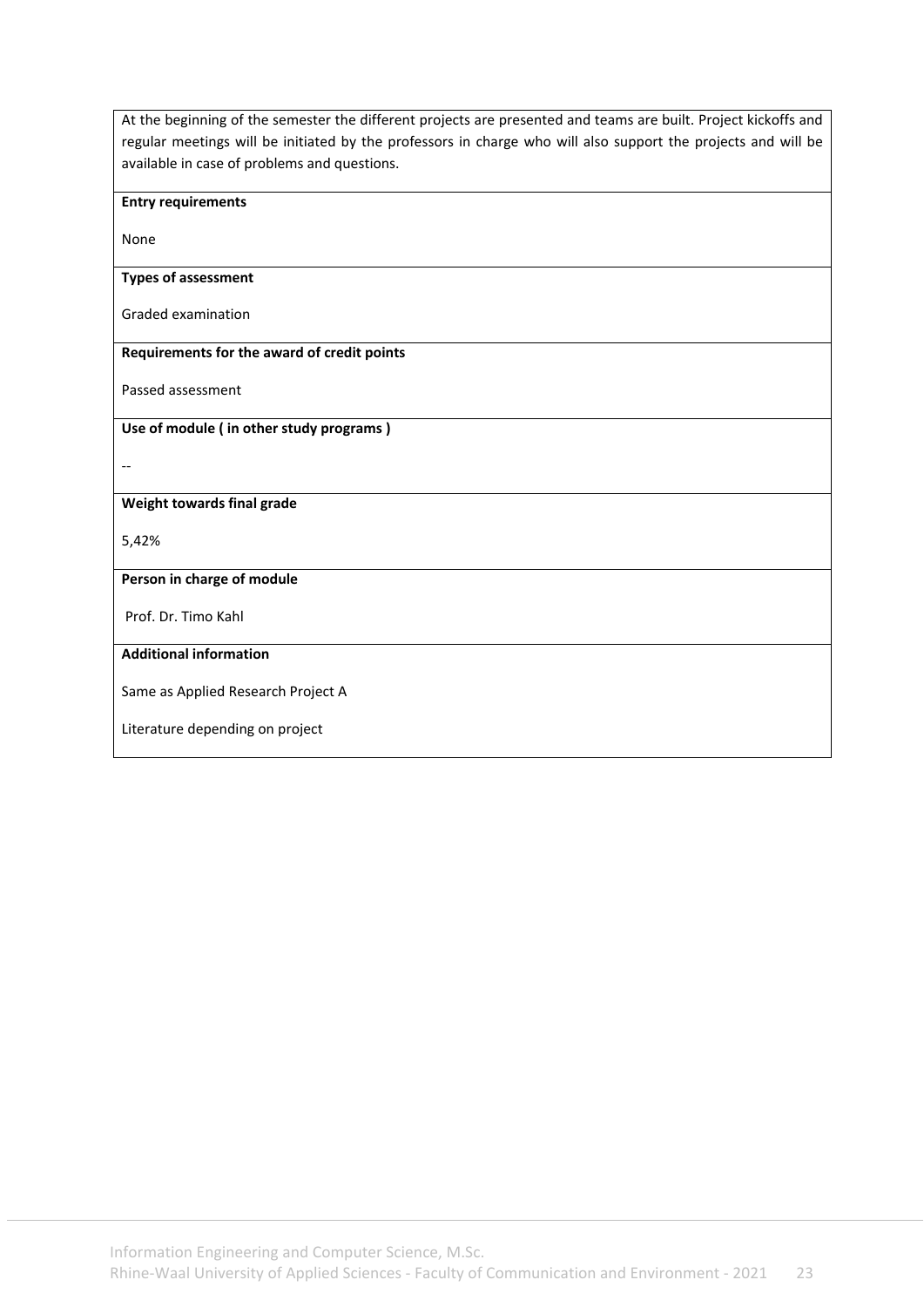At the beginning of the semester the different projects are presented and teams are built. Project kickoffs and regular meetings will be initiated by the professors in charge who will also support the projects and will be available in case of problems and questions.

**Entry requirements**

None

**Types of assessment**

Graded examination

**Requirements for the award of credit points**

Passed assessment

**Use of module ( in other study programs )**

--

**Weight towards final grade**

5,42%

**Person in charge of module**

Prof. Dr. Timo Kahl

**Additional information**

Same as Applied Research Project A

Literature depending on project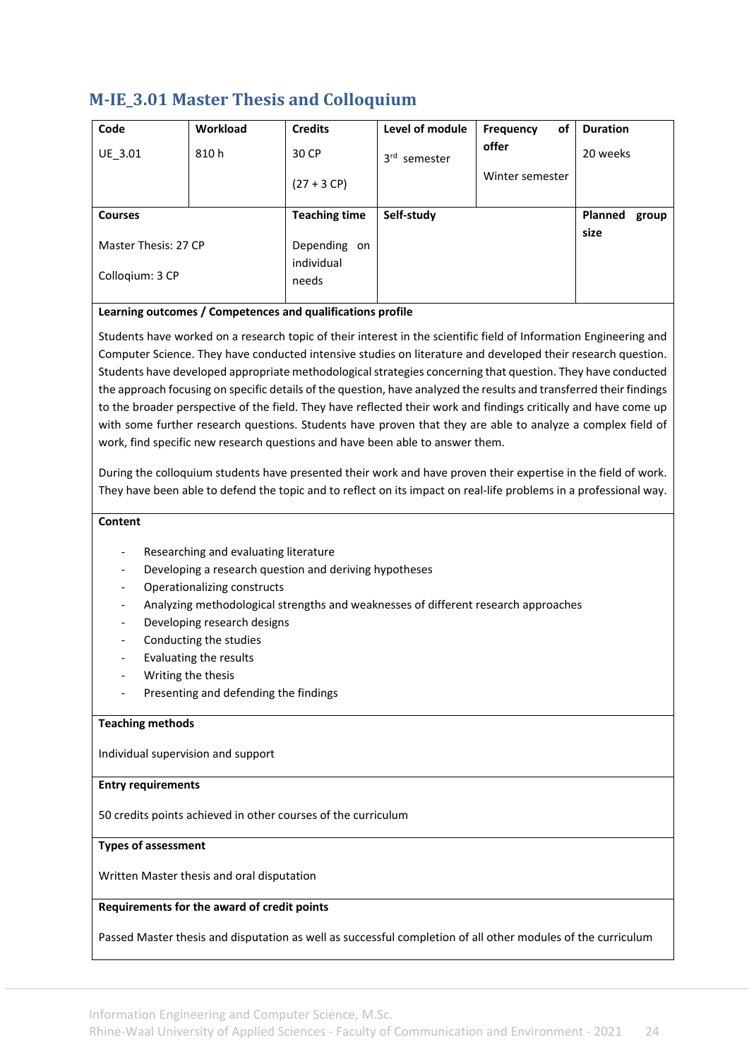## M-IE_3.01 Master Thesis and Colloquium

| Code | Workload | Credits | Level of module | Frequency of offer | Duration |
|---|---|---|---|---|---|
| UE_3.01 | 810 h | 30 CP<br><br>(27 + 3 CP) | 3rd semester | Winter semester | 20 weeks |
| **Courses** | | **Teaching time** | **Self-study** | | **Planned group size** |
| Master Thesis: 27 CP<br><br>Colloqium: 3 CP | | Depending on individual needs | | | |

**Learning outcomes / Competences and qualifications profile**

Students have worked on a research topic of their interest in the scientific field of Information Engineering and Computer Science. They have conducted intensive studies on literature and developed their research question. Students have developed appropriate methodological strategies concerning that question. They have conducted the approach focusing on specific details of the question, have analyzed the results and transferred their findings to the broader perspective of the field. They have reflected their work and findings critically and have come up with some further research questions. Students have proven that they are able to analyze a complex field of work, find specific new research questions and have been able to answer them.

During the colloquium students have presented their work and have proven their expertise in the field of work. They have been able to defend the topic and to reflect on its impact on real-life problems in a professional way.

**Content**

- Researching and evaluating literature
- Developing a research question and deriving hypotheses
- Operationalizing constructs
- Analyzing methodological strengths and weaknesses of different research approaches
- Developing research designs
- Conducting the studies
- Evaluating the results
- Writing the thesis
- Presenting and defending the findings

**Teaching methods**

Individual supervision and support

**Entry requirements**

50 credits points achieved in other courses of the curriculum

**Types of assessment**

Written Master thesis and oral disputation

**Requirements for the award of credit points**

Passed Master thesis and disputation as well as successful completion of all other modules of the curriculum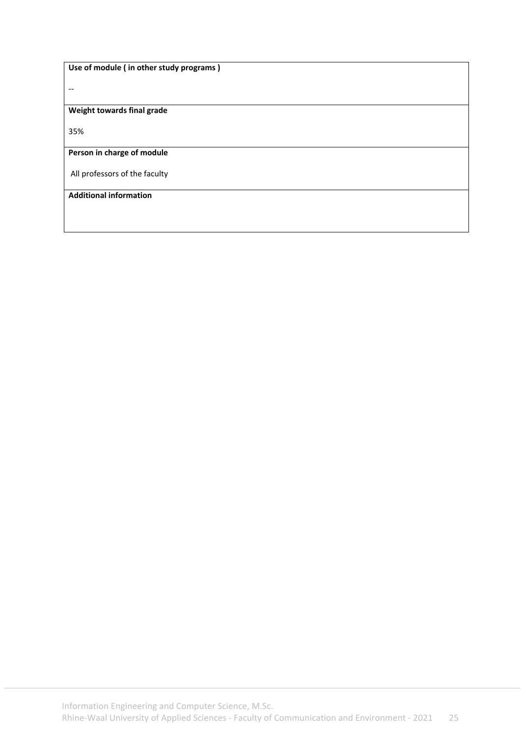| Use of module ( in other study programs ) |
| --- |
| -- |
| **Weight towards final grade** |
| 35% |
| **Person in charge of module** |
| All professors of the faculty |
| **Additional information** |
| |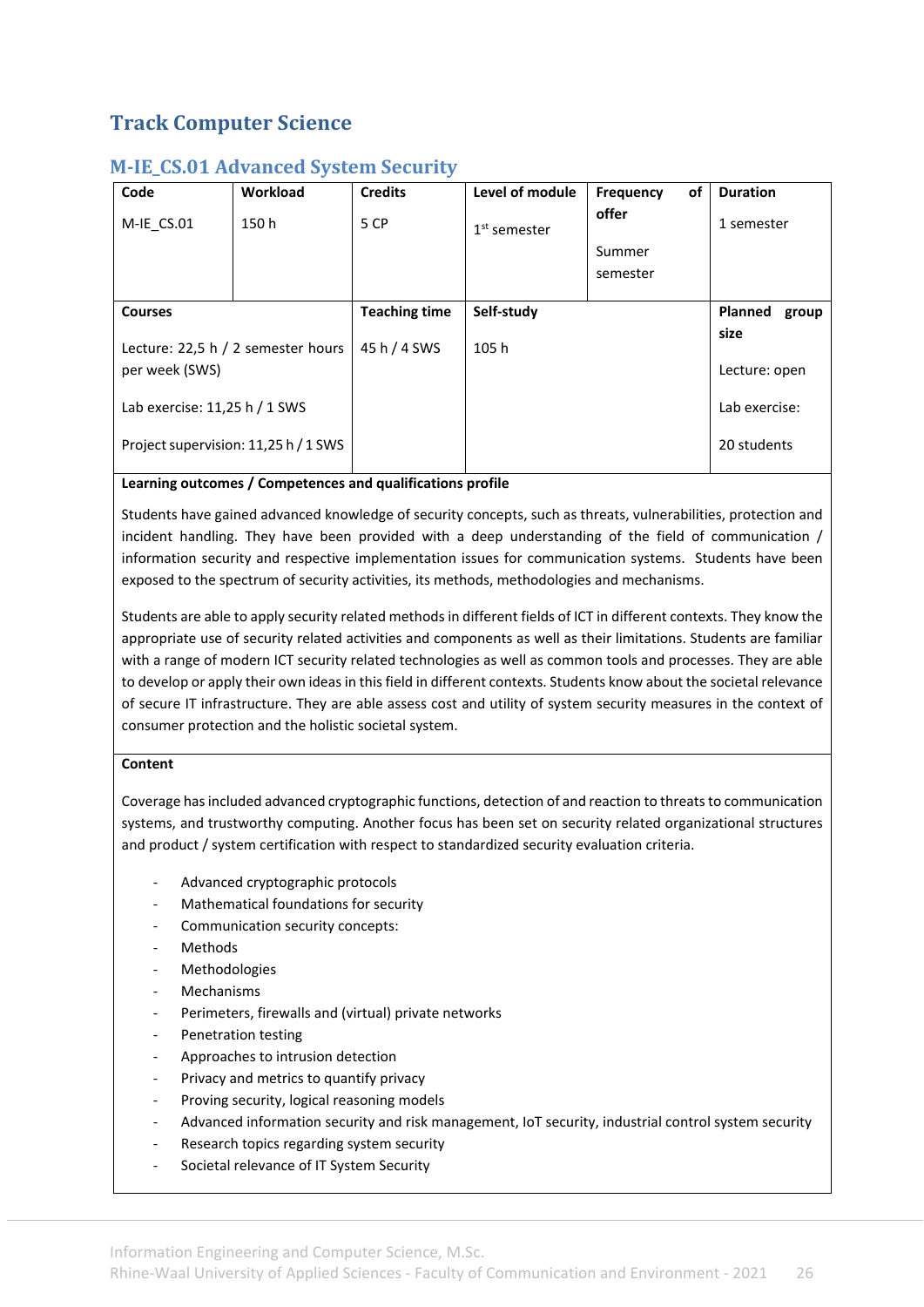## Track Computer Science

### M-IE_CS.01 Advanced System Security

| Code | Workload | Credits | Level of module | Frequency of offer | Duration |
|---|---|---|---|---|---|
| M-IE_CS.01 | 150 h | 5 CP | 1st semester | Summer semester | 1 semester |
| **Courses** | | **Teaching time** | **Self-study** | | **Planned group size** |
| Lecture: 22,5 h / 2 semester hours per week (SWS)<br><br>Lab exercise: 11,25 h / 1 SWS<br><br>Project supervision: 11,25 h / 1 SWS | | 45 h / 4 SWS | 105 h | | Lecture: open<br><br>Lab exercise:<br><br>20 students |

**Learning outcomes / Competences and qualifications profile**

Students have gained advanced knowledge of security concepts, such as threats, vulnerabilities, protection and incident handling. They have been provided with a deep understanding of the field of communication / information security and respective implementation issues for communication systems. Students have been exposed to the spectrum of security activities, its methods, methodologies and mechanisms.

Students are able to apply security related methods in different fields of ICT in different contexts. They know the appropriate use of security related activities and components as well as their limitations. Students are familiar with a range of modern ICT security related technologies as well as common tools and processes. They are able to develop or apply their own ideas in this field in different contexts. Students know about the societal relevance of secure IT infrastructure. They are able assess cost and utility of system security measures in the context of consumer protection and the holistic societal system.

**Content**

Coverage has included advanced cryptographic functions, detection of and reaction to threats to communication systems, and trustworthy computing. Another focus has been set on security related organizational structures and product / system certification with respect to standardized security evaluation criteria.

- Advanced cryptographic protocols
- Mathematical foundations for security
- Communication security concepts:
- Methods
- Methodologies
- Mechanisms
- Perimeters, firewalls and (virtual) private networks
- Penetration testing
- Approaches to intrusion detection
- Privacy and metrics to quantify privacy
- Proving security, logical reasoning models
- Advanced information security and risk management, IoT security, industrial control system security
- Research topics regarding system security
- Societal relevance of IT System Security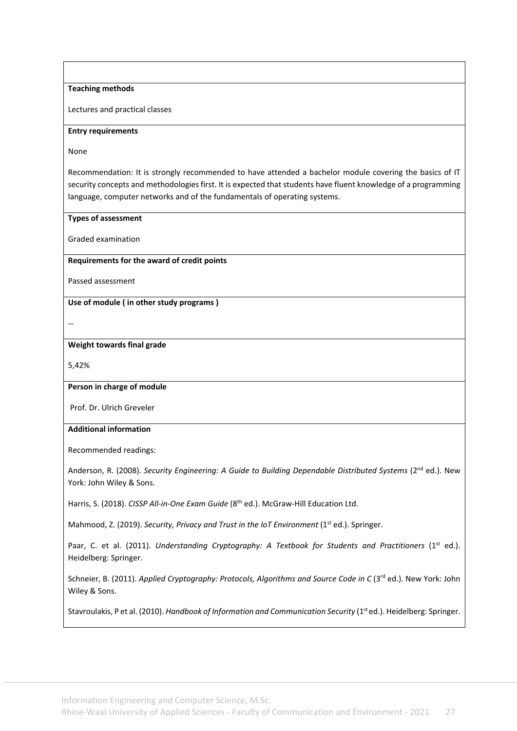**Teaching methods**

Lectures and practical classes

**Entry requirements**

None

Recommendation: It is strongly recommended to have attended a bachelor module covering the basics of IT security concepts and methodologies first. It is expected that students have fluent knowledge of a programming language, computer networks and of the fundamentals of operating systems.

**Types of assessment**

Graded examination

**Requirements for the award of credit points**

Passed assessment

**Use of module ( in other study programs )**

--

**Weight towards final grade**

5,42%

**Person in charge of module**

Prof. Dr. Ulrich Greveler

**Additional information**

Recommended readings:

Anderson, R. (2008). *Security Engineering: A Guide to Building Dependable Distributed Systems* (2nd ed.). New York: John Wiley & Sons.

Harris, S. (2018). *CISSP All-in-One Exam Guide* (8th ed.). McGraw-Hill Education Ltd.

Mahmood, Z. (2019). *Security, Privacy and Trust in the IoT Environment* (1st ed.). Springer.

Paar, C. et al. (2011). *Understanding Cryptography: A Textbook for Students and Practitioners* (1st ed.). Heidelberg: Springer.

Schneier, B. (2011). *Applied Cryptography: Protocols, Algorithms and Source Code in C* (3rd ed.). New York: John Wiley & Sons.

Stavroulakis, P et al. (2010). *Handbook of Information and Communication Security* (1st ed.). Heidelberg: Springer.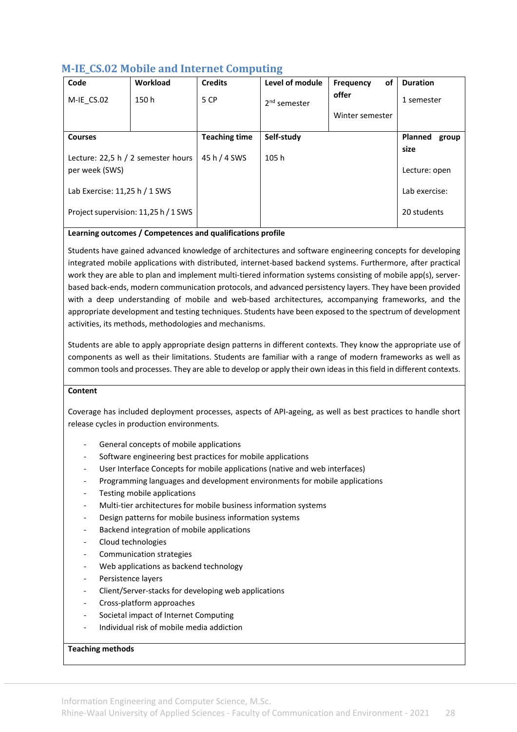## M-IE_CS.02 Mobile and Internet Computing

| Code | Workload | Credits | Level of module | Frequency of offer | Duration |
|---|---|---|---|---|---|
| M-IE_CS.02 | 150 h | 5 CP | 2nd semester | Winter semester | 1 semester |

| Courses | Teaching time | Self-study | Planned group size |
|---|---|---|---|
| Lecture: 22,5 h / 2 semester hours per week (SWS)<br>Lab Exercise: 11,25 h / 1 SWS<br>Project supervision: 11,25 h / 1 SWS | 45 h / 4 SWS | 105 h | Lecture: open<br>Lab exercise:<br>20 students |

**Learning outcomes / Competences and qualifications profile**

Students have gained advanced knowledge of architectures and software engineering concepts for developing integrated mobile applications with distributed, internet-based backend systems. Furthermore, after practical work they are able to plan and implement multi-tiered information systems consisting of mobile app(s), server-based back-ends, modern communication protocols, and advanced persistency layers. They have been provided with a deep understanding of mobile and web-based architectures, accompanying frameworks, and the appropriate development and testing techniques. Students have been exposed to the spectrum of development activities, its methods, methodologies and mechanisms.

Students are able to apply appropriate design patterns in different contexts. They know the appropriate use of components as well as their limitations. Students are familiar with a range of modern frameworks as well as common tools and processes. They are able to develop or apply their own ideas in this field in different contexts.

**Content**

Coverage has included deployment processes, aspects of API-ageing, as well as best practices to handle short release cycles in production environments.

- General concepts of mobile applications
- Software engineering best practices for mobile applications
- User Interface Concepts for mobile applications (native and web interfaces)
- Programming languages and development environments for mobile applications
- Testing mobile applications
- Multi-tier architectures for mobile business information systems
- Design patterns for mobile business information systems
- Backend integration of mobile applications
- Cloud technologies
- Communication strategies
- Web applications as backend technology
- Persistence layers
- Client/Server-stacks for developing web applications
- Cross-platform approaches
- Societal impact of Internet Computing
- Individual risk of mobile media addiction

**Teaching methods**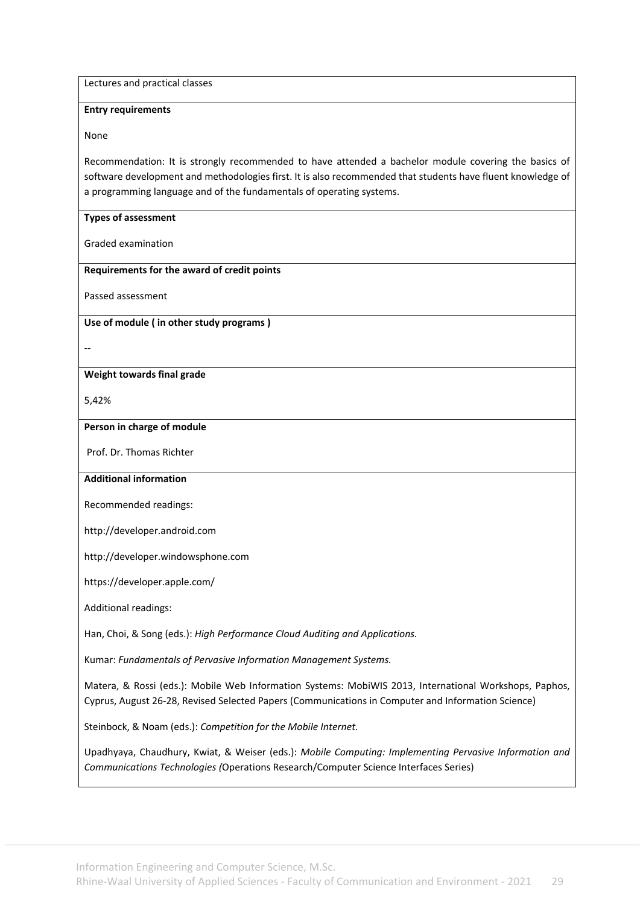Lectures and practical classes

**Entry requirements**

None

Recommendation: It is strongly recommended to have attended a bachelor module covering the basics of software development and methodologies first. It is also recommended that students have fluent knowledge of a programming language and of the fundamentals of operating systems.

**Types of assessment**

Graded examination

**Requirements for the award of credit points**

Passed assessment

**Use of module ( in other study programs )**

--

**Weight towards final grade**

5,42%

**Person in charge of module**

Prof. Dr. Thomas Richter

**Additional information**

Recommended readings:

http://developer.android.com

http://developer.windowsphone.com

https://developer.apple.com/

Additional readings:

Han, Choi, & Song (eds.): *High Performance Cloud Auditing and Applications.*

Kumar: *Fundamentals of Pervasive Information Management Systems.*

Matera, & Rossi (eds.): Mobile Web Information Systems: MobiWIS 2013, International Workshops, Paphos, Cyprus, August 26-28, Revised Selected Papers (Communications in Computer and Information Science)

Steinbock, & Noam (eds.): *Competition for the Mobile Internet.*

Upadhyaya, Chaudhury, Kwiat, & Weiser (eds.): *Mobile Computing: Implementing Pervasive Information and Communications Technologies (*Operations Research/Computer Science Interfaces Series)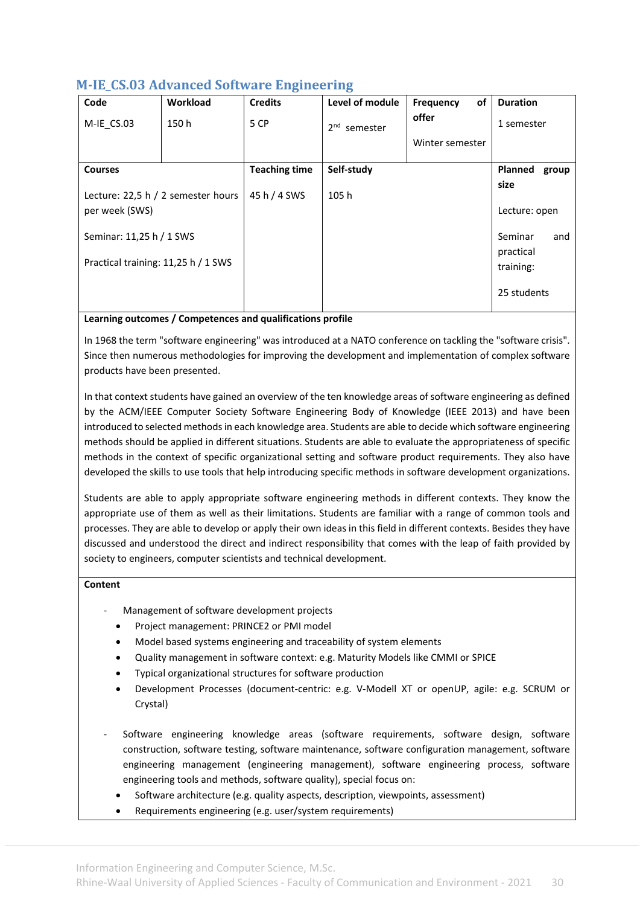## M-IE_CS.03 Advanced Software Engineering

| Code | Workload | Credits | Level of module | Frequency of offer | Duration |
|---|---|---|---|---|---|
| M-IE_CS.03 | 150 h | 5 CP | 2nd semester | Winter semester | 1 semester |

| Courses | Teaching time | Self-study | Planned group size |
|---|---|---|---|
| Lecture: 22,5 h / 2 semester hours per week (SWS)<br><br>Seminar: 11,25 h / 1 SWS<br><br>Practical training: 11,25 h / 1 SWS | 45 h / 4 SWS | 105 h | Lecture: open<br><br>Seminar and practical training:<br><br>25 students |

**Learning outcomes / Competences and qualifications profile**

In 1968 the term "software engineering" was introduced at a NATO conference on tackling the "software crisis". Since then numerous methodologies for improving the development and implementation of complex software products have been presented.

In that context students have gained an overview of the ten knowledge areas of software engineering as defined by the ACM/IEEE Computer Society Software Engineering Body of Knowledge (IEEE 2013) and have been introduced to selected methods in each knowledge area. Students are able to decide which software engineering methods should be applied in different situations. Students are able to evaluate the appropriateness of specific methods in the context of specific organizational setting and software product requirements. They also have developed the skills to use tools that help introducing specific methods in software development organizations.

Students are able to apply appropriate software engineering methods in different contexts. They know the appropriate use of them as well as their limitations. Students are familiar with a range of common tools and processes. They are able to develop or apply their own ideas in this field in different contexts. Besides they have discussed and understood the direct and indirect responsibility that comes with the leap of faith provided by society to engineers, computer scientists and technical development.

**Content**

- Management of software development projects
  - Project management: PRINCE2 or PMI model
  - Model based systems engineering and traceability of system elements
  - Quality management in software context: e.g. Maturity Models like CMMI or SPICE
  - Typical organizational structures for software production
  - Development Processes (document-centric: e.g. V-Modell XT or openUP, agile: e.g. SCRUM or Crystal)

- Software engineering knowledge areas (software requirements, software design, software construction, software testing, software maintenance, software configuration management, software engineering management (engineering management), software engineering process, software engineering tools and methods, software quality), special focus on:
  - Software architecture (e.g. quality aspects, description, viewpoints, assessment)
  - Requirements engineering (e.g. user/system requirements)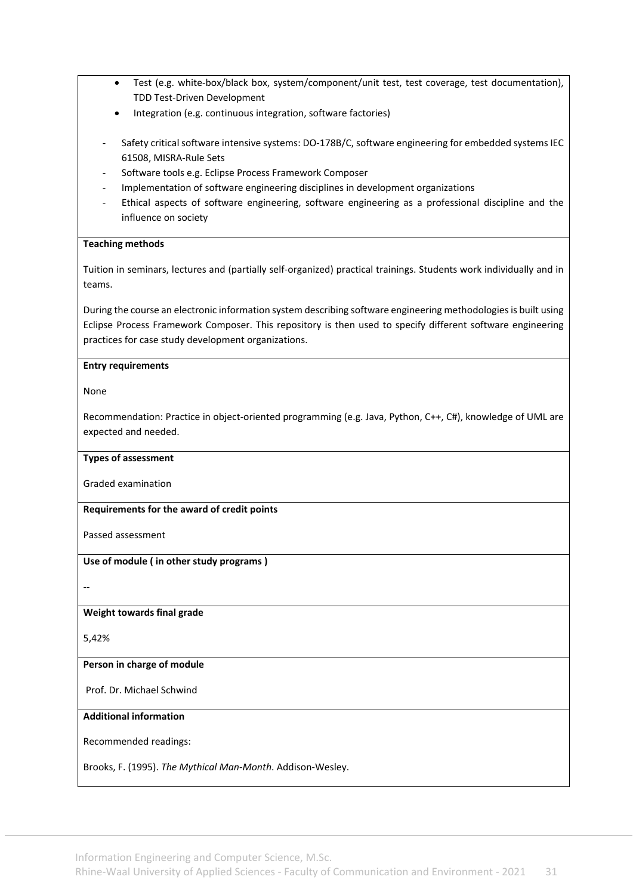- Test (e.g. white-box/black box, system/component/unit test, test coverage, test documentation), TDD Test-Driven Development
  - Integration (e.g. continuous integration, software factories)

- Safety critical software intensive systems: DO-178B/C, software engineering for embedded systems IEC 61508, MISRA-Rule Sets
- Software tools e.g. Eclipse Process Framework Composer
- Implementation of software engineering disciplines in development organizations
- Ethical aspects of software engineering, software engineering as a professional discipline and the influence on society

**Teaching methods**

Tuition in seminars, lectures and (partially self-organized) practical trainings. Students work individually and in teams.

During the course an electronic information system describing software engineering methodologies is built using Eclipse Process Framework Composer. This repository is then used to specify different software engineering practices for case study development organizations.

**Entry requirements**

None

Recommendation: Practice in object-oriented programming (e.g. Java, Python, C++, C#), knowledge of UML are expected and needed.

**Types of assessment**

Graded examination

**Requirements for the award of credit points**

Passed assessment

**Use of module ( in other study programs )**

--

**Weight towards final grade**

5,42%

**Person in charge of module**

Prof. Dr. Michael Schwind

**Additional information**

Recommended readings:

Brooks, F. (1995). *The Mythical Man-Month*. Addison-Wesley.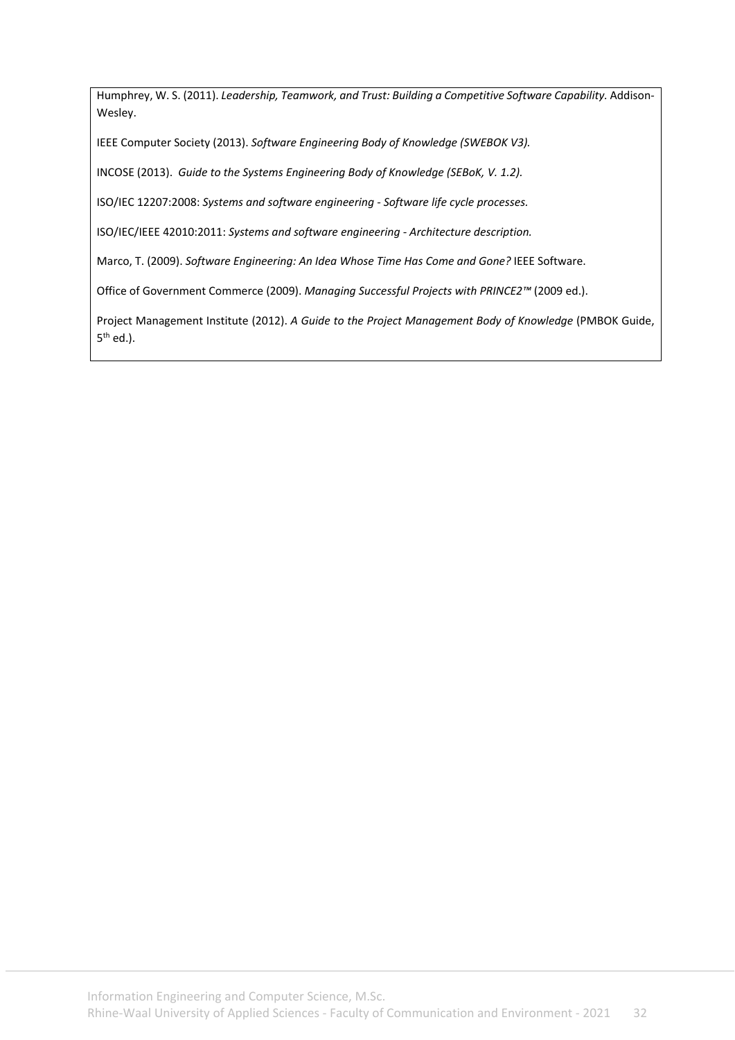Humphrey, W. S. (2011). *Leadership, Teamwork, and Trust: Building a Competitive Software Capability.* Addison-Wesley.

IEEE Computer Society (2013). *Software Engineering Body of Knowledge (SWEBOK V3).*

INCOSE (2013). *Guide to the Systems Engineering Body of Knowledge (SEBoK, V. 1.2).*

ISO/IEC 12207:2008: *Systems and software engineering - Software life cycle processes.*

ISO/IEC/IEEE 42010:2011: *Systems and software engineering - Architecture description.*

Marco, T. (2009). *Software Engineering: An Idea Whose Time Has Come and Gone?* IEEE Software.

Office of Government Commerce (2009). *Managing Successful Projects with PRINCE2™* (2009 ed.).

Project Management Institute (2012). *A Guide to the Project Management Body of Knowledge* (PMBOK Guide, 5th ed.).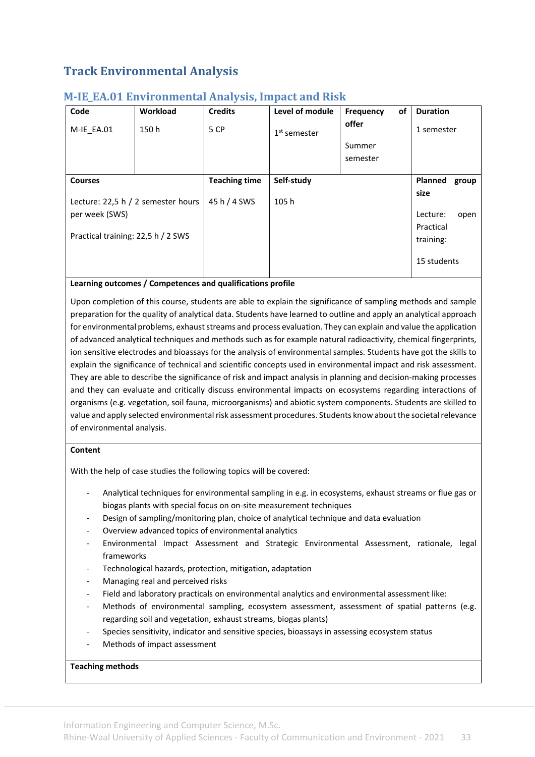# Track Environmental Analysis

## M-IE_EA.01 Environmental Analysis, Impact and Risk

| Code | Workload | Credits | Level of module | Frequency of offer | Duration |
|---|---|---|---|---|---|
| M-IE_EA.01 | 150 h | 5 CP | 1st semester | Summer semester | 1 semester |
| **Courses** | | **Teaching time** | **Self-study** | | **Planned group size** |
| Lecture: 22,5 h / 2 semester hours per week (SWS)<br><br>Practical training: 22,5 h / 2 SWS | | 45 h / 4 SWS | 105 h | | Lecture: open<br>Practical training:<br><br>15 students |

**Learning outcomes / Competences and qualifications profile**

Upon completion of this course, students are able to explain the significance of sampling methods and sample preparation for the quality of analytical data. Students have learned to outline and apply an analytical approach for environmental problems, exhaust streams and process evaluation. They can explain and value the application of advanced analytical techniques and methods such as for example natural radioactivity, chemical fingerprints, ion sensitive electrodes and bioassays for the analysis of environmental samples. Students have got the skills to explain the significance of technical and scientific concepts used in environmental impact and risk assessment. They are able to describe the significance of risk and impact analysis in planning and decision-making processes and they can evaluate and critically discuss environmental impacts on ecosystems regarding interactions of organisms (e.g. vegetation, soil fauna, microorganisms) and abiotic system components. Students are skilled to value and apply selected environmental risk assessment procedures. Students know about the societal relevance of environmental analysis.

**Content**

With the help of case studies the following topics will be covered:

- Analytical techniques for environmental sampling in e.g. in ecosystems, exhaust streams or flue gas or biogas plants with special focus on on-site measurement techniques
- Design of sampling/monitoring plan, choice of analytical technique and data evaluation
- Overview advanced topics of environmental analytics
- Environmental Impact Assessment and Strategic Environmental Assessment, rationale, legal frameworks
- Technological hazards, protection, mitigation, adaptation
- Managing real and perceived risks
- Field and laboratory practicals on environmental analytics and environmental assessment like:
- Methods of environmental sampling, ecosystem assessment, assessment of spatial patterns (e.g. regarding soil and vegetation, exhaust streams, biogas plants)
- Species sensitivity, indicator and sensitive species, bioassays in assessing ecosystem status
- Methods of impact assessment

**Teaching methods**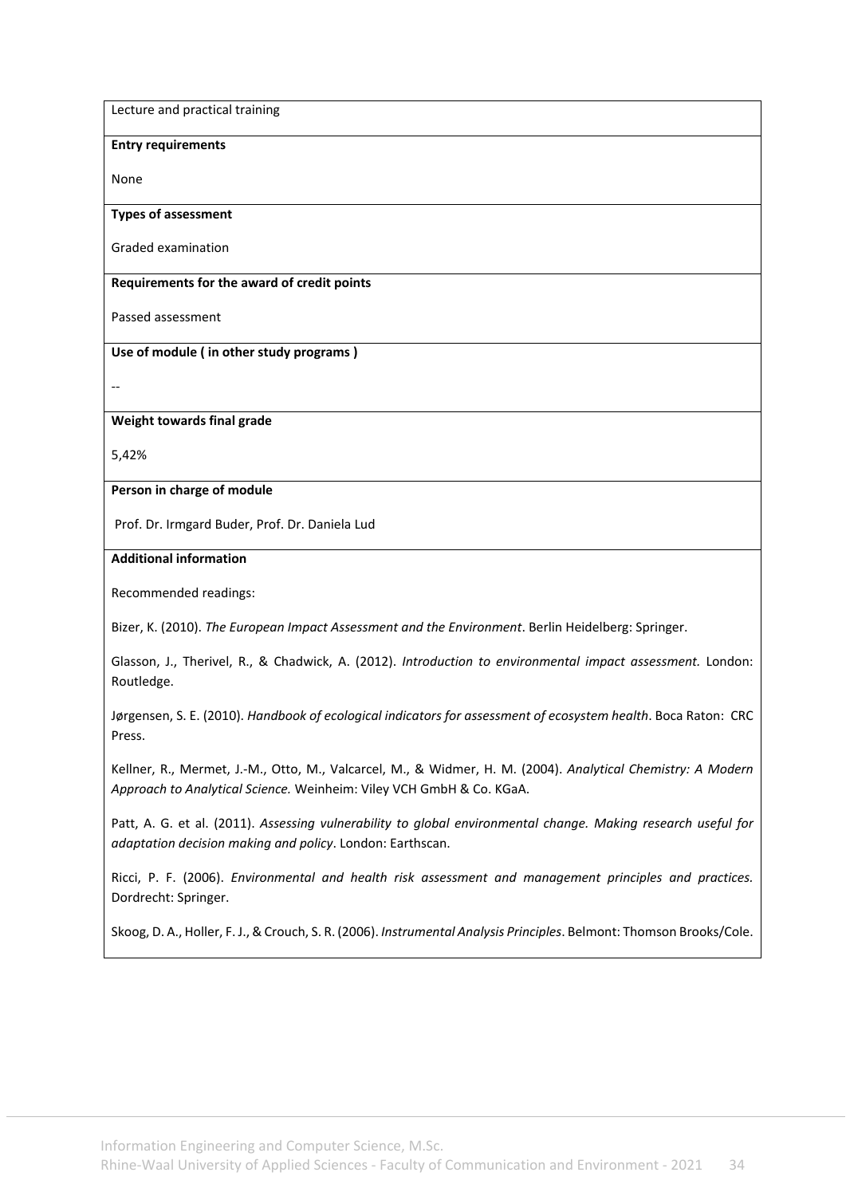Lecture and practical training

**Entry requirements**

None

**Types of assessment**

Graded examination

**Requirements for the award of credit points**

Passed assessment

**Use of module ( in other study programs )**

--

**Weight towards final grade**

5,42%

**Person in charge of module**

Prof. Dr. Irmgard Buder, Prof. Dr. Daniela Lud

**Additional information**

Recommended readings:

Bizer, K. (2010). *The European Impact Assessment and the Environment*. Berlin Heidelberg: Springer.

Glasson, J., Therivel, R., & Chadwick, A. (2012). *Introduction to environmental impact assessment.* London: Routledge.

Jørgensen, S. E. (2010). *Handbook of ecological indicators for assessment of ecosystem health*. Boca Raton: CRC Press.

Kellner, R., Mermet, J.-M., Otto, M., Valcarcel, M., & Widmer, H. M. (2004). *Analytical Chemistry: A Modern Approach to Analytical Science.* Weinheim: Viley VCH GmbH & Co. KGaA.

Patt, A. G. et al. (2011). *Assessing vulnerability to global environmental change. Making research useful for adaptation decision making and policy*. London: Earthscan.

Ricci, P. F. (2006). *Environmental and health risk assessment and management principles and practices.* Dordrecht: Springer.

Skoog, D. A., Holler, F. J., & Crouch, S. R. (2006). *Instrumental Analysis Principles*. Belmont: Thomson Brooks/Cole.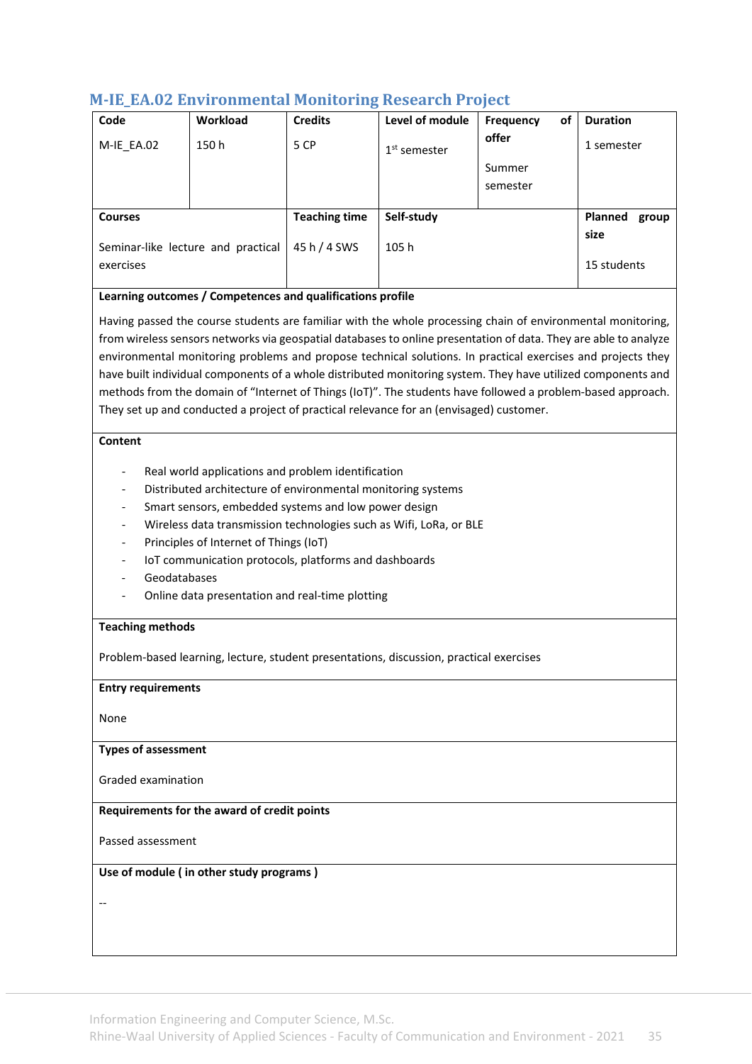## M-IE_EA.02 Environmental Monitoring Research Project

| Code | Workload | Credits | Level of module | Frequency of offer | Duration |
|---|---|---|---|---|---|
| M-IE_EA.02 | 150 h | 5 CP | 1st semester | Summer semester | 1 semester |

| Courses | Teaching time | Self-study | Planned group size |
|---|---|---|---|
| Seminar-like lecture and practical exercises | 45 h / 4 SWS | 105 h | 15 students |

**Learning outcomes / Competences and qualifications profile**

Having passed the course students are familiar with the whole processing chain of environmental monitoring, from wireless sensors networks via geospatial databases to online presentation of data. They are able to analyze environmental monitoring problems and propose technical solutions. In practical exercises and projects they have built individual components of a whole distributed monitoring system. They have utilized components and methods from the domain of "Internet of Things (IoT)". The students have followed a problem-based approach. They set up and conducted a project of practical relevance for an (envisaged) customer.

**Content**

- Real world applications and problem identification
- Distributed architecture of environmental monitoring systems
- Smart sensors, embedded systems and low power design
- Wireless data transmission technologies such as Wifi, LoRa, or BLE
- Principles of Internet of Things (IoT)
- IoT communication protocols, platforms and dashboards
- Geodatabases
- Online data presentation and real-time plotting

**Teaching methods**

Problem-based learning, lecture, student presentations, discussion, practical exercises

**Entry requirements**

None

**Types of assessment**

Graded examination

**Requirements for the award of credit points**

Passed assessment

**Use of module ( in other study programs )**

--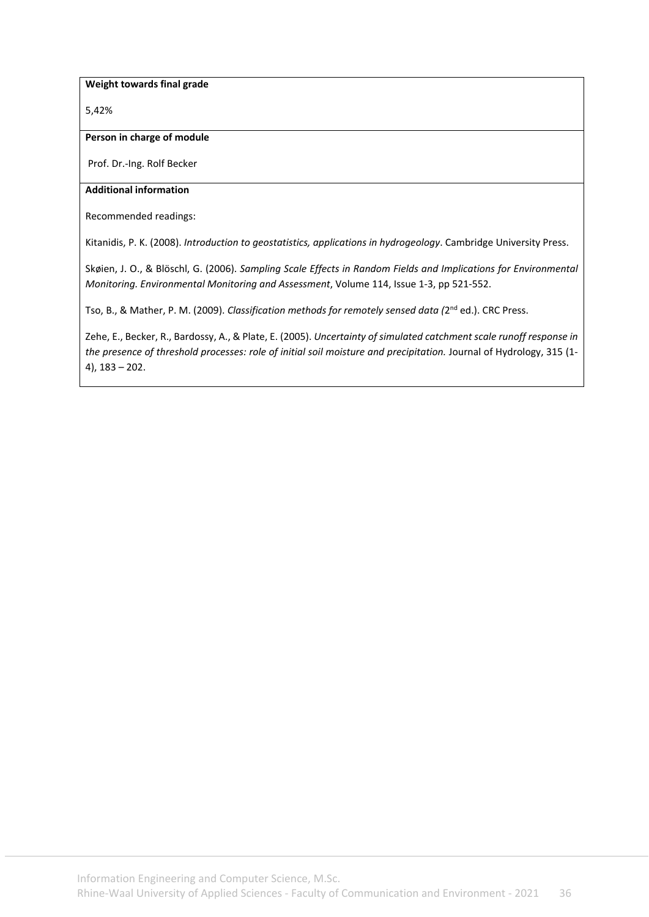**Weight towards final grade**

5,42%

**Person in charge of module**

Prof. Dr.-Ing. Rolf Becker

**Additional information**

Recommended readings:

Kitanidis, P. K. (2008). *Introduction to geostatistics, applications in hydrogeology*. Cambridge University Press.

Skøien, J. O., & Blöschl, G. (2006). *Sampling Scale Effects in Random Fields and Implications for Environmental Monitoring. Environmental Monitoring and Assessment*, Volume 114, Issue 1-3, pp 521-552.

Tso, B., & Mather, P. M. (2009). *Classification methods for remotely sensed data (*2nd ed.). CRC Press.

Zehe, E., Becker, R., Bardossy, A., & Plate, E. (2005). *Uncertainty of simulated catchment scale runoff response in the presence of threshold processes: role of initial soil moisture and precipitation.* Journal of Hydrology, 315 (1-4), 183 – 202.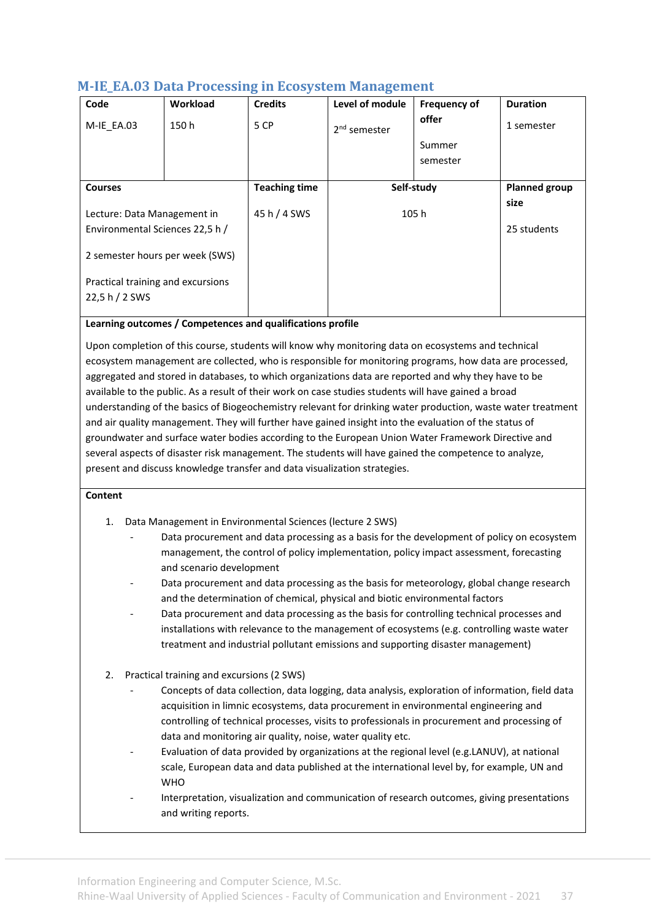## M-IE_EA.03 Data Processing in Ecosystem Management

| Code | Workload | Credits | Level of module | Frequency of offer | Duration |
|---|---|---|---|---|---|
| M-IE_EA.03 | 150 h | 5 CP | 2nd semester | Summer semester | 1 semester |

| Courses | Teaching time | Self-study | Planned group size |
|---|---|---|---|
| Lecture: Data Management in Environmental Sciences 22,5 h / 2 semester hours per week (SWS)<br><br>Practical training and excursions 22,5 h / 2 SWS | 45 h / 4 SWS | 105 h | 25 students |

**Learning outcomes / Competences and qualifications profile**

Upon completion of this course, students will know why monitoring data on ecosystems and technical ecosystem management are collected, who is responsible for monitoring programs, how data are processed, aggregated and stored in databases, to which organizations data are reported and why they have to be available to the public. As a result of their work on case studies students will have gained a broad understanding of the basics of Biogeochemistry relevant for drinking water production, waste water treatment and air quality management. They will further have gained insight into the evaluation of the status of groundwater and surface water bodies according to the European Union Water Framework Directive and several aspects of disaster risk management. The students will have gained the competence to analyze, present and discuss knowledge transfer and data visualization strategies.

**Content**

1. Data Management in Environmental Sciences (lecture 2 SWS)
   - Data procurement and data processing as a basis for the development of policy on ecosystem management, the control of policy implementation, policy impact assessment, forecasting and scenario development
   - Data procurement and data processing as the basis for meteorology, global change research and the determination of chemical, physical and biotic environmental factors
   - Data procurement and data processing as the basis for controlling technical processes and installations with relevance to the management of ecosystems (e.g. controlling waste water treatment and industrial pollutant emissions and supporting disaster management)

2. Practical training and excursions (2 SWS)
   - Concepts of data collection, data logging, data analysis, exploration of information, field data acquisition in limnic ecosystems, data procurement in environmental engineering and controlling of technical processes, visits to professionals in procurement and processing of data and monitoring air quality, noise, water quality etc.
   - Evaluation of data provided by organizations at the regional level (e.g.LANUV), at national scale, European data and data published at the international level by, for example, UN and WHO
   - Interpretation, visualization and communication of research outcomes, giving presentations and writing reports.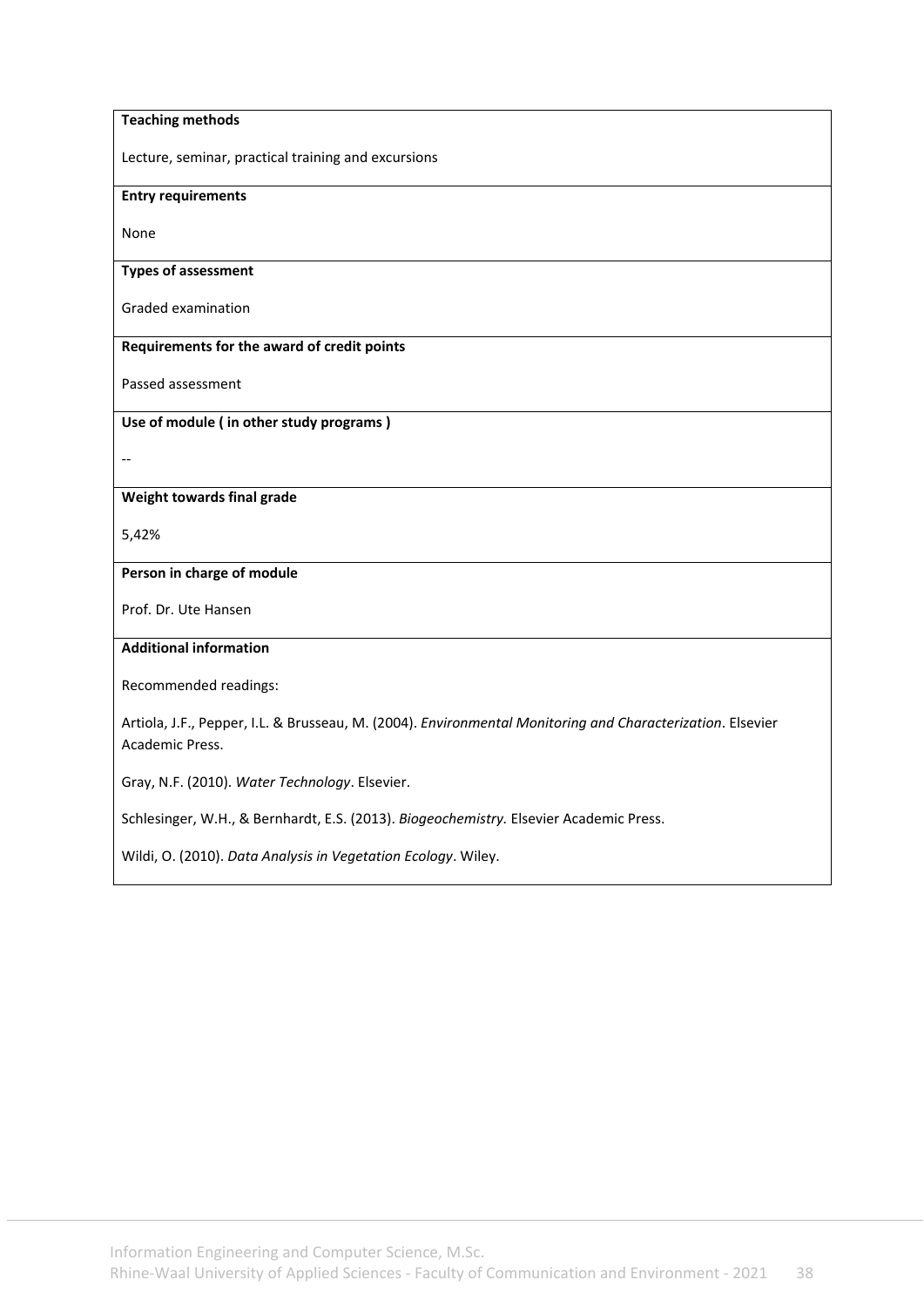**Teaching methods**

Lecture, seminar, practical training and excursions

**Entry requirements**

None

**Types of assessment**

Graded examination

**Requirements for the award of credit points**

Passed assessment

**Use of module ( in other study programs )**

--

**Weight towards final grade**

5,42%

**Person in charge of module**

Prof. Dr. Ute Hansen

**Additional information**

Recommended readings:

Artiola, J.F., Pepper, I.L. & Brusseau, M. (2004). *Environmental Monitoring and Characterization*. Elsevier Academic Press.

Gray, N.F. (2010). *Water Technology*. Elsevier.

Schlesinger, W.H., & Bernhardt, E.S. (2013). *Biogeochemistry.* Elsevier Academic Press.

Wildi, O. (2010). *Data Analysis in Vegetation Ecology*. Wiley.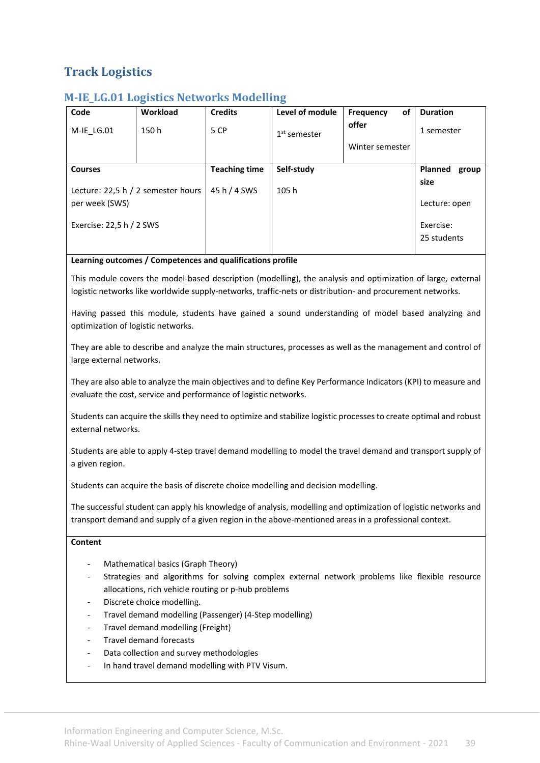## Track Logistics

### M-IE_LG.01 Logistics Networks Modelling

| Code | Workload | Credits | Level of module | Frequency of offer | Duration |
|---|---|---|---|---|---|
| M-IE_LG.01 | 150 h | 5 CP | 1st semester | Winter semester | 1 semester |
| **Courses** | | **Teaching time** | **Self-study** | | **Planned group size** |
| Lecture: 22,5 h / 2 semester hours per week (SWS)<br><br>Exercise: 22,5 h / 2 SWS | | 45 h / 4 SWS | 105 h | | Lecture: open<br><br>Exercise: 25 students |

**Learning outcomes / Competences and qualifications profile**

This module covers the model-based description (modelling), the analysis and optimization of large, external logistic networks like worldwide supply-networks, traffic-nets or distribution- and procurement networks.

Having passed this module, students have gained a sound understanding of model based analyzing and optimization of logistic networks.

They are able to describe and analyze the main structures, processes as well as the management and control of large external networks.

They are also able to analyze the main objectives and to define Key Performance Indicators (KPI) to measure and evaluate the cost, service and performance of logistic networks.

Students can acquire the skills they need to optimize and stabilize logistic processes to create optimal and robust external networks.

Students are able to apply 4-step travel demand modelling to model the travel demand and transport supply of a given region.

Students can acquire the basis of discrete choice modelling and decision modelling.

The successful student can apply his knowledge of analysis, modelling and optimization of logistic networks and transport demand and supply of a given region in the above-mentioned areas in a professional context.

**Content**

- Mathematical basics (Graph Theory)
- Strategies and algorithms for solving complex external network problems like flexible resource allocations, rich vehicle routing or p-hub problems
- Discrete choice modelling.
- Travel demand modelling (Passenger) (4-Step modelling)
- Travel demand modelling (Freight)
- Travel demand forecasts
- Data collection and survey methodologies
- In hand travel demand modelling with PTV Visum.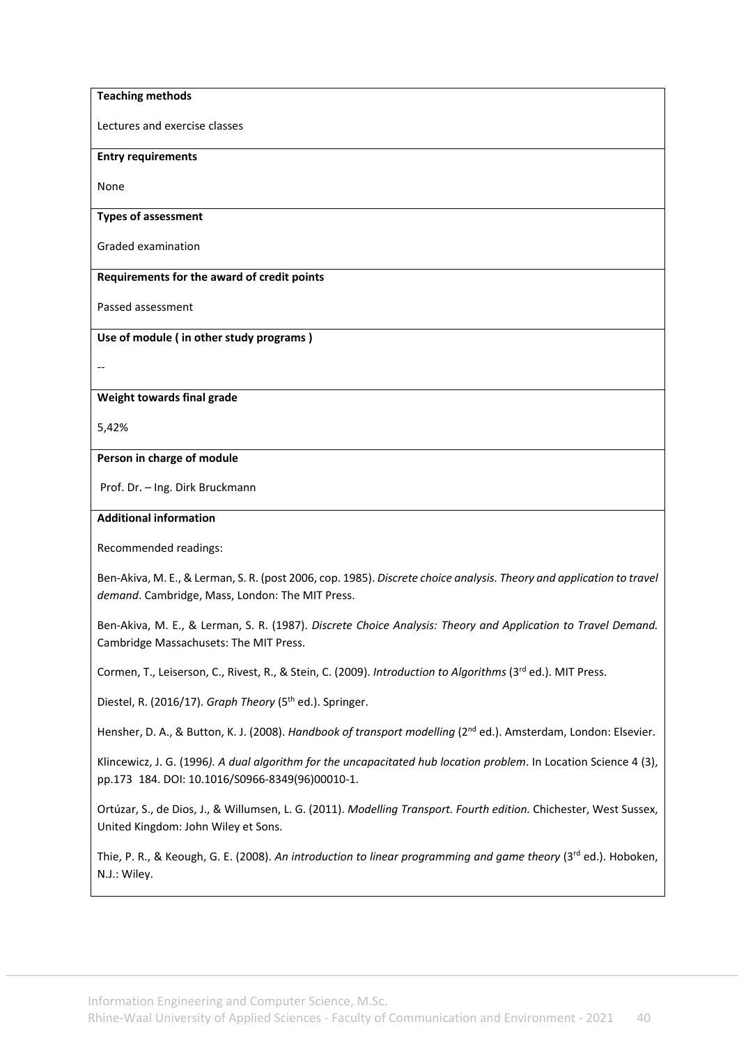**Teaching methods**

Lectures and exercise classes

**Entry requirements**

None

**Types of assessment**

Graded examination

**Requirements for the award of credit points**

Passed assessment

**Use of module ( in other study programs )**

--

**Weight towards final grade**

5,42%

**Person in charge of module**

Prof. Dr. – Ing. Dirk Bruckmann

**Additional information**

Recommended readings:

Ben-Akiva, M. E., & Lerman, S. R. (post 2006, cop. 1985). *Discrete choice analysis. Theory and application to travel demand*. Cambridge, Mass, London: The MIT Press.

Ben-Akiva, M. E., & Lerman, S. R. (1987). *Discrete Choice Analysis: Theory and Application to Travel Demand.* Cambridge Massachusets: The MIT Press.

Cormen, T., Leiserson, C., Rivest, R., & Stein, C. (2009). *Introduction to Algorithms* (3rd ed.). MIT Press.

Diestel, R. (2016/17). *Graph Theory* (5th ed.). Springer.

Hensher, D. A., & Button, K. J. (2008). *Handbook of transport modelling* (2nd ed.). Amsterdam, London: Elsevier.

Klincewicz, J. G. (1996*). A dual algorithm for the uncapacitated hub location problem*. In Location Science 4 (3), pp.173 184. DOI: 10.1016/S0966-8349(96)00010-1.

Ortúzar, S., de Dios, J., & Willumsen, L. G. (2011). *Modelling Transport. Fourth edition.* Chichester, West Sussex, United Kingdom: John Wiley et Sons.

Thie, P. R., & Keough, G. E. (2008). *An introduction to linear programming and game theory* (3rd ed.). Hoboken, N.J.: Wiley.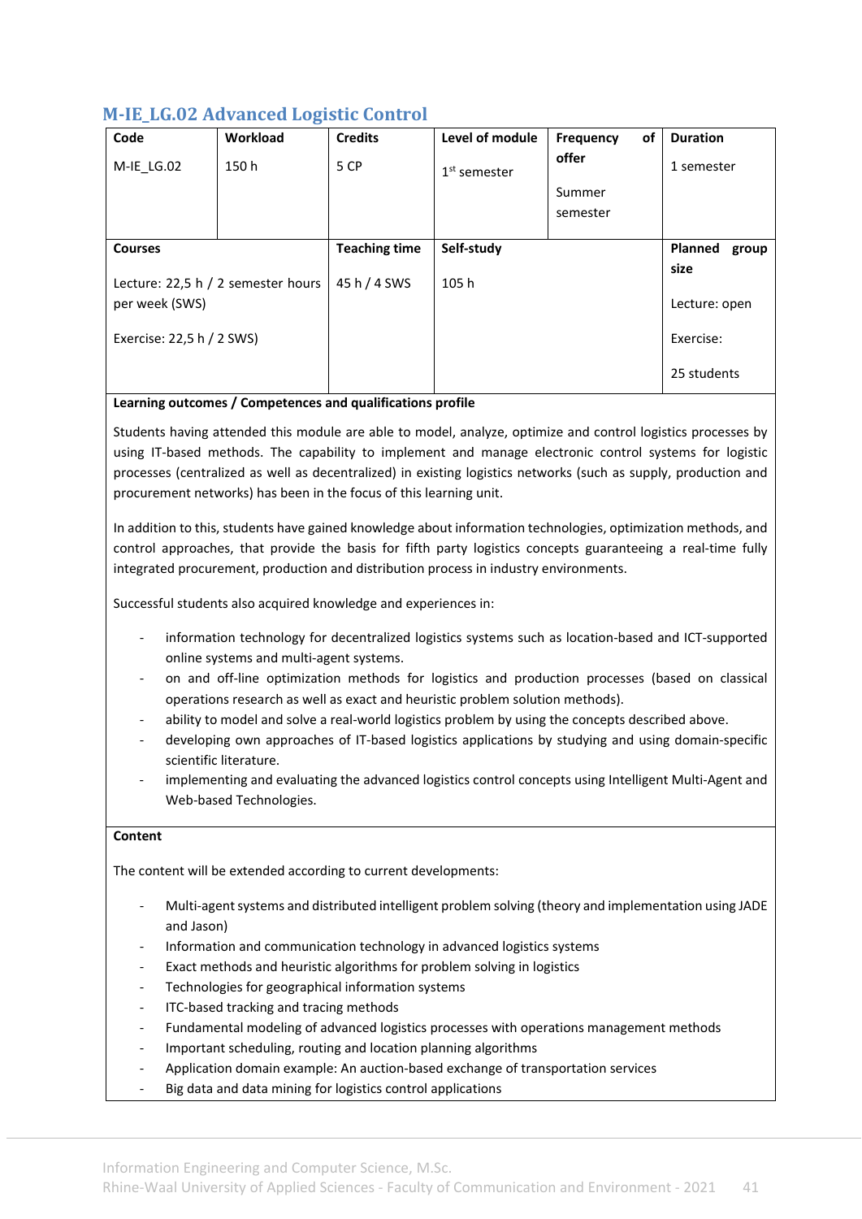## M-IE_LG.02 Advanced Logistic Control

| Code | Workload | Credits | Level of module | Frequency of offer | Duration |
|---|---|---|---|---|---|
| M-IE_LG.02 | 150 h | 5 CP | 1st semester | Summer semester | 1 semester |
| **Courses** | | **Teaching time** | **Self-study** | | **Planned group size** |
| Lecture: 22,5 h / 2 semester hours per week (SWS)<br>Exercise: 22,5 h / 2 SWS) | | 45 h / 4 SWS | 105 h | | Lecture: open<br>Exercise:<br>25 students |

**Learning outcomes / Competences and qualifications profile**

Students having attended this module are able to model, analyze, optimize and control logistics processes by using IT-based methods. The capability to implement and manage electronic control systems for logistic processes (centralized as well as decentralized) in existing logistics networks (such as supply, production and procurement networks) has been in the focus of this learning unit.

In addition to this, students have gained knowledge about information technologies, optimization methods, and control approaches, that provide the basis for fifth party logistics concepts guaranteeing a real-time fully integrated procurement, production and distribution process in industry environments.

Successful students also acquired knowledge and experiences in:

- information technology for decentralized logistics systems such as location-based and ICT-supported online systems and multi-agent systems.
- on and off-line optimization methods for logistics and production processes (based on classical operations research as well as exact and heuristic problem solution methods).
- ability to model and solve a real-world logistics problem by using the concepts described above.
- developing own approaches of IT-based logistics applications by studying and using domain-specific scientific literature.
- implementing and evaluating the advanced logistics control concepts using Intelligent Multi-Agent and Web-based Technologies.

**Content**

The content will be extended according to current developments:

- Multi-agent systems and distributed intelligent problem solving (theory and implementation using JADE and Jason)
- Information and communication technology in advanced logistics systems
- Exact methods and heuristic algorithms for problem solving in logistics
- Technologies for geographical information systems
- ITC-based tracking and tracing methods
- Fundamental modeling of advanced logistics processes with operations management methods
- Important scheduling, routing and location planning algorithms
- Application domain example: An auction-based exchange of transportation services
- Big data and data mining for logistics control applications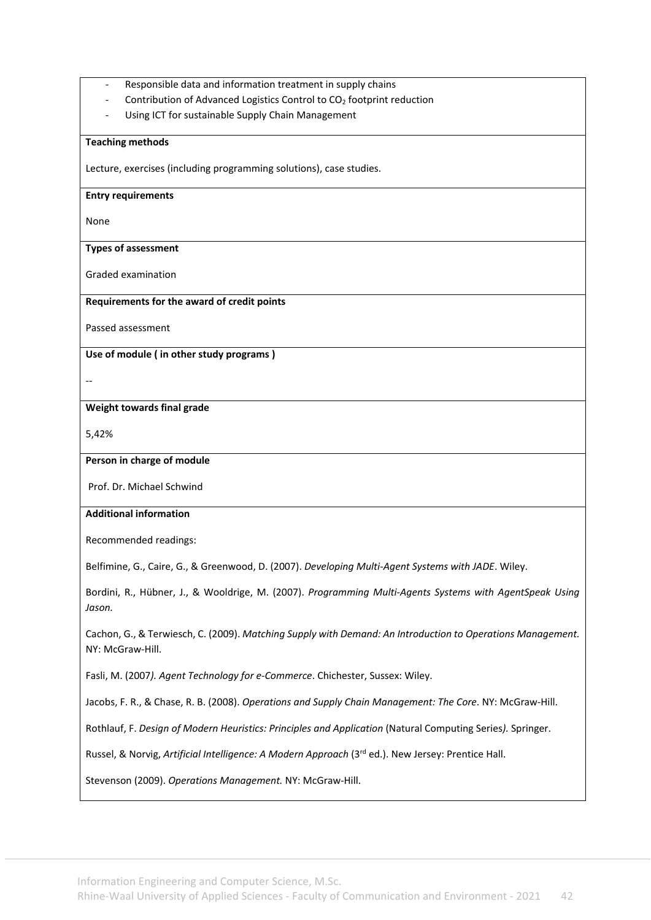- Responsible data and information treatment in supply chains
- Contribution of Advanced Logistics Control to $CO_2$ footprint reduction
- Using ICT for sustainable Supply Chain Management

**Teaching methods**

Lecture, exercises (including programming solutions), case studies.

**Entry requirements**

None

**Types of assessment**

Graded examination

**Requirements for the award of credit points**

Passed assessment

**Use of module ( in other study programs )**

--

**Weight towards final grade**

5,42%

**Person in charge of module**

Prof. Dr. Michael Schwind

**Additional information**

Recommended readings:

Belfimine, G., Caire, G., & Greenwood, D. (2007). *Developing Multi-Agent Systems with JADE*. Wiley.

Bordini, R., Hübner, J., & Wooldrige, M. (2007). *Programming Multi-Agents Systems with AgentSpeak Using Jason.*

Cachon, G., & Terwiesch, C. (2009). *Matching Supply with Demand: An Introduction to Operations Management.* NY: McGraw-Hill.

Fasli, M. (2007*). Agent Technology for e-Commerce*. Chichester, Sussex: Wiley.

Jacobs, F. R., & Chase, R. B. (2008). *Operations and Supply Chain Management: The Core*. NY: McGraw-Hill.

Rothlauf, F. *Design of Modern Heuristics: Principles and Application* (Natural Computing Series*).* Springer.

Russel, & Norvig, *Artificial Intelligence: A Modern Approach* (3rd ed.). New Jersey: Prentice Hall.

Stevenson (2009). *Operations Management.* NY: McGraw-Hill.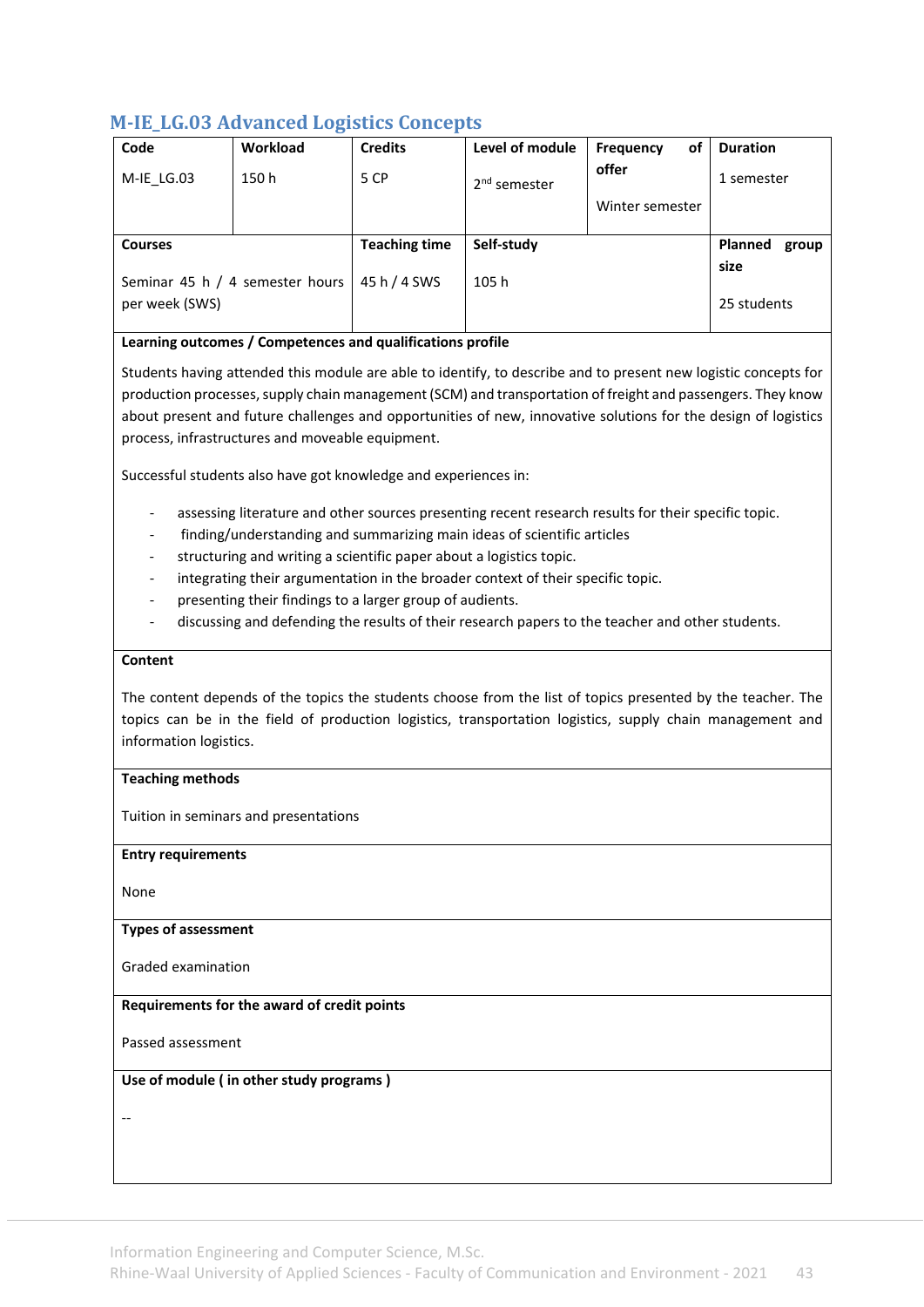## M-IE_LG.03 Advanced Logistics Concepts

| Code | Workload | Credits | Level of module | Frequency of offer | Duration |
|---|---|---|---|---|---|
| M-IE_LG.03 | 150 h | 5 CP | 2nd semester | Winter semester | 1 semester |

| Courses | Teaching time | Self-study | Planned group size |
|---|---|---|---|
| Seminar 45 h / 4 semester hours per week (SWS) | 45 h / 4 SWS | 105 h | 25 students |

**Learning outcomes / Competences and qualifications profile**

Students having attended this module are able to identify, to describe and to present new logistic concepts for production processes, supply chain management (SCM) and transportation of freight and passengers. They know about present and future challenges and opportunities of new, innovative solutions for the design of logistics process, infrastructures and moveable equipment.

Successful students also have got knowledge and experiences in:

- assessing literature and other sources presenting recent research results for their specific topic.
- finding/understanding and summarizing main ideas of scientific articles
- structuring and writing a scientific paper about a logistics topic.
- integrating their argumentation in the broader context of their specific topic.
- presenting their findings to a larger group of audients.
- discussing and defending the results of their research papers to the teacher and other students.

**Content**

The content depends of the topics the students choose from the list of topics presented by the teacher. The topics can be in the field of production logistics, transportation logistics, supply chain management and information logistics.

**Teaching methods**

Tuition in seminars and presentations

**Entry requirements**

None

**Types of assessment**

Graded examination

**Requirements for the award of credit points**

Passed assessment

**Use of module ( in other study programs )**

--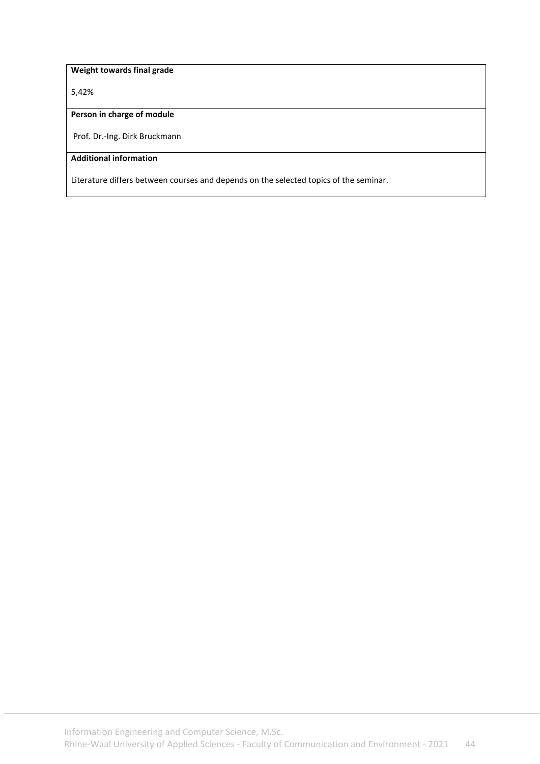**Weight towards final grade**

5,42%

**Person in charge of module**

Prof. Dr.-Ing. Dirk Bruckmann

**Additional information**

Literature differs between courses and depends on the selected topics of the seminar.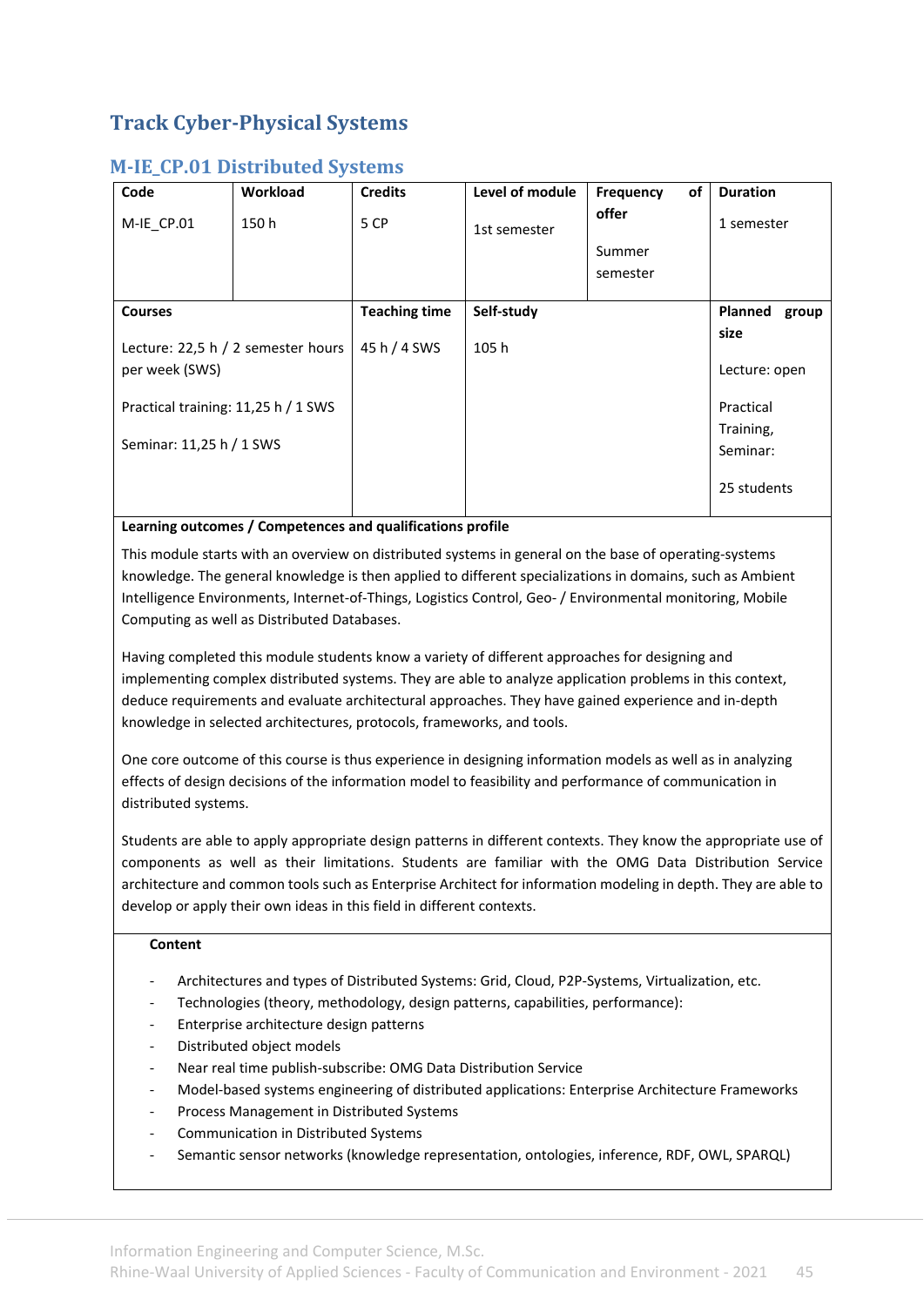# Track Cyber-Physical Systems

## M-IE_CP.01 Distributed Systems

| Code | Workload | Credits | Level of module | Frequency of offer | Duration |
|---|---|---|---|---|---|
| M-IE_CP.01 | 150 h | 5 CP | 1st semester | Summer semester | 1 semester |
| **Courses** | | **Teaching time** | **Self-study** | | **Planned group size** |
| Lecture: 22,5 h / 2 semester hours per week (SWS)<br><br>Practical training: 11,25 h / 1 SWS<br><br>Seminar: 11,25 h / 1 SWS | | 45 h / 4 SWS | 105 h | | Lecture: open<br><br>Practical Training, Seminar:<br><br>25 students |

**Learning outcomes / Competences and qualifications profile**

This module starts with an overview on distributed systems in general on the base of operating-systems knowledge. The general knowledge is then applied to different specializations in domains, such as Ambient Intelligence Environments, Internet-of-Things, Logistics Control, Geo- / Environmental monitoring, Mobile Computing as well as Distributed Databases.

Having completed this module students know a variety of different approaches for designing and implementing complex distributed systems. They are able to analyze application problems in this context, deduce requirements and evaluate architectural approaches. They have gained experience and in-depth knowledge in selected architectures, protocols, frameworks, and tools.

One core outcome of this course is thus experience in designing information models as well as in analyzing effects of design decisions of the information model to feasibility and performance of communication in distributed systems.

Students are able to apply appropriate design patterns in different contexts. They know the appropriate use of components as well as their limitations. Students are familiar with the OMG Data Distribution Service architecture and common tools such as Enterprise Architect for information modeling in depth. They are able to develop or apply their own ideas in this field in different contexts.

**Content**

- Architectures and types of Distributed Systems: Grid, Cloud, P2P-Systems, Virtualization, etc.
- Technologies (theory, methodology, design patterns, capabilities, performance):
- Enterprise architecture design patterns
- Distributed object models
- Near real time publish-subscribe: OMG Data Distribution Service
- Model-based systems engineering of distributed applications: Enterprise Architecture Frameworks
- Process Management in Distributed Systems
- Communication in Distributed Systems
- Semantic sensor networks (knowledge representation, ontologies, inference, RDF, OWL, SPARQL)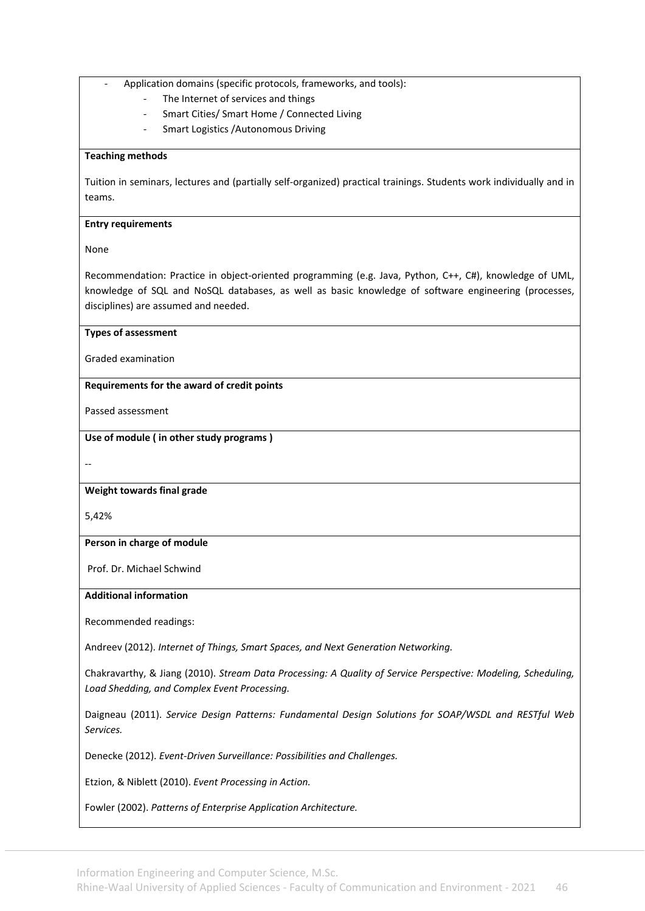- Application domains (specific protocols, frameworks, and tools):
  - The Internet of services and things
  - Smart Cities/ Smart Home / Connected Living
  - Smart Logistics /Autonomous Driving

**Teaching methods**

Tuition in seminars, lectures and (partially self-organized) practical trainings. Students work individually and in teams.

**Entry requirements**

None

Recommendation: Practice in object-oriented programming (e.g. Java, Python, C++, C#), knowledge of UML, knowledge of SQL and NoSQL databases, as well as basic knowledge of software engineering (processes, disciplines) are assumed and needed.

**Types of assessment**

Graded examination

**Requirements for the award of credit points**

Passed assessment

**Use of module ( in other study programs )**

--

**Weight towards final grade**

5,42%

**Person in charge of module**

Prof. Dr. Michael Schwind

**Additional information**

Recommended readings:

Andreev (2012). *Internet of Things, Smart Spaces, and Next Generation Networking.*

Chakravarthy, & Jiang (2010). *Stream Data Processing: A Quality of Service Perspective: Modeling, Scheduling, Load Shedding, and Complex Event Processing.*

Daigneau (2011). *Service Design Patterns: Fundamental Design Solutions for SOAP/WSDL and RESTful Web Services.*

Denecke (2012). *Event-Driven Surveillance: Possibilities and Challenges.*

Etzion, & Niblett (2010). *Event Processing in Action.*

Fowler (2002). *Patterns of Enterprise Application Architecture.*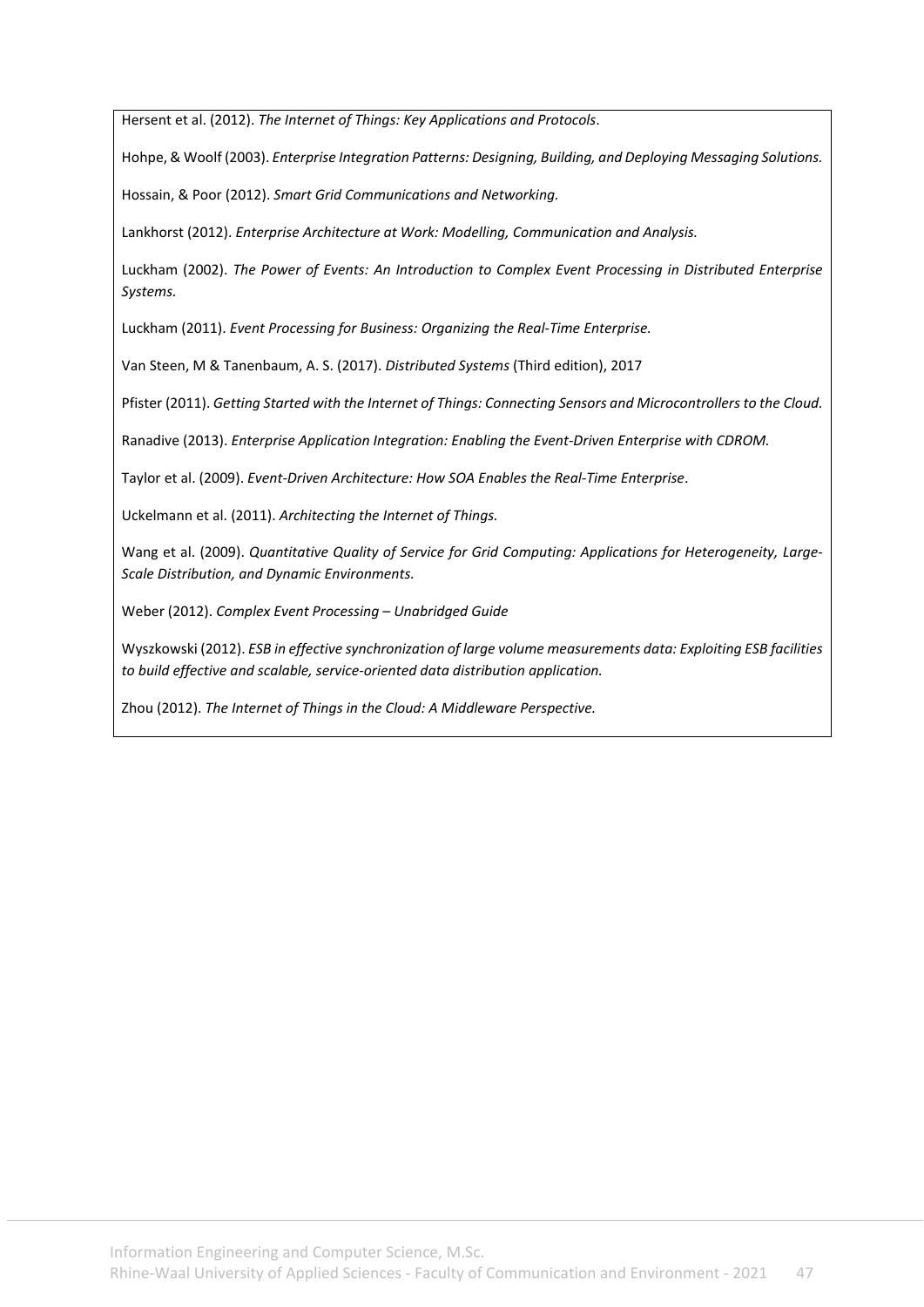Hersent et al. (2012). *The Internet of Things: Key Applications and Protocols*.

Hohpe, & Woolf (2003). *Enterprise Integration Patterns: Designing, Building, and Deploying Messaging Solutions.*

Hossain, & Poor (2012). *Smart Grid Communications and Networking.*

Lankhorst (2012). *Enterprise Architecture at Work: Modelling, Communication and Analysis.*

Luckham (2002). *The Power of Events: An Introduction to Complex Event Processing in Distributed Enterprise Systems.*

Luckham (2011). *Event Processing for Business: Organizing the Real-Time Enterprise.*

Van Steen, M & Tanenbaum, A. S. (2017). *Distributed Systems* (Third edition), 2017

Pfister (2011). *Getting Started with the Internet of Things: Connecting Sensors and Microcontrollers to the Cloud.*

Ranadive (2013). *Enterprise Application Integration: Enabling the Event-Driven Enterprise with CDROM.*

Taylor et al. (2009). *Event-Driven Architecture: How SOA Enables the Real-Time Enterprise*.

Uckelmann et al. (2011). *Architecting the Internet of Things.*

Wang et al. (2009). *Quantitative Quality of Service for Grid Computing: Applications for Heterogeneity, Large-Scale Distribution, and Dynamic Environments.*

Weber (2012). *Complex Event Processing – Unabridged Guide*

Wyszkowski (2012). *ESB in effective synchronization of large volume measurements data: Exploiting ESB facilities to build effective and scalable, service-oriented data distribution application.*

Zhou (2012). *The Internet of Things in the Cloud: A Middleware Perspective.*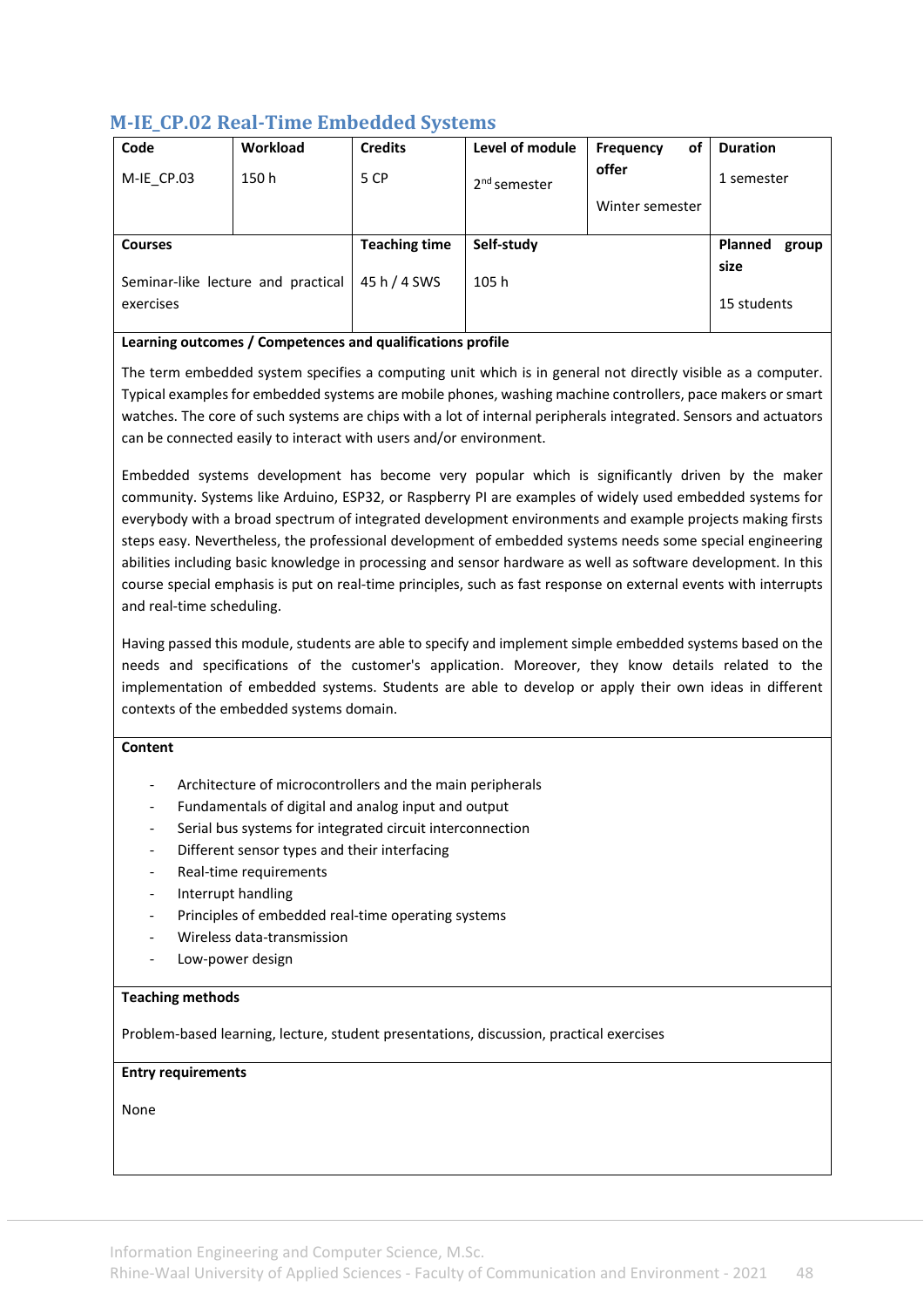## M-IE_CP.02 Real-Time Embedded Systems

| Code | Workload | Credits | Level of module | Frequency of offer | Duration |
|---|---|---|---|---|---|
| M-IE_CP.03 | 150 h | 5 CP | 2nd semester | Winter semester | 1 semester |

| Courses | Teaching time | Self-study | Planned group size |
|---|---|---|---|
| Seminar-like lecture and practical exercises | 45 h / 4 SWS | 105 h | 15 students |

**Learning outcomes / Competences and qualifications profile**

The term embedded system specifies a computing unit which is in general not directly visible as a computer. Typical examples for embedded systems are mobile phones, washing machine controllers, pace makers or smart watches. The core of such systems are chips with a lot of internal peripherals integrated. Sensors and actuators can be connected easily to interact with users and/or environment.

Embedded systems development has become very popular which is significantly driven by the maker community. Systems like Arduino, ESP32, or Raspberry PI are examples of widely used embedded systems for everybody with a broad spectrum of integrated development environments and example projects making firsts steps easy. Nevertheless, the professional development of embedded systems needs some special engineering abilities including basic knowledge in processing and sensor hardware as well as software development. In this course special emphasis is put on real-time principles, such as fast response on external events with interrupts and real-time scheduling.

Having passed this module, students are able to specify and implement simple embedded systems based on the needs and specifications of the customer's application. Moreover, they know details related to the implementation of embedded systems. Students are able to develop or apply their own ideas in different contexts of the embedded systems domain.

**Content**

- Architecture of microcontrollers and the main peripherals
- Fundamentals of digital and analog input and output
- Serial bus systems for integrated circuit interconnection
- Different sensor types and their interfacing
- Real-time requirements
- Interrupt handling
- Principles of embedded real-time operating systems
- Wireless data-transmission
- Low-power design

**Teaching methods**

Problem-based learning, lecture, student presentations, discussion, practical exercises

**Entry requirements**

None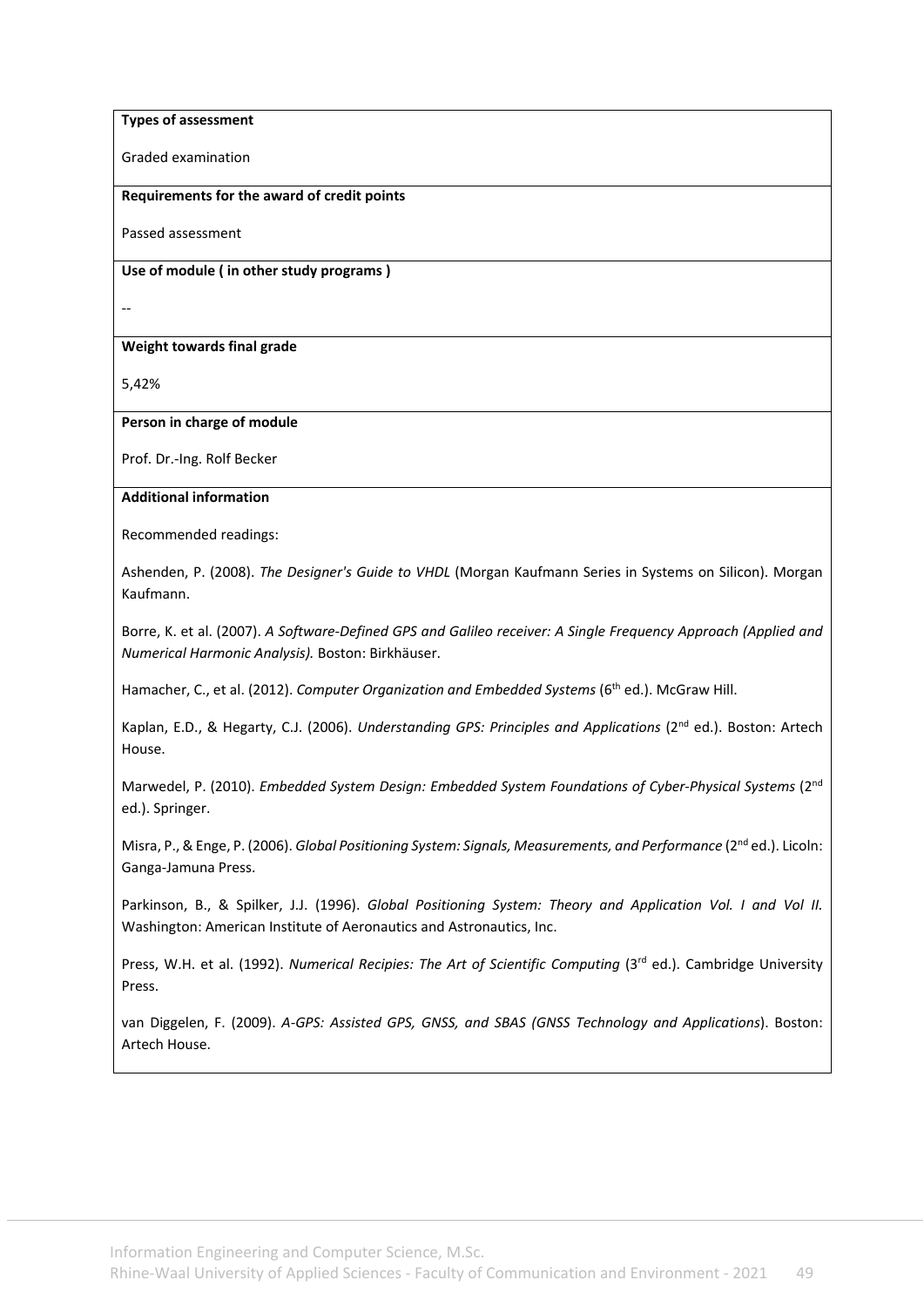**Types of assessment**

Graded examination

**Requirements for the award of credit points**

Passed assessment

**Use of module ( in other study programs )**

--

**Weight towards final grade**

5,42%

**Person in charge of module**

Prof. Dr.-Ing. Rolf Becker

**Additional information**

Recommended readings:

Ashenden, P. (2008). *The Designer's Guide to VHDL* (Morgan Kaufmann Series in Systems on Silicon). Morgan Kaufmann.

Borre, K. et al. (2007). *A Software-Defined GPS and Galileo receiver: A Single Frequency Approach (Applied and Numerical Harmonic Analysis).* Boston: Birkhäuser.

Hamacher, C., et al. (2012). *Computer Organization and Embedded Systems* (6th ed.). McGraw Hill.

Kaplan, E.D., & Hegarty, C.J. (2006). *Understanding GPS: Principles and Applications* (2nd ed.). Boston: Artech House.

Marwedel, P. (2010). *Embedded System Design: Embedded System Foundations of Cyber-Physical Systems* (2nd ed.). Springer.

Misra, P., & Enge, P. (2006). *Global Positioning System: Signals, Measurements, and Performance* (2nd ed.). Licoln: Ganga-Jamuna Press.

Parkinson, B., & Spilker, J.J. (1996). *Global Positioning System: Theory and Application Vol. I and Vol II.* Washington: American Institute of Aeronautics and Astronautics, Inc.

Press, W.H. et al. (1992). *Numerical Recipies: The Art of Scientific Computing* (3rd ed.). Cambridge University Press.

van Diggelen, F. (2009). *A-GPS: Assisted GPS, GNSS, and SBAS (GNSS Technology and Applications*). Boston: Artech House.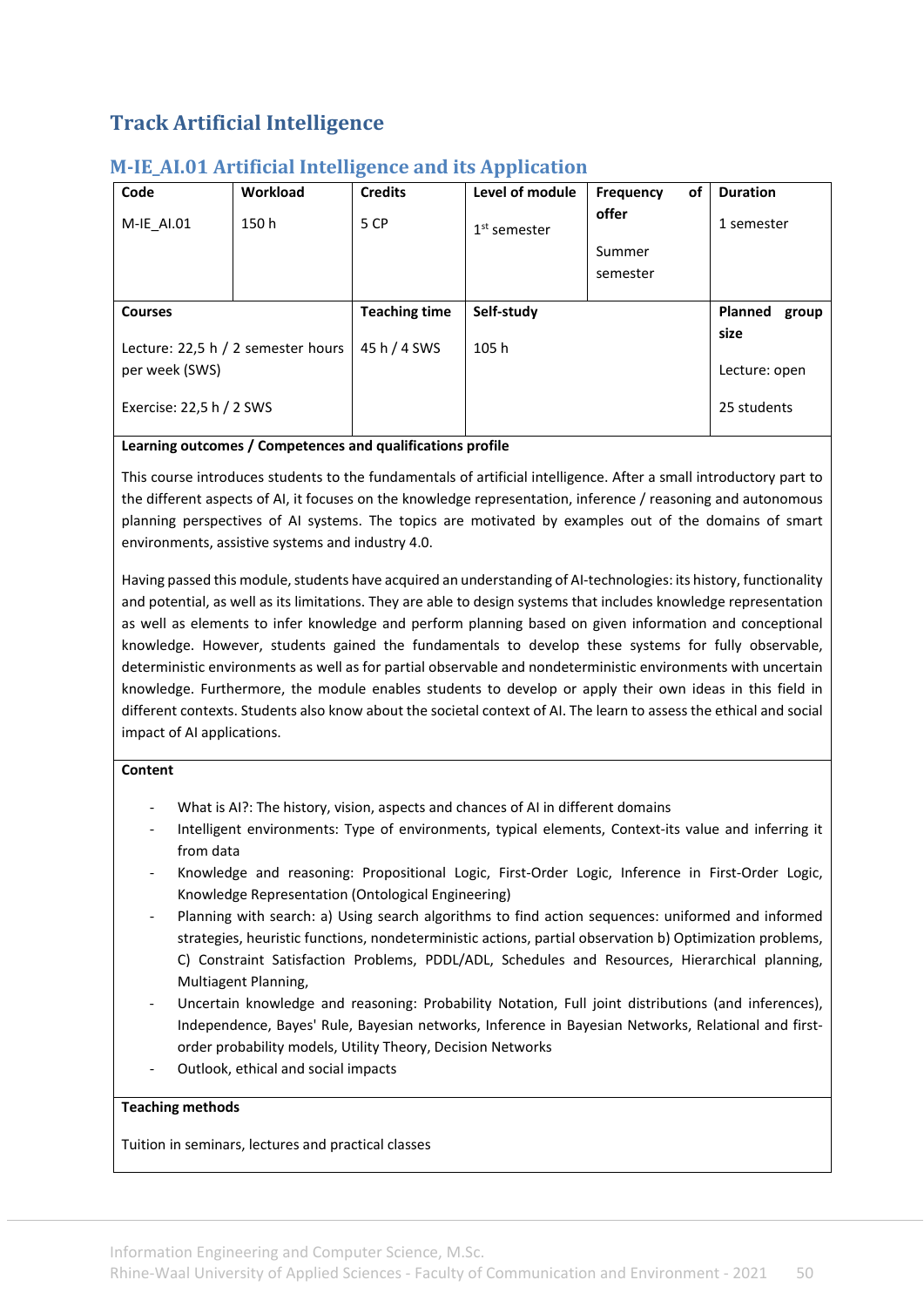# Track Artificial Intelligence

## M-IE_AI.01 Artificial Intelligence and its Application

| Code | Workload | Credits | Level of module | Frequency of offer | Duration |
|---|---|---|---|---|---|
| M-IE_AI.01 | 150 h | 5 CP | 1st semester | Summer semester | 1 semester |

| Courses | Teaching time | Self-study | Planned group size |
|---|---|---|---|
| Lecture: 22,5 h / 2 semester hours per week (SWS)<br><br>Exercise: 22,5 h / 2 SWS | 45 h / 4 SWS | 105 h | Lecture: open<br><br>25 students |

**Learning outcomes / Competences and qualifications profile**

This course introduces students to the fundamentals of artificial intelligence. After a small introductory part to the different aspects of AI, it focuses on the knowledge representation, inference / reasoning and autonomous planning perspectives of AI systems. The topics are motivated by examples out of the domains of smart environments, assistive systems and industry 4.0.

Having passed this module, students have acquired an understanding of AI-technologies: its history, functionality and potential, as well as its limitations. They are able to design systems that includes knowledge representation as well as elements to infer knowledge and perform planning based on given information and conceptional knowledge. However, students gained the fundamentals to develop these systems for fully observable, deterministic environments as well as for partial observable and nondeterministic environments with uncertain knowledge. Furthermore, the module enables students to develop or apply their own ideas in this field in different contexts. Students also know about the societal context of AI. The learn to assess the ethical and social impact of AI applications.

**Content**

- What is AI?: The history, vision, aspects and chances of AI in different domains
- Intelligent environments: Type of environments, typical elements, Context-its value and inferring it from data
- Knowledge and reasoning: Propositional Logic, First-Order Logic, Inference in First-Order Logic, Knowledge Representation (Ontological Engineering)
- Planning with search: a) Using search algorithms to find action sequences: uniformed and informed strategies, heuristic functions, nondeterministic actions, partial observation b) Optimization problems, C) Constraint Satisfaction Problems, PDDL/ADL, Schedules and Resources, Hierarchical planning, Multiagent Planning,
- Uncertain knowledge and reasoning: Probability Notation, Full joint distributions (and inferences), Independence, Bayes' Rule, Bayesian networks, Inference in Bayesian Networks, Relational and first-order probability models, Utility Theory, Decision Networks
- Outlook, ethical and social impacts

**Teaching methods**

Tuition in seminars, lectures and practical classes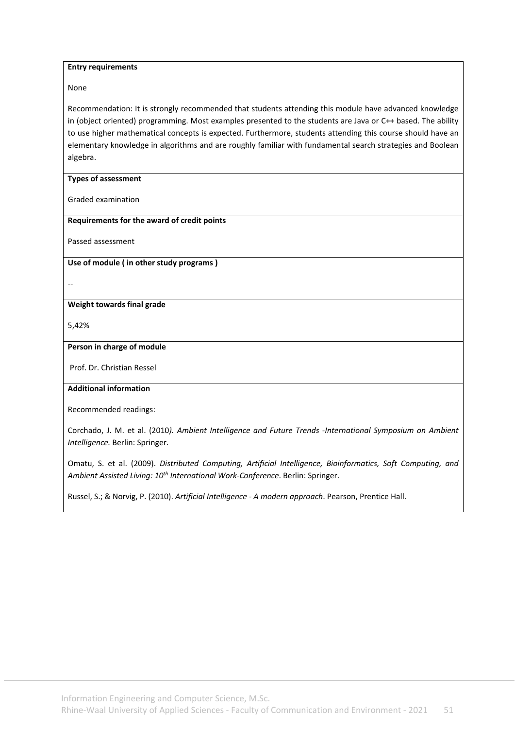**Entry requirements**

None

Recommendation: It is strongly recommended that students attending this module have advanced knowledge in (object oriented) programming. Most examples presented to the students are Java or C++ based. The ability to use higher mathematical concepts is expected. Furthermore, students attending this course should have an elementary knowledge in algorithms and are roughly familiar with fundamental search strategies and Boolean algebra.

**Types of assessment**

Graded examination

**Requirements for the award of credit points**

Passed assessment

**Use of module ( in other study programs )**

--

**Weight towards final grade**

5,42%

**Person in charge of module**

Prof. Dr. Christian Ressel

**Additional information**

Recommended readings:

Corchado, J. M. et al. (2010*). Ambient Intelligence and Future Trends -International Symposium on Ambient Intelligence.* Berlin: Springer.

Omatu, S. et al. (2009). *Distributed Computing, Artificial Intelligence, Bioinformatics, Soft Computing, and Ambient Assisted Living: 10th International Work-Conference*. Berlin: Springer.

Russel, S.; & Norvig, P. (2010). *Artificial Intelligence - A modern approach*. Pearson, Prentice Hall.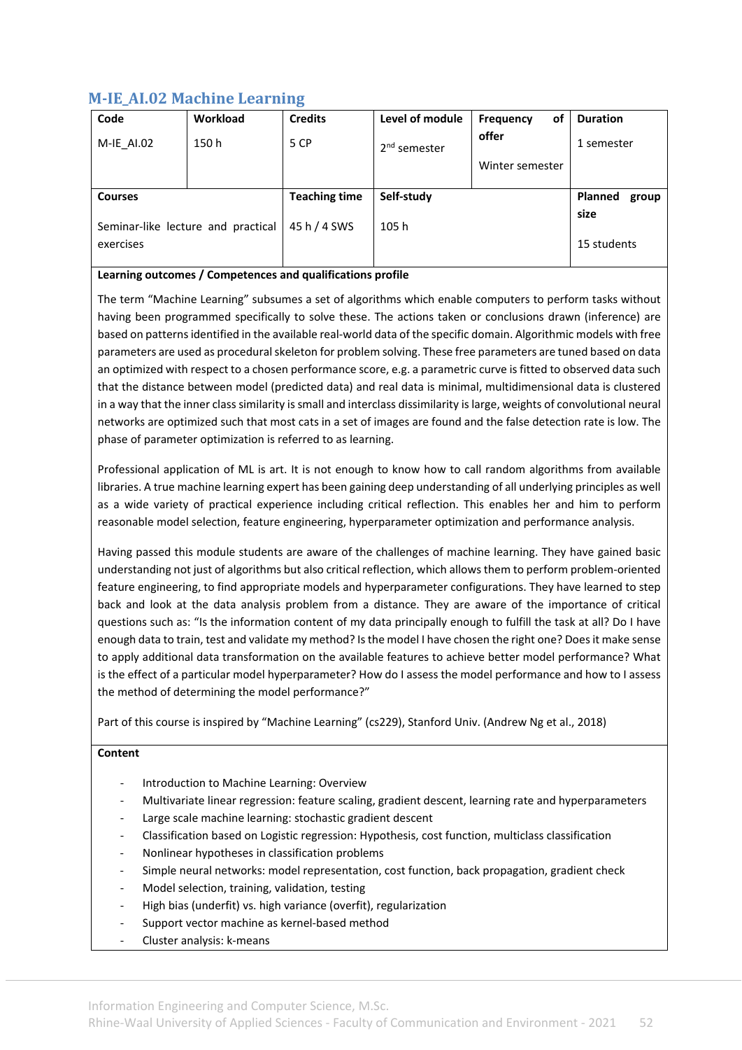## M-IE_AI.02 Machine Learning

| Code | Workload | Credits | Level of module | Frequency of offer | Duration |
|---|---|---|---|---|---|
| M-IE_AI.02 | 150 h | 5 CP | 2nd semester | Winter semester | 1 semester |

| Courses | Teaching time | Self-study | Planned group size |
|---|---|---|---|
| Seminar-like lecture and practical exercises | 45 h / 4 SWS | 105 h | 15 students |

**Learning outcomes / Competences and qualifications profile**

The term "Machine Learning" subsumes a set of algorithms which enable computers to perform tasks without having been programmed specifically to solve these. The actions taken or conclusions drawn (inference) are based on patterns identified in the available real-world data of the specific domain. Algorithmic models with free parameters are used as procedural skeleton for problem solving. These free parameters are tuned based on data an optimized with respect to a chosen performance score, e.g. a parametric curve is fitted to observed data such that the distance between model (predicted data) and real data is minimal, multidimensional data is clustered in a way that the inner class similarity is small and interclass dissimilarity is large, weights of convolutional neural networks are optimized such that most cats in a set of images are found and the false detection rate is low. The phase of parameter optimization is referred to as learning.

Professional application of ML is art. It is not enough to know how to call random algorithms from available libraries. A true machine learning expert has been gaining deep understanding of all underlying principles as well as a wide variety of practical experience including critical reflection. This enables her and him to perform reasonable model selection, feature engineering, hyperparameter optimization and performance analysis.

Having passed this module students are aware of the challenges of machine learning. They have gained basic understanding not just of algorithms but also critical reflection, which allows them to perform problem-oriented feature engineering, to find appropriate models and hyperparameter configurations. They have learned to step back and look at the data analysis problem from a distance. They are aware of the importance of critical questions such as: "Is the information content of my data principally enough to fulfill the task at all? Do I have enough data to train, test and validate my method? Is the model I have chosen the right one? Does it make sense to apply additional data transformation on the available features to achieve better model performance? What is the effect of a particular model hyperparameter? How do I assess the model performance and how to I assess the method of determining the model performance?"

Part of this course is inspired by "Machine Learning" (cs229), Stanford Univ. (Andrew Ng et al., 2018)

**Content**

- Introduction to Machine Learning: Overview
- Multivariate linear regression: feature scaling, gradient descent, learning rate and hyperparameters
- Large scale machine learning: stochastic gradient descent
- Classification based on Logistic regression: Hypothesis, cost function, multiclass classification
- Nonlinear hypotheses in classification problems
- Simple neural networks: model representation, cost function, back propagation, gradient check
- Model selection, training, validation, testing
- High bias (underfit) vs. high variance (overfit), regularization
- Support vector machine as kernel-based method
- Cluster analysis: k-means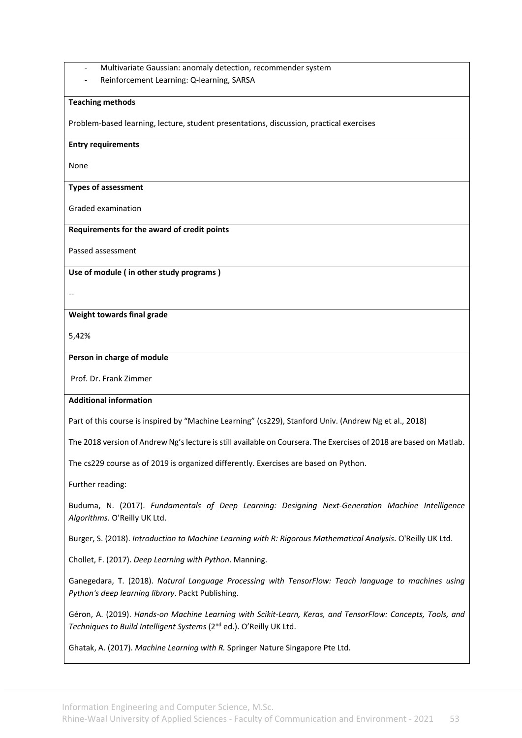- Multivariate Gaussian: anomaly detection, recommender system
- Reinforcement Learning: Q-learning, SARSA

**Teaching methods**

Problem-based learning, lecture, student presentations, discussion, practical exercises

**Entry requirements**

None

**Types of assessment**

Graded examination

**Requirements for the award of credit points**

Passed assessment

**Use of module ( in other study programs )**

--

**Weight towards final grade**

5,42%

**Person in charge of module**

Prof. Dr. Frank Zimmer

**Additional information**

Part of this course is inspired by "Machine Learning" (cs229), Stanford Univ. (Andrew Ng et al., 2018)

The 2018 version of Andrew Ng's lecture is still available on Coursera. The Exercises of 2018 are based on Matlab.

The cs229 course as of 2019 is organized differently. Exercises are based on Python.

Further reading:

Buduma, N. (2017). *Fundamentals of Deep Learning: Designing Next-Generation Machine Intelligence Algorithms.* O'Reilly UK Ltd.

Burger, S. (2018). *Introduction to Machine Learning with R: Rigorous Mathematical Analysis*. O'Reilly UK Ltd.

Chollet, F. (2017). *Deep Learning with Python*. Manning.

Ganegedara, T. (2018). *Natural Language Processing with TensorFlow: Teach language to machines using Python's deep learning library*. Packt Publishing.

Géron, A. (2019). *Hands-on Machine Learning with Scikit-Learn, Keras, and TensorFlow: Concepts, Tools, and Techniques to Build Intelligent Systems* (2nd ed.). O'Reilly UK Ltd.

Ghatak, A. (2017). *Machine Learning with R.* Springer Nature Singapore Pte Ltd.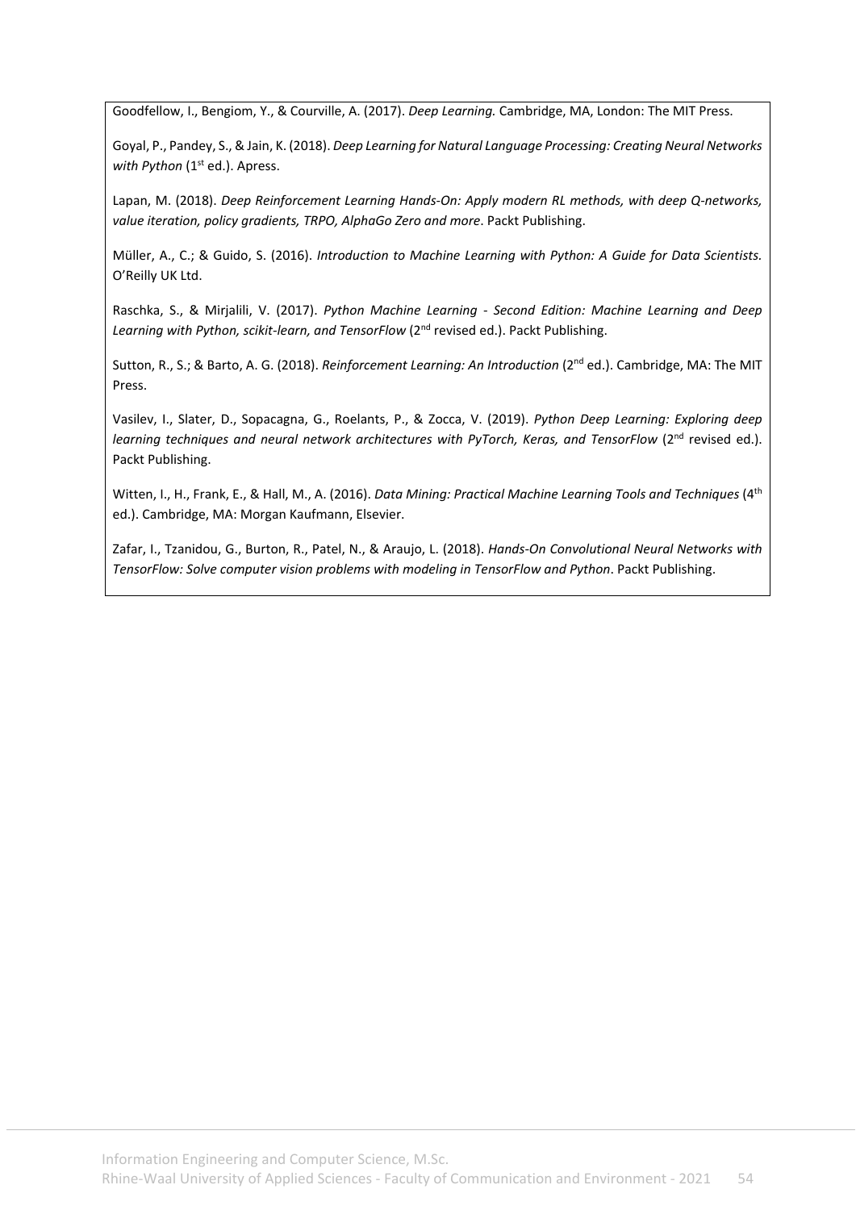Goodfellow, I., Bengiom, Y., & Courville, A. (2017). *Deep Learning.* Cambridge, MA, London: The MIT Press.

Goyal, P., Pandey, S., & Jain, K. (2018). *Deep Learning for Natural Language Processing: Creating Neural Networks with Python* (1st ed.). Apress.

Lapan, M. (2018). *Deep Reinforcement Learning Hands-On: Apply modern RL methods, with deep Q-networks, value iteration, policy gradients, TRPO, AlphaGo Zero and more*. Packt Publishing.

Müller, A., C.; & Guido, S. (2016). *Introduction to Machine Learning with Python: A Guide for Data Scientists.* O'Reilly UK Ltd.

Raschka, S., & Mirjalili, V. (2017). *Python Machine Learning - Second Edition: Machine Learning and Deep Learning with Python, scikit-learn, and TensorFlow* (2nd revised ed.). Packt Publishing.

Sutton, R., S.; & Barto, A. G. (2018). *Reinforcement Learning: An Introduction* (2nd ed.). Cambridge, MA: The MIT Press.

Vasilev, I., Slater, D., Sopacagna, G., Roelants, P., & Zocca, V. (2019). *Python Deep Learning: Exploring deep learning techniques and neural network architectures with PyTorch, Keras, and TensorFlow* (2nd revised ed.). Packt Publishing.

Witten, I., H., Frank, E., & Hall, M., A. (2016). *Data Mining: Practical Machine Learning Tools and Techniques* (4th ed.). Cambridge, MA: Morgan Kaufmann, Elsevier.

Zafar, I., Tzanidou, G., Burton, R., Patel, N., & Araujo, L. (2018). *Hands-On Convolutional Neural Networks with TensorFlow: Solve computer vision problems with modeling in TensorFlow and Python*. Packt Publishing.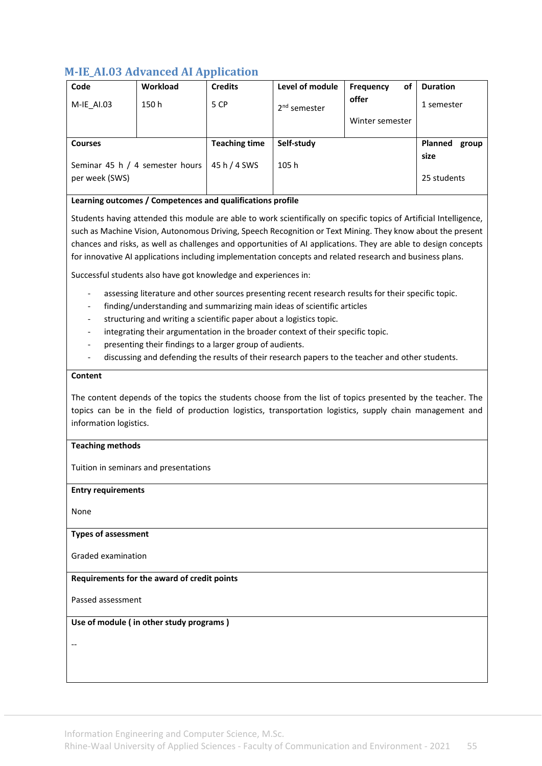## M-IE_AI.03 Advanced AI Application

| Code | Workload | Credits | Level of module | Frequency of offer | Duration |
|---|---|---|---|---|---|
| M-IE_AI.03 | 150 h | 5 CP | 2nd semester | Winter semester | 1 semester |

| Courses | Teaching time | Self-study | Planned group size |
|---|---|---|---|
| Seminar 45 h / 4 semester hours per week (SWS) | 45 h / 4 SWS | 105 h | 25 students |

**Learning outcomes / Competences and qualifications profile**

Students having attended this module are able to work scientifically on specific topics of Artificial Intelligence, such as Machine Vision, Autonomous Driving, Speech Recognition or Text Mining. They know about the present chances and risks, as well as challenges and opportunities of AI applications. They are able to design concepts for innovative AI applications including implementation concepts and related research and business plans.

Successful students also have got knowledge and experiences in:

- assessing literature and other sources presenting recent research results for their specific topic.
- finding/understanding and summarizing main ideas of scientific articles
- structuring and writing a scientific paper about a logistics topic.
- integrating their argumentation in the broader context of their specific topic.
- presenting their findings to a larger group of audients.
- discussing and defending the results of their research papers to the teacher and other students.

**Content**

The content depends of the topics the students choose from the list of topics presented by the teacher. The topics can be in the field of production logistics, transportation logistics, supply chain management and information logistics.

**Teaching methods**

Tuition in seminars and presentations

**Entry requirements**

None

**Types of assessment**

Graded examination

**Requirements for the award of credit points**

Passed assessment

**Use of module ( in other study programs )**

--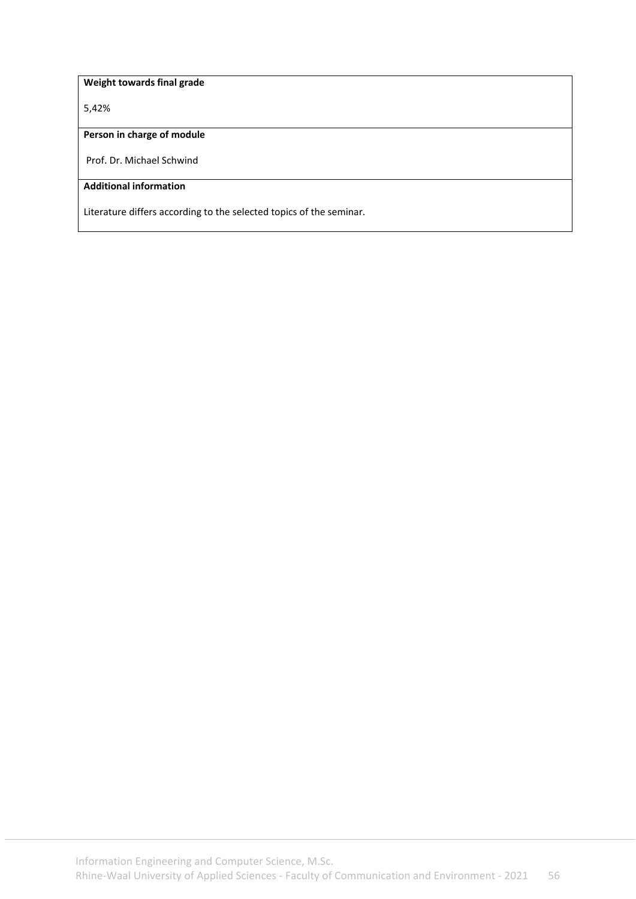**Weight towards final grade**

5,42%

**Person in charge of module**

Prof. Dr. Michael Schwind

**Additional information**

Literature differs according to the selected topics of the seminar.